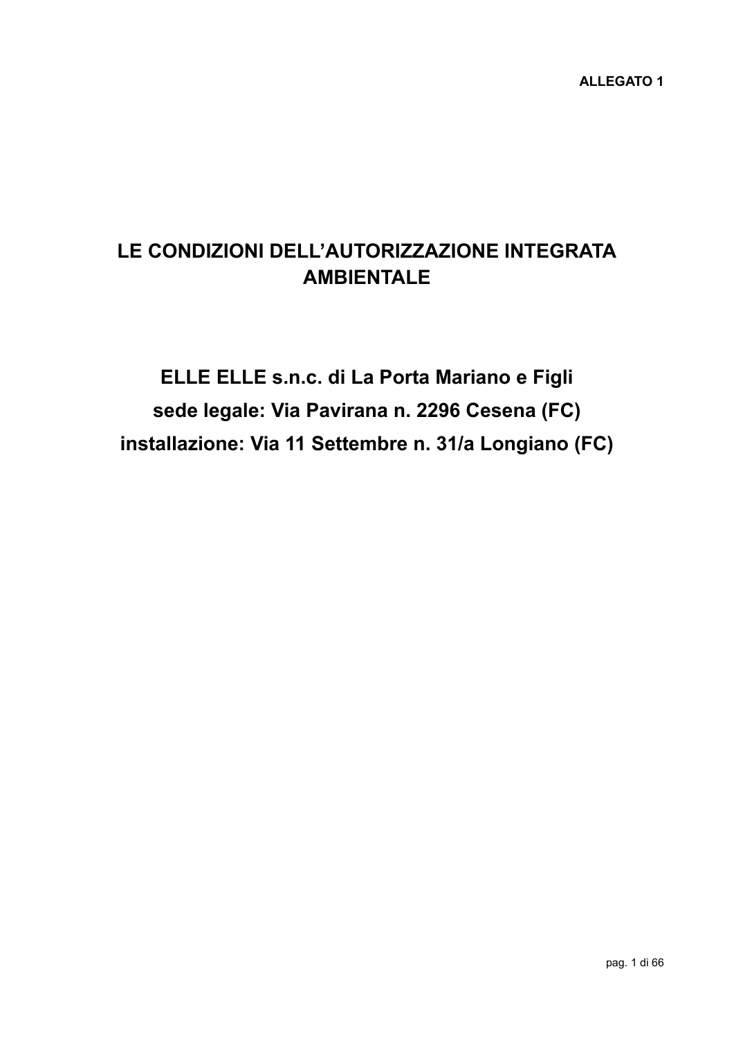**ALLEGATO 1**

# LE CONDIZIONI DELL'AUTORIZZAZIONE INTEGRATA AMBIENTALE

## ELLE ELLE s.n.c. di La Porta Mariano e Figli
## sede legale: Via Pavirana n. 2296 Cesena (FC)
## installazione: Via 11 Settembre n. 31/a Longiano (FC)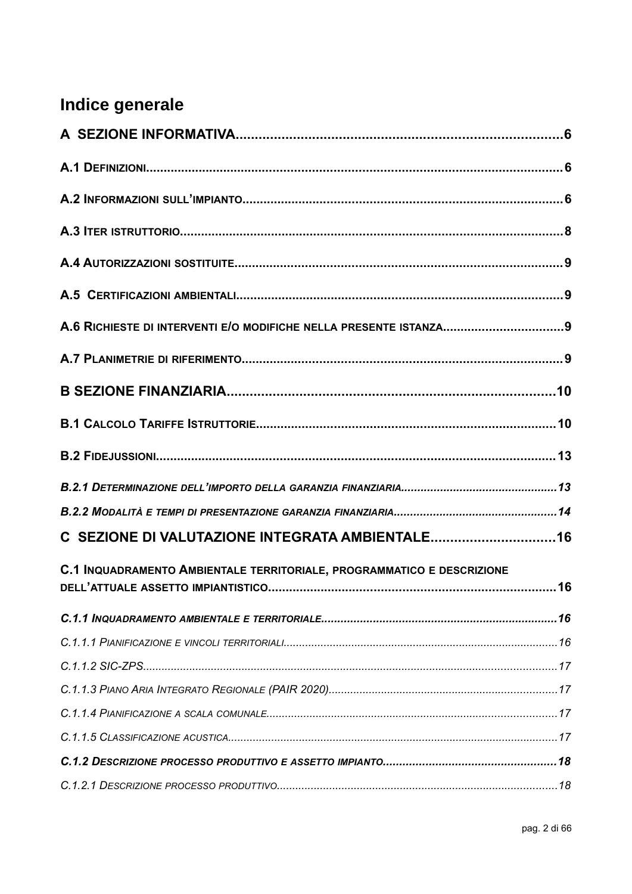# Indice generale

**A SEZIONE INFORMATIVA** ..... 6

**A.1 Definizioni** ..... 6

**A.2 Informazioni sull'impianto** ..... 6

**A.3 Iter istruttorio** ..... 8

**A.4 Autorizzazioni sostituite** ..... 9

**A.5 Certificazioni ambientali** ..... 9

**A.6 Richieste di interventi e/o modifiche nella presente istanza** ..... 9

**A.7 Planimetrie di riferimento** ..... 9

**B SEZIONE FINANZIARIA** ..... 10

**B.1 Calcolo Tariffe Istruttorie** ..... 10

**B.2 Fidejussioni** ..... 13

***B.2.1 Determinazione dell'importo della garanzia finanziaria*** ..... 13

***B.2.2 Modalità e tempi di presentazione garanzia finanziaria*** ..... 14

**C SEZIONE DI VALUTAZIONE INTEGRATA AMBIENTALE** ..... 16

**C.1 Inquadramento Ambientale territoriale, programmatico e descrizione dell'attuale assetto impiantistico** ..... 16

***C.1.1 Inquadramento ambientale e territoriale*** ..... 16

*C.1.1.1 Pianificazione e vincoli territoriali* ..... 16

*C.1.1.2 SIC-ZPS* ..... 17

*C.1.1.3 Piano Aria Integrato Regionale (PAIR 2020)* ..... 17

*C.1.1.4 Pianificazione a scala comunale* ..... 17

*C.1.1.5 Classificazione acustica* ..... 17

***C.1.2 Descrizione processo produttivo e assetto impianto*** ..... 18

*C.1.2.1 Descrizione processo produttivo* ..... 18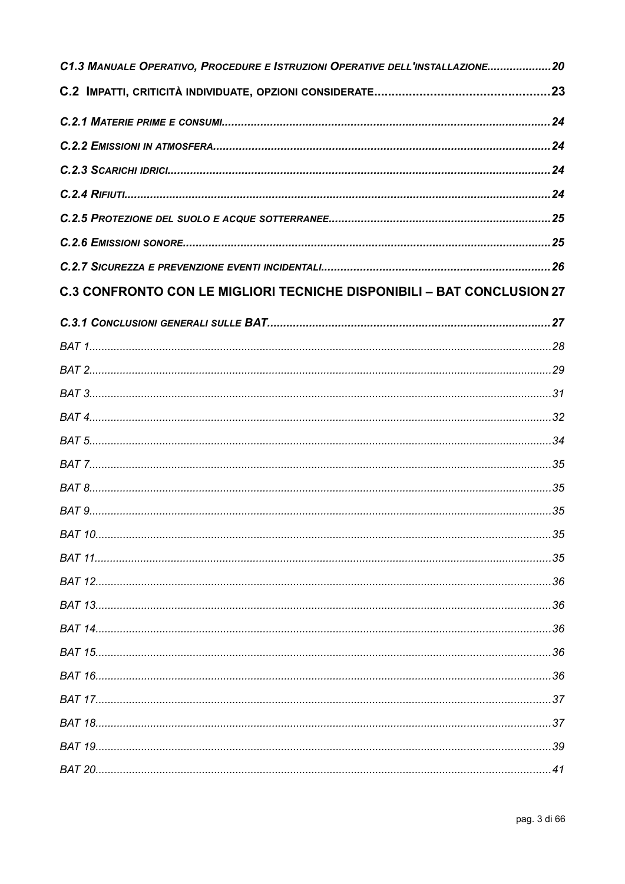*C1.3 MANUALE OPERATIVO, PROCEDURE E ISTRUZIONI OPERATIVE DELL'INSTALLAZIONE....................20*

**C.2 IMPATTI, CRITICITÀ INDIVIDUATE, OPZIONI CONSIDERATE..................................................23**

*C.2.1 MATERIE PRIME E CONSUMI....................................................................................................24*

*C.2.2 EMISSIONI IN ATMOSFERA.......................................................................................................24*

*C.2.3 SCARICHI IDRICI......................................................................................................................24*

*C.2.4 RIFIUTI...................................................................................................................................24*

*C.2.5 PROTEZIONE DEL SUOLO E ACQUE SOTTERRANEE....................................................................25*

*C.2.6 EMISSIONI SONORE.................................................................................................................25*

*C.2.7 SICUREZZA E PREVENZIONE EVENTI INCIDENTALI......................................................................26*

**C.3 CONFRONTO CON LE MIGLIORI TECNICHE DISPONIBILI – BAT CONCLUSION 27**

*C.3.1 CONCLUSIONI GENERALI SULLE BAT.......................................................................................27*

*BAT 1.....................................................................................................................................28*

*BAT 2.....................................................................................................................................29*

*BAT 3.....................................................................................................................................31*

*BAT 4.....................................................................................................................................32*

*BAT 5.....................................................................................................................................34*

*BAT 7.....................................................................................................................................35*

*BAT 8.....................................................................................................................................35*

*BAT 9.....................................................................................................................................35*

*BAT 10...................................................................................................................................35*

*BAT 11...................................................................................................................................35*

*BAT 12...................................................................................................................................36*

*BAT 13...................................................................................................................................36*

*BAT 14...................................................................................................................................36*

*BAT 15...................................................................................................................................36*

*BAT 16...................................................................................................................................36*

*BAT 17...................................................................................................................................37*

*BAT 18...................................................................................................................................37*

*BAT 19...................................................................................................................................39*

*BAT 20...................................................................................................................................41*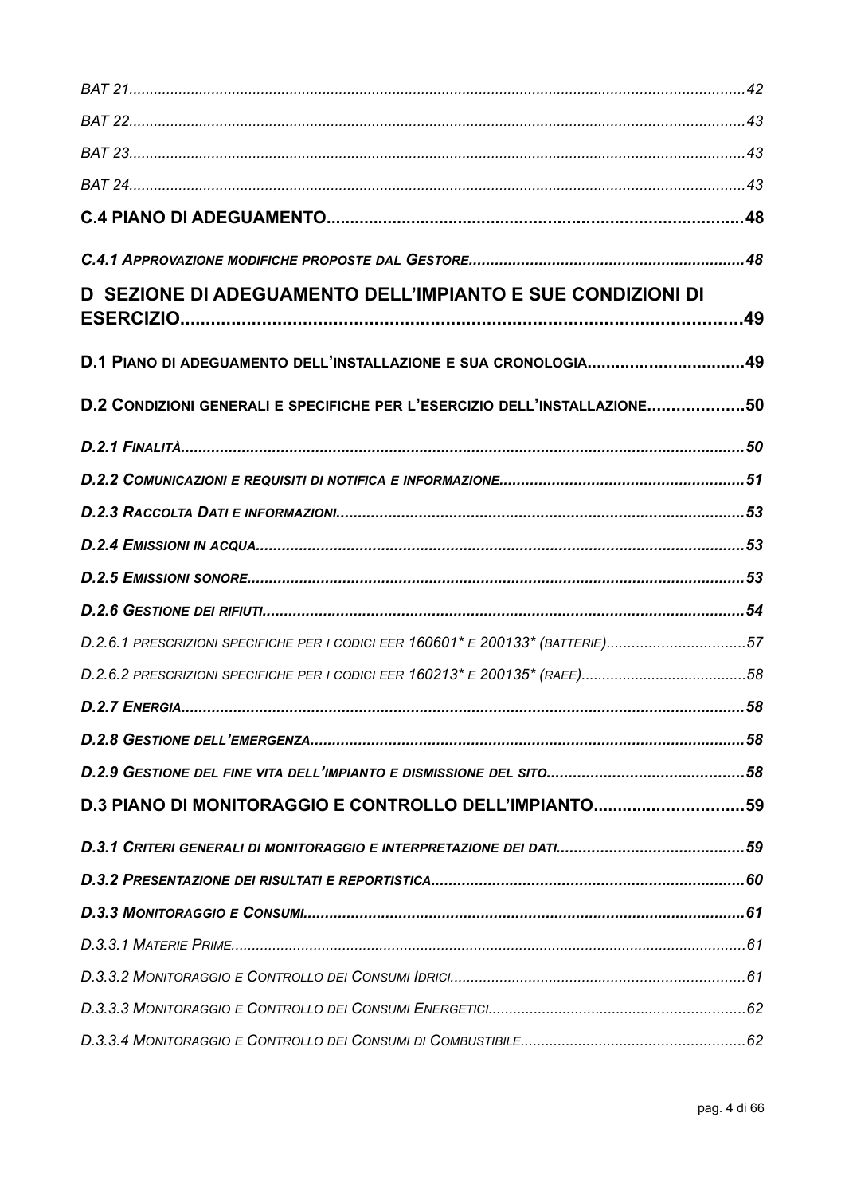*BAT 21*.....42

*BAT 22*.....43

*BAT 23*.....43

*BAT 24*.....43

**C.4 PIANO DI ADEGUAMENTO.....48**

***C.4.1 Approvazione modifiche proposte dal Gestore.....48***

**D SEZIONE DI ADEGUAMENTO DELL'IMPIANTO E SUE CONDIZIONI DI ESERCIZIO.....49**

**D.1 Piano di adeguamento dell'installazione e sua cronologia.....49**

**D.2 Condizioni generali e specifiche per l'esercizio dell'installazione.....50**

***D.2.1 Finalità.....50***

***D.2.2 Comunicazioni e requisiti di notifica e informazione.....51***

***D.2.3 Raccolta Dati e informazioni.....53***

***D.2.4 Emissioni in acqua.....53***

***D.2.5 Emissioni sonore.....53***

***D.2.6 Gestione dei rifiuti.....54***

*D.2.6.1 prescrizioni specifiche per i codici EER 160601* e 200133* (batterie).....57*

*D.2.6.2 prescrizioni specifiche per i codici EER 160213* e 200135* (RAEE).....58*

***D.2.7 Energia.....58***

***D.2.8 Gestione dell'emergenza.....58***

***D.2.9 Gestione del fine vita dell'impianto e dismissione del sito.....58***

**D.3 PIANO DI MONITORAGGIO E CONTROLLO DELL'IMPIANTO.....59**

***D.3.1 Criteri generali di monitoraggio e interpretazione dei dati.....59***

***D.3.2 Presentazione dei risultati e reportistica.....60***

***D.3.3 Monitoraggio e Consumi.....61***

*D.3.3.1 Materie Prime.....61*

*D.3.3.2 Monitoraggio e Controllo dei Consumi Idrici.....61*

*D.3.3.3 Monitoraggio e Controllo dei Consumi Energetici.....62*

*D.3.3.4 Monitoraggio e Controllo dei Consumi di Combustibile.....62*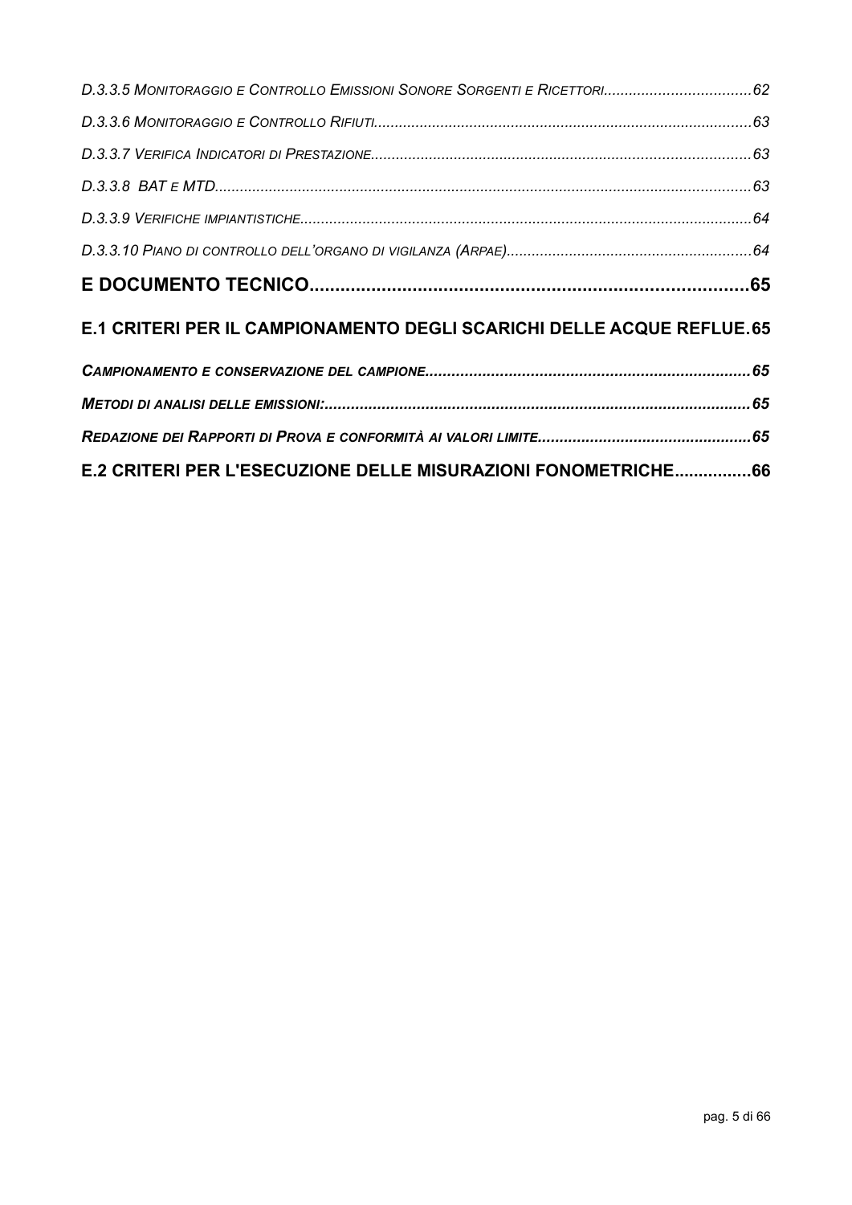*D.3.3.5 Monitoraggio e Controllo Emissioni Sonore Sorgenti e Ricettori*...................................62

*D.3.3.6 Monitoraggio e Controllo Rifiuti*.........................................................................................63

*D.3.3.7 Verifica Indicatori di Prestazione*..........................................................................................63

*D.3.3.8 BAT e MTD*...............................................................................................................................63

*D.3.3.9 Verifiche impiantistiche*............................................................................................................64

*D.3.3.10 Piano di controllo dell'organo di vigilanza (Arpae)*...........................................................64

**E DOCUMENTO TECNICO**.....................................................................................65

**E.1 CRITERI PER IL CAMPIONAMENTO DEGLI SCARICHI DELLE ACQUE REFLUE**.65

***Campionamento e conservazione del campione***........................................................................65

***Metodi di analisi delle emissioni:***................................................................................................65

***Redazione dei Rapporti di Prova e conformità ai valori limite***.................................................65

**E.2 CRITERI PER L'ESECUZIONE DELLE MISURAZIONI FONOMETRICHE**................66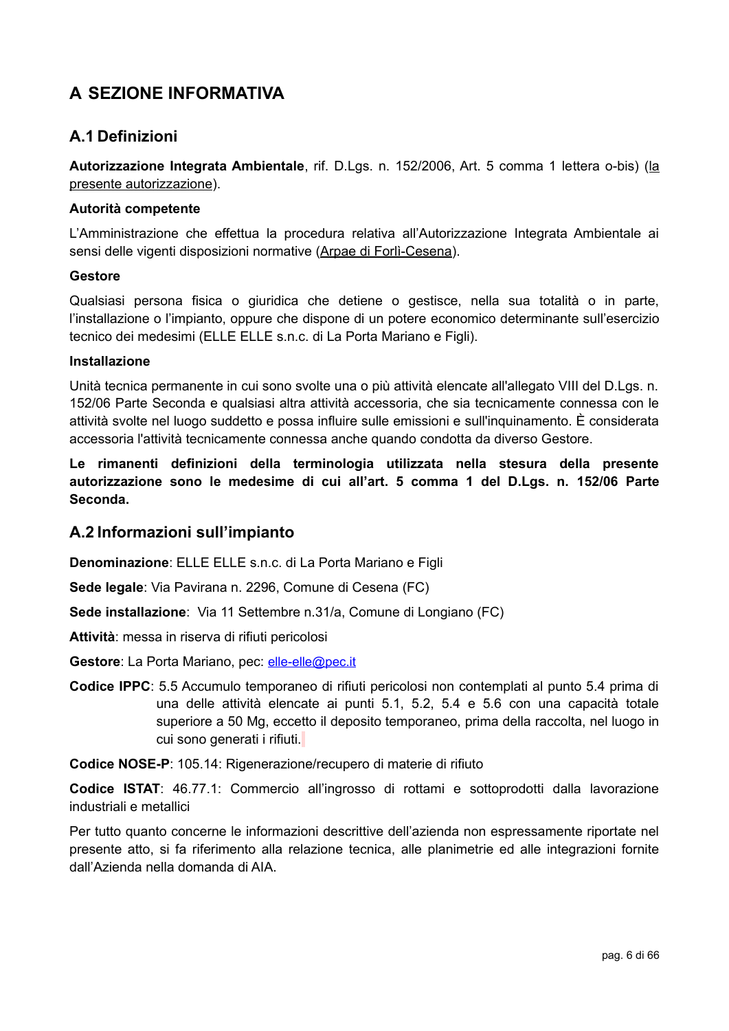# A SEZIONE INFORMATIVA

## A.1 Definizioni

**Autorizzazione Integrata Ambientale**, rif. D.Lgs. n. 152/2006, Art. 5 comma 1 lettera o-bis) (la presente autorizzazione).

**Autorità competente**

L'Amministrazione che effettua la procedura relativa all'Autorizzazione Integrata Ambientale ai sensi delle vigenti disposizioni normative (Arpae di Forlì-Cesena).

**Gestore**

Qualsiasi persona fisica o giuridica che detiene o gestisce, nella sua totalità o in parte, l'installazione o l'impianto, oppure che dispone di un potere economico determinante sull'esercizio tecnico dei medesimi (ELLE ELLE s.n.c. di La Porta Mariano e Figli).

**Installazione**

Unità tecnica permanente in cui sono svolte una o più attività elencate all'allegato VIII del D.Lgs. n. 152/06 Parte Seconda e qualsiasi altra attività accessoria, che sia tecnicamente connessa con le attività svolte nel luogo suddetto e possa influire sulle emissioni e sull'inquinamento. È considerata accessoria l'attività tecnicamente connessa anche quando condotta da diverso Gestore.

**Le rimanenti definizioni della terminologia utilizzata nella stesura della presente autorizzazione sono le medesime di cui all'art. 5 comma 1 del D.Lgs. n. 152/06 Parte Seconda.**

## A.2 Informazioni sull'impianto

**Denominazione**: ELLE ELLE s.n.c. di La Porta Mariano e Figli

**Sede legale**: Via Pavirana n. 2296, Comune di Cesena (FC)

**Sede installazione**: Via 11 Settembre n.31/a, Comune di Longiano (FC)

**Attività**: messa in riserva di rifiuti pericolosi

**Gestore**: La Porta Mariano, pec: elle-elle@pec.it

**Codice IPPC**: 5.5 Accumulo temporaneo di rifiuti pericolosi non contemplati al punto 5.4 prima di una delle attività elencate ai punti 5.1, 5.2, 5.4 e 5.6 con una capacità totale superiore a 50 Mg, eccetto il deposito temporaneo, prima della raccolta, nel luogo in cui sono generati i rifiuti.

**Codice NOSE-P**: 105.14: Rigenerazione/recupero di materie di rifiuto

**Codice ISTAT**: 46.77.1: Commercio all'ingrosso di rottami e sottoprodotti dalla lavorazione industriali e metallici

Per tutto quanto concerne le informazioni descrittive dell'azienda non espressamente riportate nel presente atto, si fa riferimento alla relazione tecnica, alle planimetrie ed alle integrazioni fornite dall'Azienda nella domanda di AIA.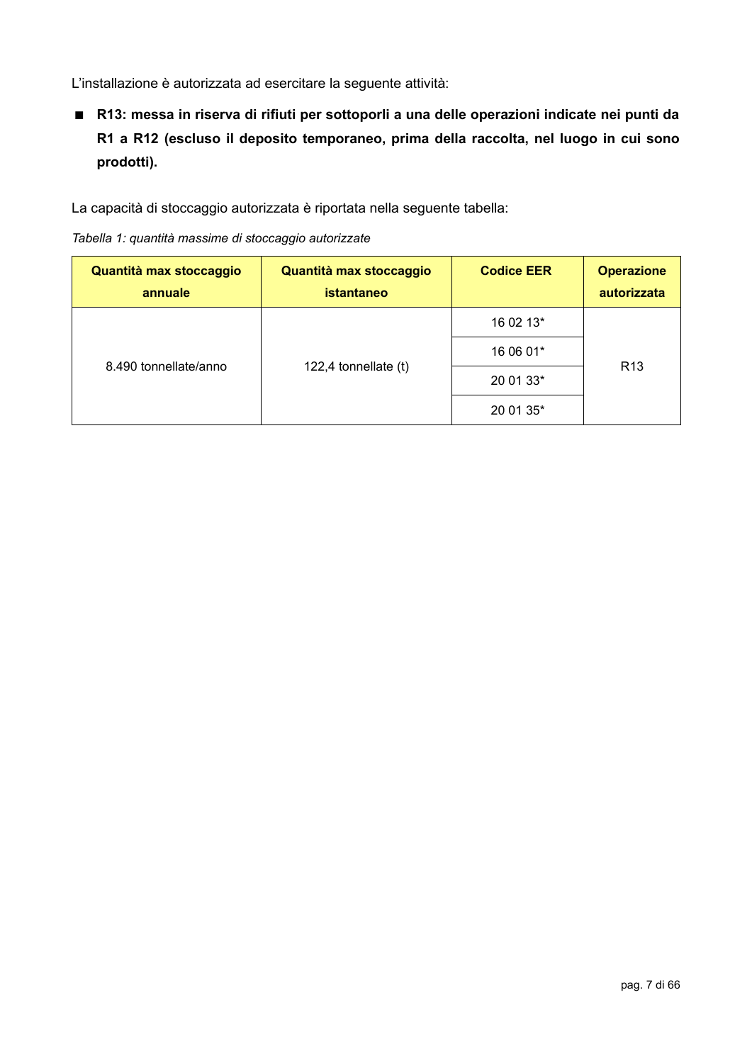L'installazione è autorizzata ad esercitare la seguente attività:

- **R13: messa in riserva di rifiuti per sottoporli a una delle operazioni indicate nei punti da R1 a R12 (escluso il deposito temporaneo, prima della raccolta, nel luogo in cui sono prodotti).**

La capacità di stoccaggio autorizzata è riportata nella seguente tabella:

*Tabella 1: quantità massime di stoccaggio autorizzate*

| Quantità max stoccaggio annuale | Quantità max stoccaggio istantaneo | Codice EER | Operazione autorizzata |
|---|---|---|---|
| 8.490 tonnellate/anno | 122,4 tonnellate (t) | 16 02 13* | R13 |
| | | 16 06 01* | |
| | | 20 01 33* | |
| | | 20 01 35* | |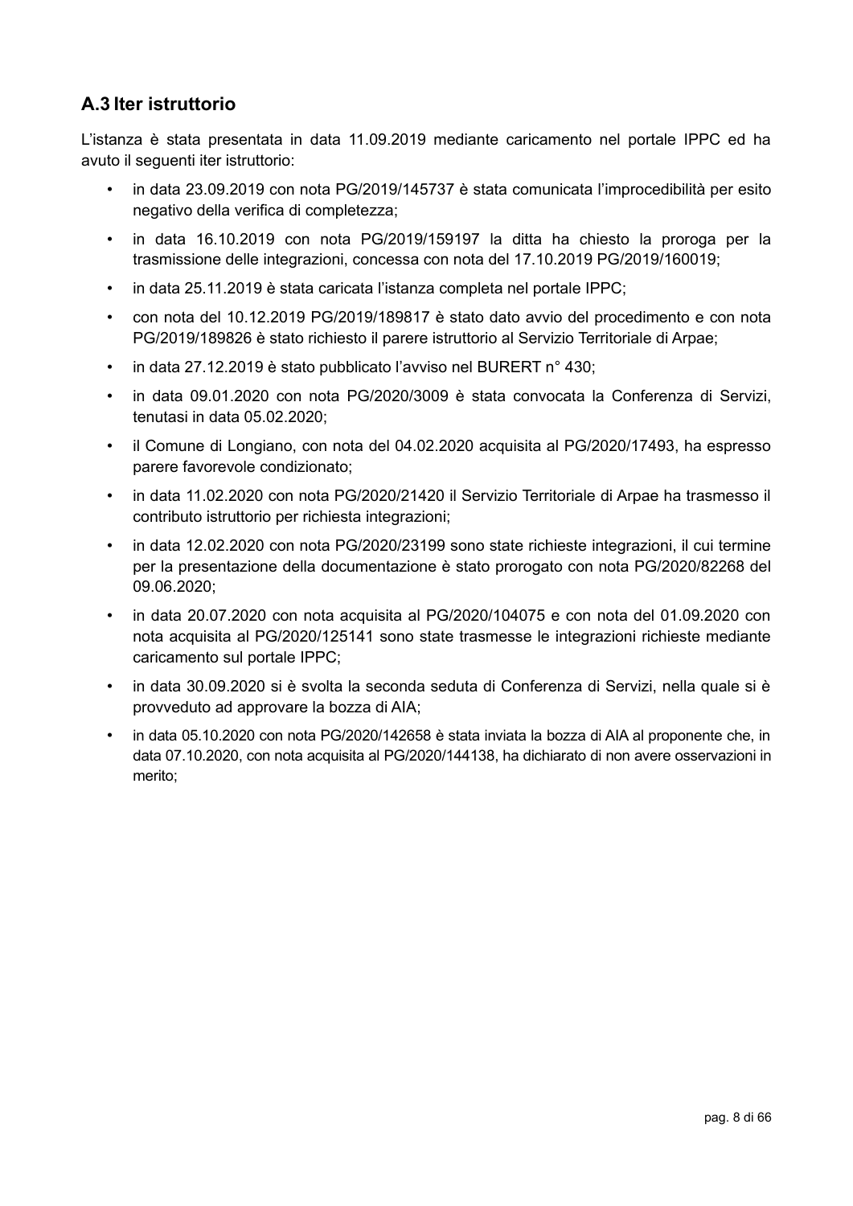## A.3 Iter istruttorio

L'istanza è stata presentata in data 11.09.2019 mediante caricamento nel portale IPPC ed ha avuto il seguenti iter istruttorio:

- in data 23.09.2019 con nota PG/2019/145737 è stata comunicata l'improcedibilità per esito negativo della verifica di completezza;
- in data 16.10.2019 con nota PG/2019/159197 la ditta ha chiesto la proroga per la trasmissione delle integrazioni, concessa con nota del 17.10.2019 PG/2019/160019;
- in data 25.11.2019 è stata caricata l'istanza completa nel portale IPPC;
- con nota del 10.12.2019 PG/2019/189817 è stato dato avvio del procedimento e con nota PG/2019/189826 è stato richiesto il parere istruttorio al Servizio Territoriale di Arpae;
- in data 27.12.2019 è stato pubblicato l'avviso nel BURERT n° 430;
- in data 09.01.2020 con nota PG/2020/3009 è stata convocata la Conferenza di Servizi, tenutasi in data 05.02.2020;
- il Comune di Longiano, con nota del 04.02.2020 acquisita al PG/2020/17493, ha espresso parere favorevole condizionato;
- in data 11.02.2020 con nota PG/2020/21420 il Servizio Territoriale di Arpae ha trasmesso il contributo istruttorio per richiesta integrazioni;
- in data 12.02.2020 con nota PG/2020/23199 sono state richieste integrazioni, il cui termine per la presentazione della documentazione è stato prorogato con nota PG/2020/82268 del 09.06.2020;
- in data 20.07.2020 con nota acquisita al PG/2020/104075 e con nota del 01.09.2020 con nota acquisita al PG/2020/125141 sono state trasmesse le integrazioni richieste mediante caricamento sul portale IPPC;
- in data 30.09.2020 si è svolta la seconda seduta di Conferenza di Servizi, nella quale si è provveduto ad approvare la bozza di AIA;
- in data 05.10.2020 con nota PG/2020/142658 è stata inviata la bozza di AIA al proponente che, in data 07.10.2020, con nota acquisita al PG/2020/144138, ha dichiarato di non avere osservazioni in merito;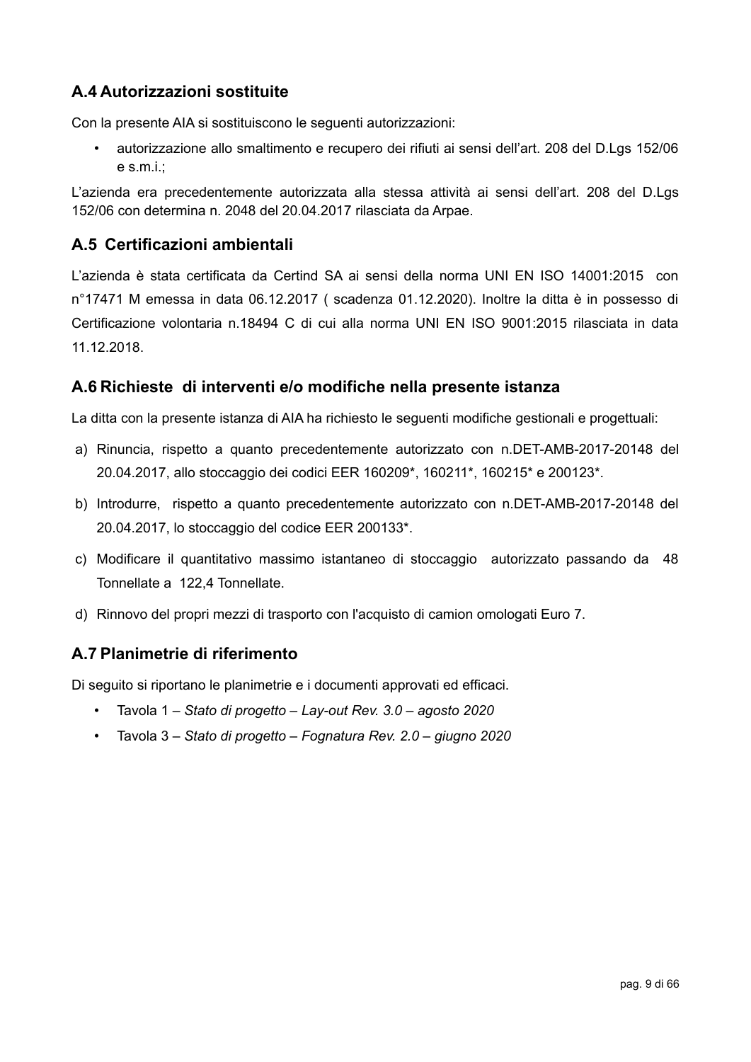## A.4 Autorizzazioni sostituite

Con la presente AIA si sostituiscono le seguenti autorizzazioni:

- autorizzazione allo smaltimento e recupero dei rifiuti ai sensi dell'art. 208 del D.Lgs 152/06 e s.m.i.;

L'azienda era precedentemente autorizzata alla stessa attività ai sensi dell'art. 208 del D.Lgs 152/06 con determina n. 2048 del 20.04.2017 rilasciata da Arpae.

## A.5 Certificazioni ambientali

L'azienda è stata certificata da Certind SA ai sensi della norma UNI EN ISO 14001:2015 con n°17471 M emessa in data 06.12.2017 ( scadenza 01.12.2020). Inoltre la ditta è in possesso di Certificazione volontaria n.18494 C di cui alla norma UNI EN ISO 9001:2015 rilasciata in data 11.12.2018.

## A.6 Richieste di interventi e/o modifiche nella presente istanza

La ditta con la presente istanza di AIA ha richiesto le seguenti modifiche gestionali e progettuali:

a) Rinuncia, rispetto a quanto precedentemente autorizzato con n.DET-AMB-2017-20148 del 20.04.2017, allo stoccaggio dei codici EER 160209*, 160211*, 160215* e 200123*.

b) Introdurre, rispetto a quanto precedentemente autorizzato con n.DET-AMB-2017-20148 del 20.04.2017, lo stoccaggio del codice EER 200133*.

c) Modificare il quantitativo massimo istantaneo di stoccaggio autorizzato passando da 48 Tonnellate a 122,4 Tonnellate.

d) Rinnovo del propri mezzi di trasporto con l'acquisto di camion omologati Euro 7.

## A.7 Planimetrie di riferimento

Di seguito si riportano le planimetrie e i documenti approvati ed efficaci.

- Tavola 1 – *Stato di progetto – Lay-out Rev. 3.0 – agosto 2020*
- Tavola 3 – *Stato di progetto – Fognatura Rev. 2.0 – giugno 2020*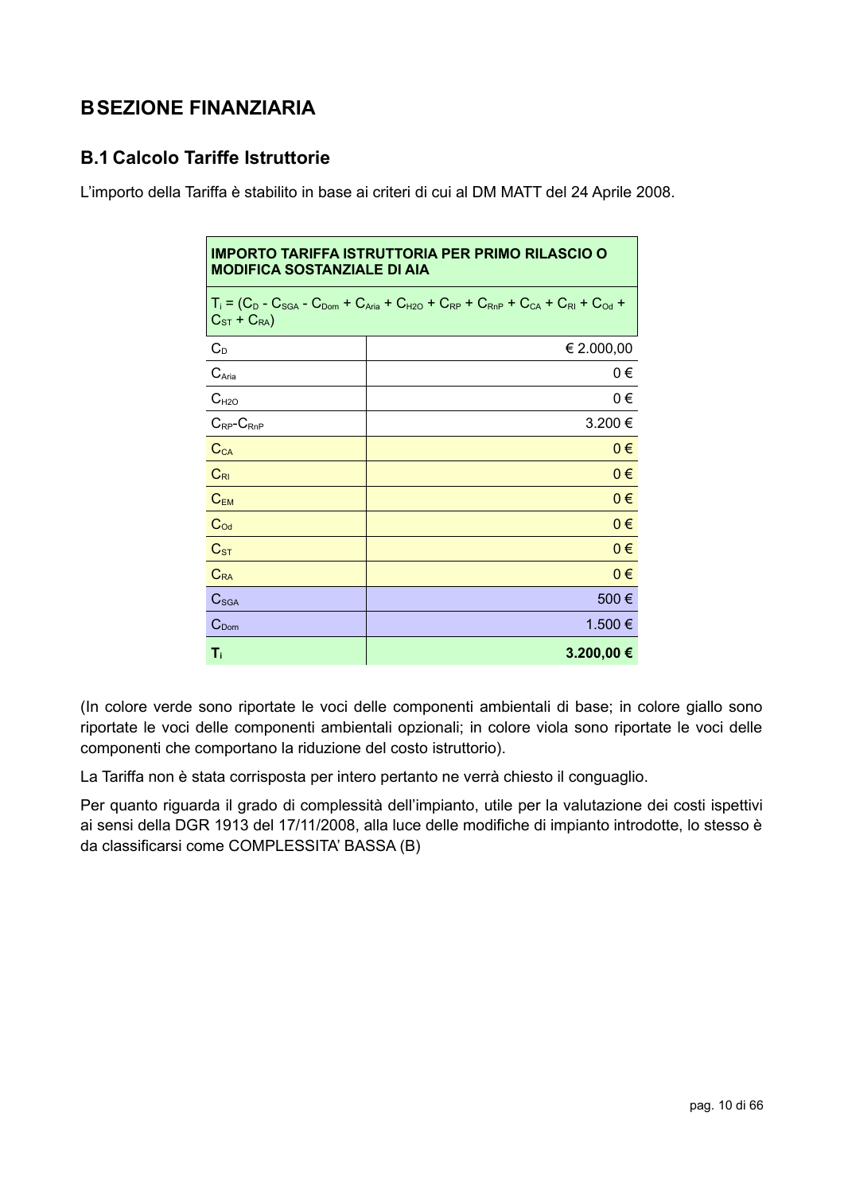# B SEZIONE FINANZIARIA

## B.1 Calcolo Tariffe Istruttorie

L'importo della Tariffa è stabilito in base ai criteri di cui al DM MATT del 24 Aprile 2008.

| IMPORTO TARIFFA ISTRUTTORIA PER PRIMO RILASCIO O MODIFICA SOSTANZIALE DI AIA | |
|---|---|
| $T_i = (C_D - C_{SGA} - C_{Dom} + C_{Aria} + C_{H2O} + C_{RP} + C_{RnP} + C_{CA} + C_{RI} + C_{Od} + C_{ST} + C_{RA})$ | |
| $C_D$ | € 2.000,00 |
| $C_{Aria}$ | 0 € |
| $C_{H2O}$ | 0 € |
| $C_{RP}$-$C_{RnP}$ | 3.200 € |
| $C_{CA}$ | 0 € |
| $C_{RI}$ | 0 € |
| $C_{EM}$ | 0 € |
| $C_{Od}$ | 0 € |
| $C_{ST}$ | 0 € |
| $C_{RA}$ | 0 € |
| $C_{SGA}$ | 500 € |
| $C_{Dom}$ | 1.500 € |
| **$T_i$** | **3.200,00 €** |

(In colore verde sono riportate le voci delle componenti ambientali di base; in colore giallo sono riportate le voci delle componenti ambientali opzionali; in colore viola sono riportate le voci delle componenti che comportano la riduzione del costo istruttorio).

La Tariffa non è stata corrisposta per intero pertanto ne verrà chiesto il conguaglio.

Per quanto riguarda il grado di complessità dell'impianto, utile per la valutazione dei costi ispettivi ai sensi della DGR 1913 del 17/11/2008, alla luce delle modifiche di impianto introdotte, lo stesso è da classificarsi come COMPLESSITA' BASSA (B)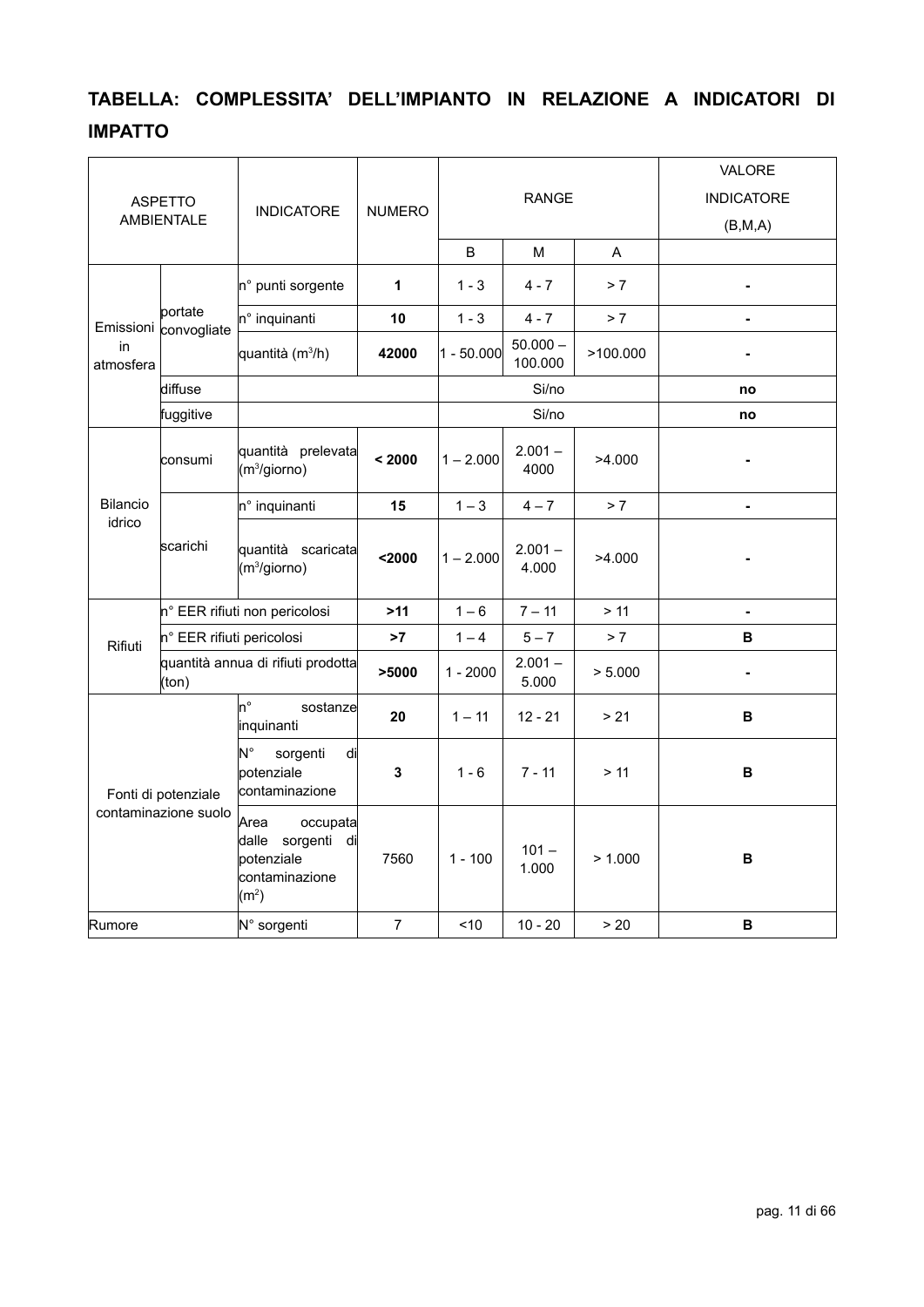## TABELLA: COMPLESSITA' DELL'IMPIANTO IN RELAZIONE A INDICATORI DI IMPATTO

| ASPETTO AMBIENTALE | | INDICATORE | NUMERO | RANGE | | | VALORE INDICATORE (B,M,A) |
|---|---|---|---|---|---|---|---|
| | | | | B | M | A | |
| Emissioni in atmosfera | portate convogliate | n° punti sorgente | **1** | 1 - 3 | 4 - 7 | > 7 | **-** |
| | | n° inquinanti | **10** | 1 - 3 | 4 - 7 | > 7 | **-** |
| | | quantità ($m^3$/h) | **42000** | 1 - 50.000 | 50.000 – 100.000 | >100.000 | **-** |
| | diffuse | | | Si/no | | | **no** |
| | fuggitive | | | Si/no | | | **no** |
| Bilancio idrico | consumi | quantità prelevata ($m^3$/giorno) | **< 2000** | 1 – 2.000 | 2.001 – 4000 | >4.000 | **-** |
| | scarichi | n° inquinanti | **15** | 1 – 3 | 4 – 7 | > 7 | **-** |
| | | quantità scaricata ($m^3$/giorno) | **<2000** | 1 – 2.000 | 2.001 – 4.000 | >4.000 | **-** |
| Rifiuti | n° EER rifiuti non pericolosi | | **>11** | 1 – 6 | 7 – 11 | > 11 | **-** |
| | n° EER rifiuti pericolosi | | **>7** | 1 – 4 | 5 – 7 | > 7 | **B** |
| | quantità annua di rifiuti prodotta (ton) | | **>5000** | 1 - 2000 | 2.001 – 5.000 | > 5.000 | **-** |
| Fonti di potenziale contaminazione suolo | | n° sostanze inquinanti | **20** | 1 – 11 | 12 - 21 | > 21 | **B** |
| | | N° sorgenti di potenziale contaminazione | **3** | 1 - 6 | 7 - 11 | > 11 | **B** |
| | | Area occupata dalle sorgenti di potenziale contaminazione ($m^2$) | 7560 | 1 - 100 | 101 – 1.000 | > 1.000 | **B** |
| Rumore | | N° sorgenti | 7 | <10 | 10 - 20 | > 20 | **B** |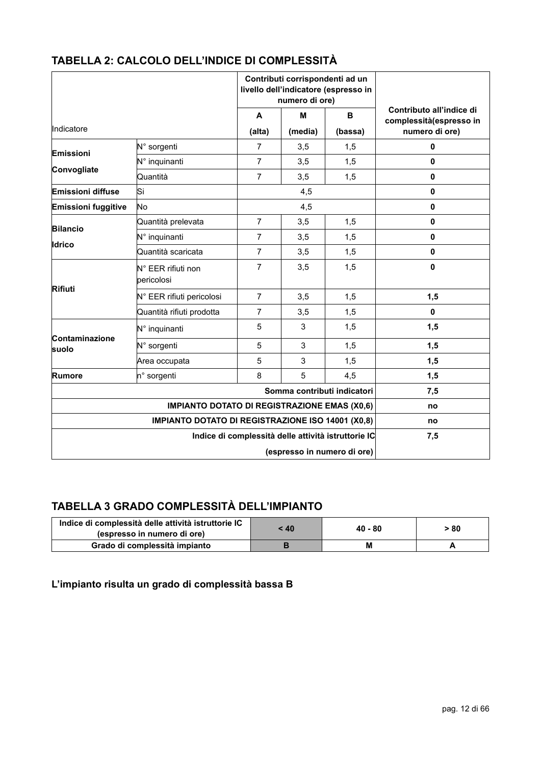## TABELLA 2: CALCOLO DELL'INDICE DI COMPLESSITÀ

| Indicatore | | Contributi corrispondenti ad un livello dell'indicatore (espresso in numero di ore) | | | Contributo all'indice di complessità(espresso in numero di ore) |
|---|---|---|---|---|---|
| | | A (alta) | M (media) | B (bassa) | |
| Emissioni Convogliate | N° sorgenti | 7 | 3,5 | 1,5 | **0** |
| | N° inquinanti | 7 | 3,5 | 1,5 | **0** |
| | Quantità | 7 | 3,5 | 1,5 | **0** |
| **Emissioni diffuse** | Si | 4,5 | | | **0** |
| **Emissioni fuggitive** | No | 4,5 | | | **0** |
| **Bilancio Idrico** | Quantità prelevata | 7 | 3,5 | 1,5 | **0** |
| | N° inquinanti | 7 | 3,5 | 1,5 | **0** |
| | Quantità scaricata | 7 | 3,5 | 1,5 | **0** |
| **Rifiuti** | N° EER rifiuti non pericolosi | 7 | 3,5 | 1,5 | **0** |
| | N° EER rifiuti pericolosi | 7 | 3,5 | 1,5 | **1,5** |
| | Quantità rifiuti prodotta | 7 | 3,5 | 1,5 | **0** |
| **Contaminazione suolo** | N° inquinanti | 5 | 3 | 1,5 | **1,5** |
| | N° sorgenti | 5 | 3 | 1,5 | **1,5** |
| | Area occupata | 5 | 3 | 1,5 | **1,5** |
| **Rumore** | n° sorgenti | 8 | 5 | 4,5 | **1,5** |
| **Somma contributi indicatori** | | | | | **7,5** |
| **IMPIANTO DOTATO DI REGISTRAZIONE EMAS (X0,6)** | | | | | **no** |
| **IMPIANTO DOTATO DI REGISTRAZIONE ISO 14001 (X0,8)** | | | | | **no** |
| **Indice di complessità delle attività istruttorie IC (espresso in numero di ore)** | | | | | **7,5** |

## TABELLA 3 GRADO COMPLESSITÀ DELL'IMPIANTO

| Indice di complessità delle attività istruttorie IC (espresso in numero di ore) | < 40 | 40 - 80 | > 80 |
|---|---|---|---|
| **Grado di complessità impianto** | **B** | **M** | **A** |

**L'impianto risulta un grado di complessità bassa B**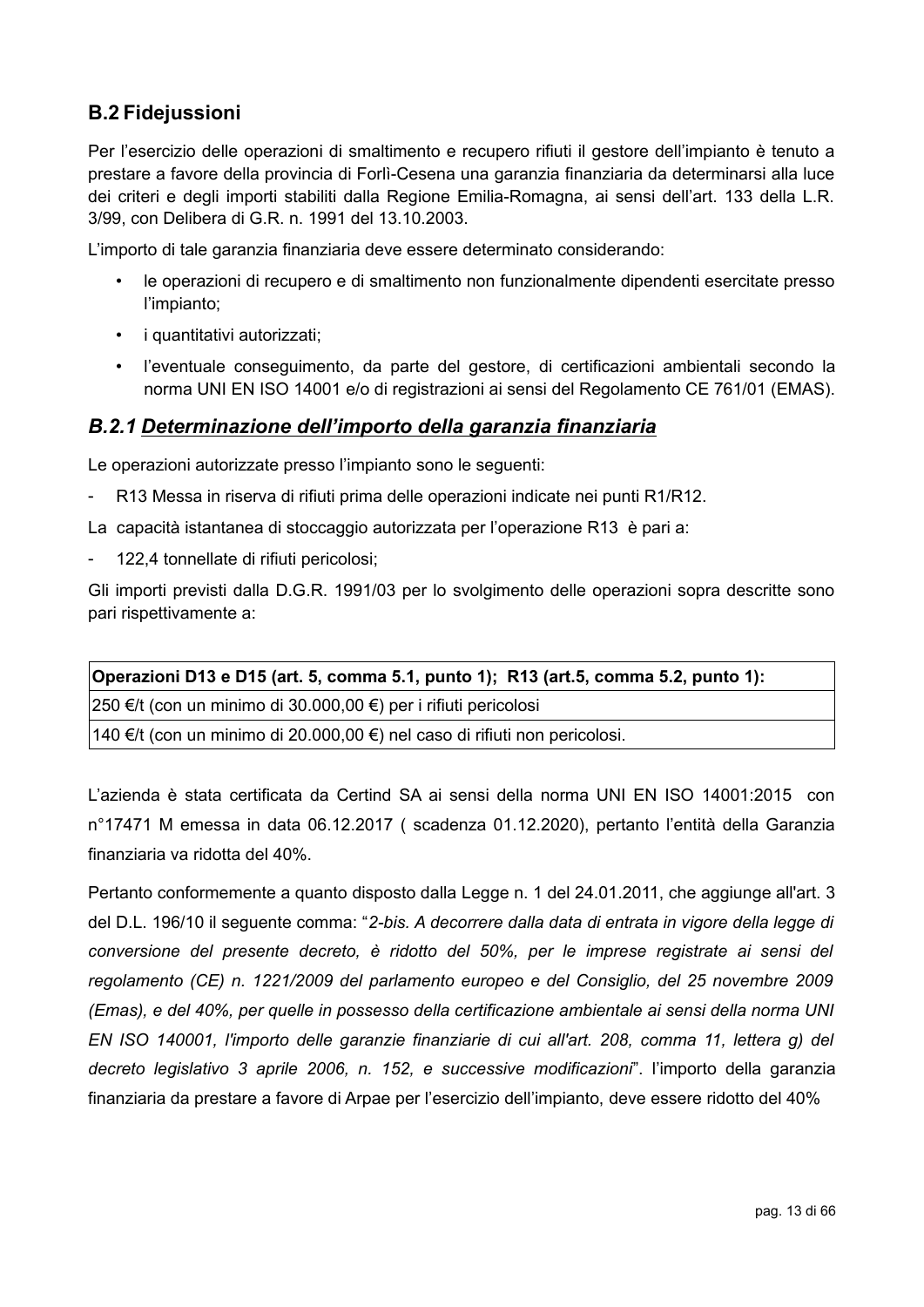## B.2 Fidejussioni

Per l'esercizio delle operazioni di smaltimento e recupero rifiuti il gestore dell'impianto è tenuto a prestare a favore della provincia di Forlì-Cesena una garanzia finanziaria da determinarsi alla luce dei criteri e degli importi stabiliti dalla Regione Emilia-Romagna, ai sensi dell'art. 133 della L.R. 3/99, con Delibera di G.R. n. 1991 del 13.10.2003.

L'importo di tale garanzia finanziaria deve essere determinato considerando:

- le operazioni di recupero e di smaltimento non funzionalmente dipendenti esercitate presso l'impianto;
- i quantitativi autorizzati;
- l'eventuale conseguimento, da parte del gestore, di certificazioni ambientali secondo la norma UNI EN ISO 14001 e/o di registrazioni ai sensi del Regolamento CE 761/01 (EMAS).

### *B.2.1 <u>Determinazione dell'importo della garanzia finanziaria</u>*

Le operazioni autorizzate presso l'impianto sono le seguenti:

- R13 Messa in riserva di rifiuti prima delle operazioni indicate nei punti R1/R12.

La capacità istantanea di stoccaggio autorizzata per l'operazione R13 è pari a:

- 122,4 tonnellate di rifiuti pericolosi;

Gli importi previsti dalla D.G.R. 1991/03 per lo svolgimento delle operazioni sopra descritte sono pari rispettivamente a:

| **Operazioni D13 e D15 (art. 5, comma 5.1, punto 1); R13 (art.5, comma 5.2, punto 1):** |
|---|
| 250 €/t (con un minimo di 30.000,00 €) per i rifiuti pericolosi |
| 140 €/t (con un minimo di 20.000,00 €) nel caso di rifiuti non pericolosi. |

L'azienda è stata certificata da Certind SA ai sensi della norma UNI EN ISO 14001:2015 con n°17471 M emessa in data 06.12.2017 ( scadenza 01.12.2020), pertanto l'entità della Garanzia finanziaria va ridotta del 40%.

Pertanto conformemente a quanto disposto dalla Legge n. 1 del 24.01.2011, che aggiunge all'art. 3 del D.L. 196/10 il seguente comma: "*2-bis. A decorrere dalla data di entrata in vigore della legge di conversione del presente decreto, è ridotto del 50%, per le imprese registrate ai sensi del regolamento (CE) n. 1221/2009 del parlamento europeo e del Consiglio, del 25 novembre 2009 (Emas), e del 40%, per quelle in possesso della certificazione ambientale ai sensi della norma UNI EN ISO 140001, l'importo delle garanzie finanziarie di cui all'art. 208, comma 11, lettera g) del decreto legislativo 3 aprile 2006, n. 152, e successive modificazioni*". l'importo della garanzia finanziaria da prestare a favore di Arpae per l'esercizio dell'impianto, deve essere ridotto del 40%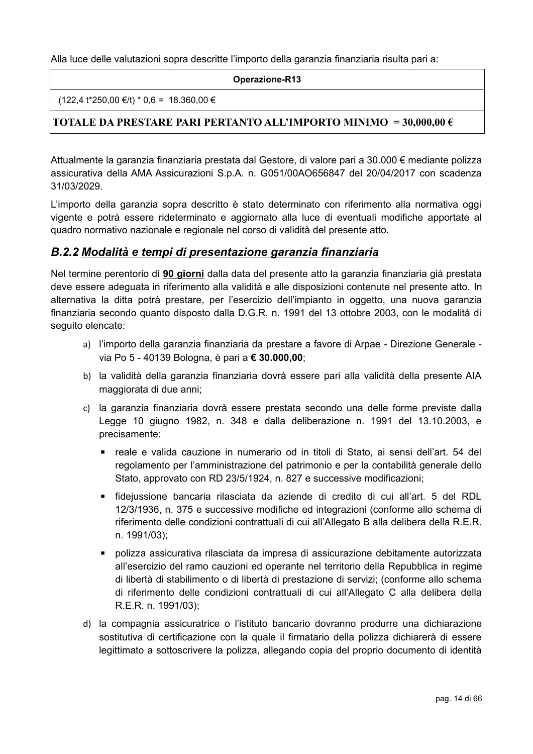Alla luce delle valutazioni sopra descritte l'importo della garanzia finanziaria risulta pari a:

| **Operazione-R13** |
| --- |
| (122,4 t*250,00 €/t) * 0,6 = 18.360,00 € |
| **TOTALE DA PRESTARE PARI PERTANTO ALL'IMPORTO MINIMO = 30,000,00 €** |

Attualmente la garanzia finanziaria prestata dal Gestore, di valore pari a 30.000 € mediante polizza assicurativa della AMA Assicurazioni S.p.A. n. G051/00AO656847 del 20/04/2017 con scadenza 31/03/2029.

L'importo della garanzia sopra descritto è stato determinato con riferimento alla normativa oggi vigente e potrà essere rideterminato e aggiornato alla luce di eventuali modifiche apportate al quadro normativo nazionale e regionale nel corso di validità del presente atto.

## *B.2.2 Modalità e tempi di presentazione garanzia finanziaria*

Nel termine perentorio di **90 giorni** dalla data del presente atto la garanzia finanziaria già prestata deve essere adeguata in riferimento alla validità e alle disposizioni contenute nel presente atto. In alternativa la ditta potrà prestare, per l'esercizio dell'impianto in oggetto, una nuova garanzia finanziaria secondo quanto disposto dalla D.G.R. n. 1991 del 13 ottobre 2003, con le modalità di seguito elencate:

a) l'importo della garanzia finanziaria da prestare a favore di Arpae - Direzione Generale - via Po 5 - 40139 Bologna, è pari a **€ 30.000,00**;

b) la validità della garanzia finanziaria dovrà essere pari alla validità della presente AIA maggiorata di due anni;

c) la garanzia finanziaria dovrà essere prestata secondo una delle forme previste dalla Legge 10 giugno 1982, n. 348 e dalla deliberazione n. 1991 del 13.10.2003, e precisamente:

   - reale e valida cauzione in numerario od in titoli di Stato, ai sensi dell'art. 54 del regolamento per l'amministrazione del patrimonio e per la contabilità generale dello Stato, approvato con RD 23/5/1924, n. 827 e successive modificazioni;
   - fidejussione bancaria rilasciata da aziende di credito di cui all'art. 5 del RDL 12/3/1936, n. 375 e successive modifiche ed integrazioni (conforme allo schema di riferimento delle condizioni contrattuali di cui all'Allegato B alla delibera della R.E.R. n. 1991/03);
   - polizza assicurativa rilasciata da impresa di assicurazione debitamente autorizzata all'esercizio del ramo cauzioni ed operante nel territorio della Repubblica in regime di libertà di stabilimento o di libertà di prestazione di servizi; (conforme allo schema di riferimento delle condizioni contrattuali di cui all'Allegato C alla delibera della R.E.R. n. 1991/03);

d) la compagnia assicuratrice o l'istituto bancario dovranno produrre una dichiarazione sostitutiva di certificazione con la quale il firmatario della polizza dichiarerà di essere legittimato a sottoscrivere la polizza, allegando copia del proprio documento di identità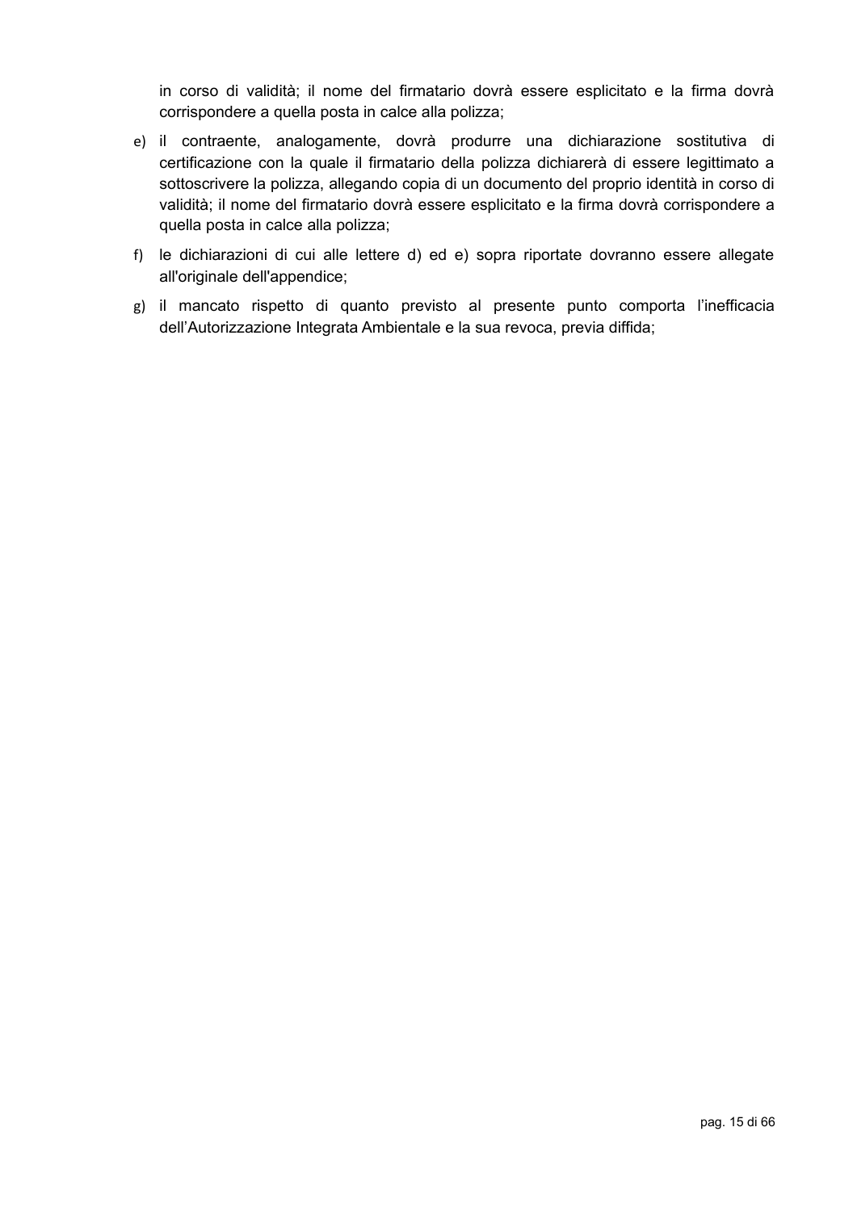in corso di validità; il nome del firmatario dovrà essere esplicitato e la firma dovrà corrispondere a quella posta in calce alla polizza;

e) il contraente, analogamente, dovrà produrre una dichiarazione sostitutiva di certificazione con la quale il firmatario della polizza dichiarerà di essere legittimato a sottoscrivere la polizza, allegando copia di un documento del proprio identità in corso di validità; il nome del firmatario dovrà essere esplicitato e la firma dovrà corrispondere a quella posta in calce alla polizza;

f) le dichiarazioni di cui alle lettere d) ed e) sopra riportate dovranno essere allegate all'originale dell'appendice;

g) il mancato rispetto di quanto previsto al presente punto comporta l'inefficacia dell'Autorizzazione Integrata Ambientale e la sua revoca, previa diffida;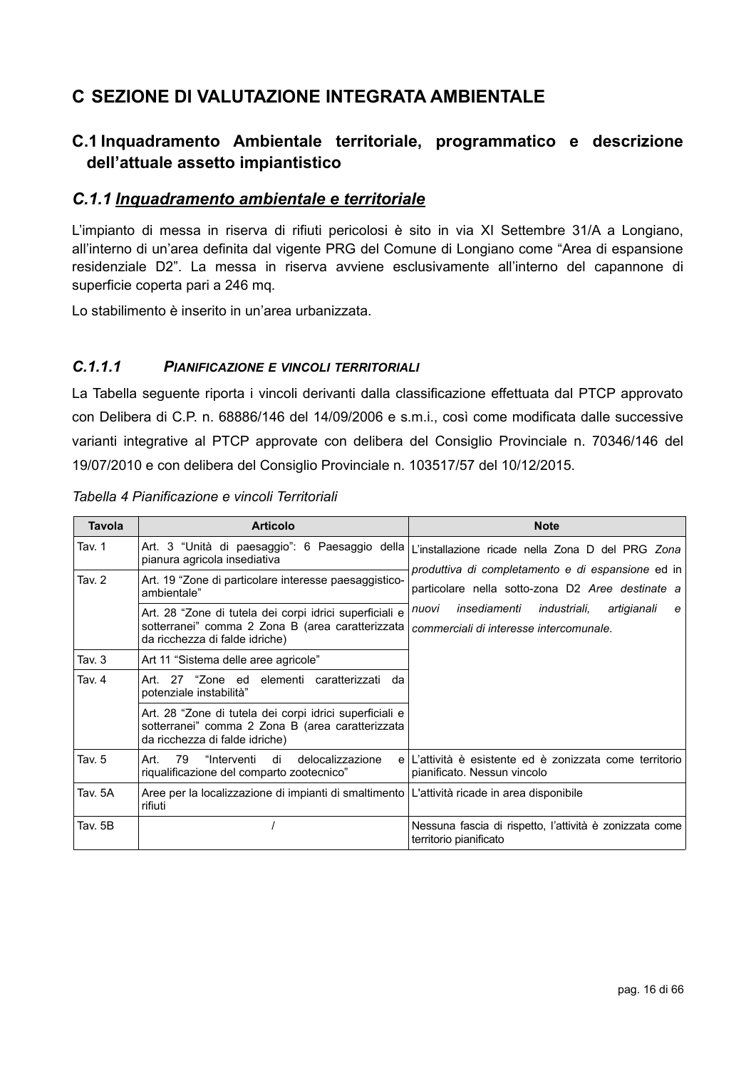# C SEZIONE DI VALUTAZIONE INTEGRATA AMBIENTALE

## C.1 Inquadramento Ambientale territoriale, programmatico e descrizione dell'attuale assetto impiantistico

### *C.1.1 Inquadramento ambientale e territoriale*

L'impianto di messa in riserva di rifiuti pericolosi è sito in via XI Settembre 31/A a Longiano, all'interno di un'area definita dal vigente PRG del Comune di Longiano come "Area di espansione residenziale D2". La messa in riserva avviene esclusivamente all'interno del capannone di superficie coperta pari a 246 mq.

Lo stabilimento è inserito in un'area urbanizzata.

#### *C.1.1.1 PIANIFICAZIONE E VINCOLI TERRITORIALI*

La Tabella seguente riporta i vincoli derivanti dalla classificazione effettuata dal PTCP approvato con Delibera di C.P. n. 68886/146 del 14/09/2006 e s.m.i., così come modificata dalle successive varianti integrative al PTCP approvate con delibera del Consiglio Provinciale n. 70346/146 del 19/07/2010 e con delibera del Consiglio Provinciale n. 103517/57 del 10/12/2015.

*Tabella 4 Pianificazione e vincoli Territoriali*

| Tavola | Articolo | Note |
|---|---|---|
| Tav. 1 | Art. 3 "Unità di paesaggio": 6 Paesaggio della pianura agricola insediativa | L'installazione ricade nella Zona D del PRG *Zona produttiva di completamento e di espansione* ed in particolare nella sotto-zona D2 *Aree destinate a nuovi insediamenti industriali, artigianali e commerciali di interesse intercomunale.* |
| Tav. 2 | Art. 19 "Zone di particolare interesse paesaggistico-ambientale" | |
| | Art. 28 "Zone di tutela dei corpi idrici superficiali e sotterranei" comma 2 Zona B (area caratterizzata da ricchezza di falde idriche) | |
| Tav. 3 | Art 11 "Sistema delle aree agricole" | |
| Tav. 4 | Art. 27 "Zone ed elementi caratterizzati da potenziale instabilità" | |
| | Art. 28 "Zone di tutela dei corpi idrici superficiali e sotterranei" comma 2 Zona B (area caratterizzata da ricchezza di falde idriche) | |
| Tav. 5 | Art. 79 "Interventi di delocalizzazione e riqualificazione del comparto zootecnico" | L'attività è esistente ed è zonizzata come territorio pianificato. Nessun vincolo |
| Tav. 5A | Aree per la localizzazione di impianti di smaltimento rifiuti | L'attività ricade in area disponibile |
| Tav. 5B | / | Nessuna fascia di rispetto, l'attività è zonizzata come territorio pianificato |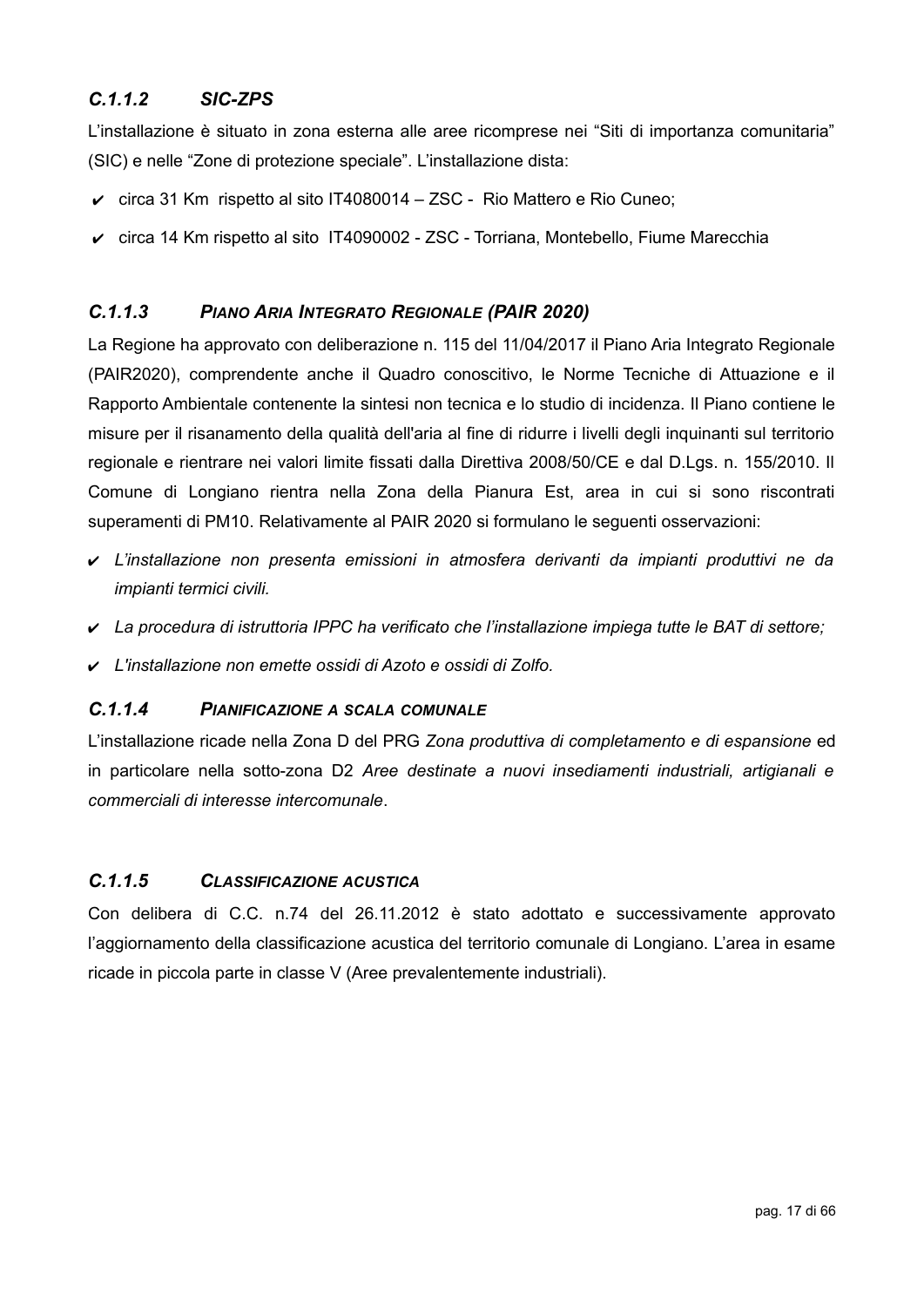### *C.1.1.2 SIC-ZPS*

L'installazione è situato in zona esterna alle aree ricomprese nei "Siti di importanza comunitaria" (SIC) e nelle "Zone di protezione speciale". L'installazione dista:

- ✔ circa 31 Km rispetto al sito IT4080014 – ZSC - Rio Mattero e Rio Cuneo;
- ✔ circa 14 Km rispetto al sito IT4090002 - ZSC - Torriana, Montebello, Fiume Marecchia

### *C.1.1.3 PIANO ARIA INTEGRATO REGIONALE (PAIR 2020)*

La Regione ha approvato con deliberazione n. 115 del 11/04/2017 il Piano Aria Integrato Regionale (PAIR2020), comprendente anche il Quadro conoscitivo, le Norme Tecniche di Attuazione e il Rapporto Ambientale contenente la sintesi non tecnica e lo studio di incidenza. Il Piano contiene le misure per il risanamento della qualità dell'aria al fine di ridurre i livelli degli inquinanti sul territorio regionale e rientrare nei valori limite fissati dalla Direttiva 2008/50/CE e dal D.Lgs. n. 155/2010. Il Comune di Longiano rientra nella Zona della Pianura Est, area in cui si sono riscontrati superamenti di PM10. Relativamente al PAIR 2020 si formulano le seguenti osservazioni:

- ✔ *L'installazione non presenta emissioni in atmosfera derivanti da impianti produttivi ne da impianti termici civili.*
- ✔ *La procedura di istruttoria IPPC ha verificato che l'installazione impiega tutte le BAT di settore;*
- ✔ *L'installazione non emette ossidi di Azoto e ossidi di Zolfo.*

### *C.1.1.4 PIANIFICAZIONE A SCALA COMUNALE*

L'installazione ricade nella Zona D del PRG *Zona produttiva di completamento e di espansione* ed in particolare nella sotto-zona D2 *Aree destinate a nuovi insediamenti industriali, artigianali e commerciali di interesse intercomunale*.

### *C.1.1.5 CLASSIFICAZIONE ACUSTICA*

Con delibera di C.C. n.74 del 26.11.2012 è stato adottato e successivamente approvato l'aggiornamento della classificazione acustica del territorio comunale di Longiano. L'area in esame ricade in piccola parte in classe V (Aree prevalentemente industriali).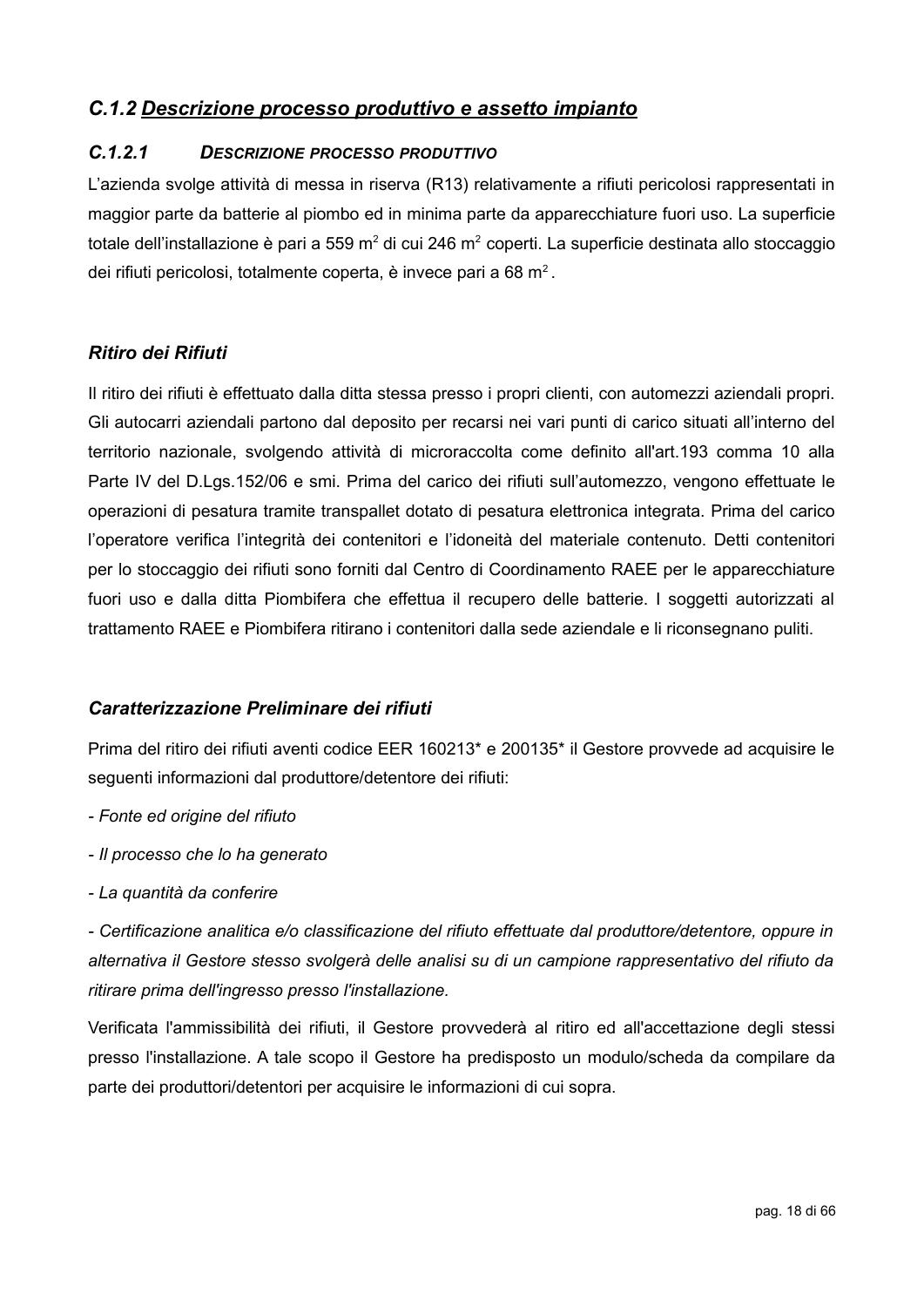## *C.1.2 Descrizione processo produttivo e assetto impianto*

### *C.1.2.1 DESCRIZIONE PROCESSO PRODUTTIVO*

L'azienda svolge attività di messa in riserva (R13) relativamente a rifiuti pericolosi rappresentati in maggior parte da batterie al piombo ed in minima parte da apparecchiature fuori uso. La superficie totale dell'installazione è pari a 559 $m^2$ di cui 246 $m^2$ coperti. La superficie destinata allo stoccaggio dei rifiuti pericolosi, totalmente coperta, è invece pari a 68 $m^2$.

### *Ritiro dei Rifiuti*

Il ritiro dei rifiuti è effettuato dalla ditta stessa presso i propri clienti, con automezzi aziendali propri. Gli autocarri aziendali partono dal deposito per recarsi nei vari punti di carico situati all'interno del territorio nazionale, svolgendo attività di microraccolta come definito all'art.193 comma 10 alla Parte IV del D.Lgs.152/06 e smi. Prima del carico dei rifiuti sull'automezzo, vengono effettuate le operazioni di pesatura tramite transpallet dotato di pesatura elettronica integrata. Prima del carico l'operatore verifica l'integrità dei contenitori e l'idoneità del materiale contenuto. Detti contenitori per lo stoccaggio dei rifiuti sono forniti dal Centro di Coordinamento RAEE per le apparecchiature fuori uso e dalla ditta Piombifera che effettua il recupero delle batterie. I soggetti autorizzati al trattamento RAEE e Piombifera ritirano i contenitori dalla sede aziendale e li riconsegnano puliti.

### *Caratterizzazione Preliminare dei rifiuti*

Prima del ritiro dei rifiuti aventi codice EER 160213* e 200135* il Gestore provvede ad acquisire le seguenti informazioni dal produttore/detentore dei rifiuti:

- *Fonte ed origine del rifiuto*
- *Il processo che lo ha generato*
- *La quantità da conferire*
- *Certificazione analitica e/o classificazione del rifiuto effettuate dal produttore/detentore, oppure in alternativa il Gestore stesso svolgerà delle analisi su di un campione rappresentativo del rifiuto da ritirare prima dell'ingresso presso l'installazione.*

Verificata l'ammissibilità dei rifiuti, il Gestore provvederà al ritiro ed all'accettazione degli stessi presso l'installazione. A tale scopo il Gestore ha predisposto un modulo/scheda da compilare da parte dei produttori/detentori per acquisire le informazioni di cui sopra.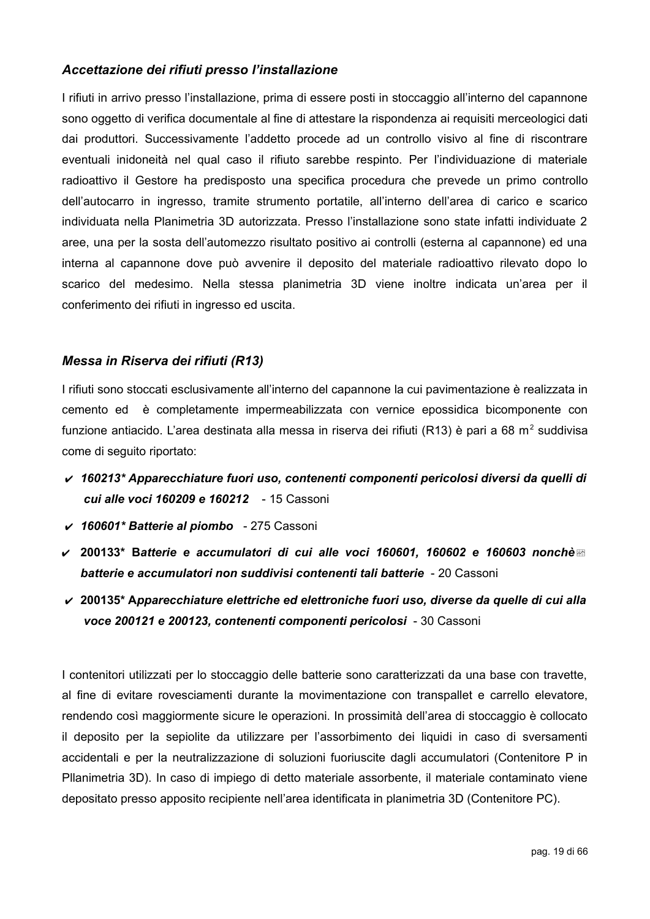### *Accettazione dei rifiuti presso l'installazione*

I rifiuti in arrivo presso l'installazione, prima di essere posti in stoccaggio all'interno del capannone sono oggetto di verifica documentale al fine di attestare la rispondenza ai requisiti merceologici dati dai produttori. Successivamente l'addetto procede ad un controllo visivo al fine di riscontrare eventuali inidoneità nel qual caso il rifiuto sarebbe respinto. Per l'individuazione di materiale radioattivo il Gestore ha predisposto una specifica procedura che prevede un primo controllo dell'autocarro in ingresso, tramite strumento portatile, all'interno dell'area di carico e scarico individuata nella Planimetria 3D autorizzata. Presso l'installazione sono state infatti individuate 2 aree, una per la sosta dell'automezzo risultato positivo ai controlli (esterna al capannone) ed una interna al capannone dove può avvenire il deposito del materiale radioattivo rilevato dopo lo scarico del medesimo. Nella stessa planimetria 3D viene inoltre indicata un'area per il conferimento dei rifiuti in ingresso ed uscita.

### *Messa in Riserva dei rifiuti (R13)*

I rifiuti sono stoccati esclusivamente all'interno del capannone la cui pavimentazione è realizzata in cemento ed è completamente impermeabilizzata con vernice epossidica bicomponente con funzione antiacido. L'area destinata alla messa in riserva dei rifiuti (R13) è pari a 68 $m^2$ suddivisa come di seguito riportato:

- ✔ ***160213\* Apparecchiature fuori uso, contenenti componenti pericolosi diversi da quelli di cui alle voci 160209 e 160212*** - 15 Cassoni
- ✔ ***160601\* Batterie al piombo*** - 275 Cassoni
- ✔ **200133\* B*atterie e accumulatori di cui alle voci 160601, 160602 e 160603 nonchè batterie e accumulatori non suddivisi contenenti tali batterie*** - 20 Cassoni
- ✔ **200135\* A*pparecchiature elettriche ed elettroniche fuori uso, diverse da quelle di cui alla voce 200121 e 200123, contenenti componenti pericolosi*** - 30 Cassoni

I contenitori utilizzati per lo stoccaggio delle batterie sono caratterizzati da una base con travette, al fine di evitare rovesciamenti durante la movimentazione con transpallet e carrello elevatore, rendendo così maggiormente sicure le operazioni. In prossimità dell'area di stoccaggio è collocato il deposito per la sepiolite da utilizzare per l'assorbimento dei liquidi in caso di sversamenti accidentali e per la neutralizzazione di soluzioni fuoriuscite dagli accumulatori (Contenitore P in Pllanimetria 3D). In caso di impiego di detto materiale assorbente, il materiale contaminato viene depositato presso apposito recipiente nell'area identificata in planimetria 3D (Contenitore PC).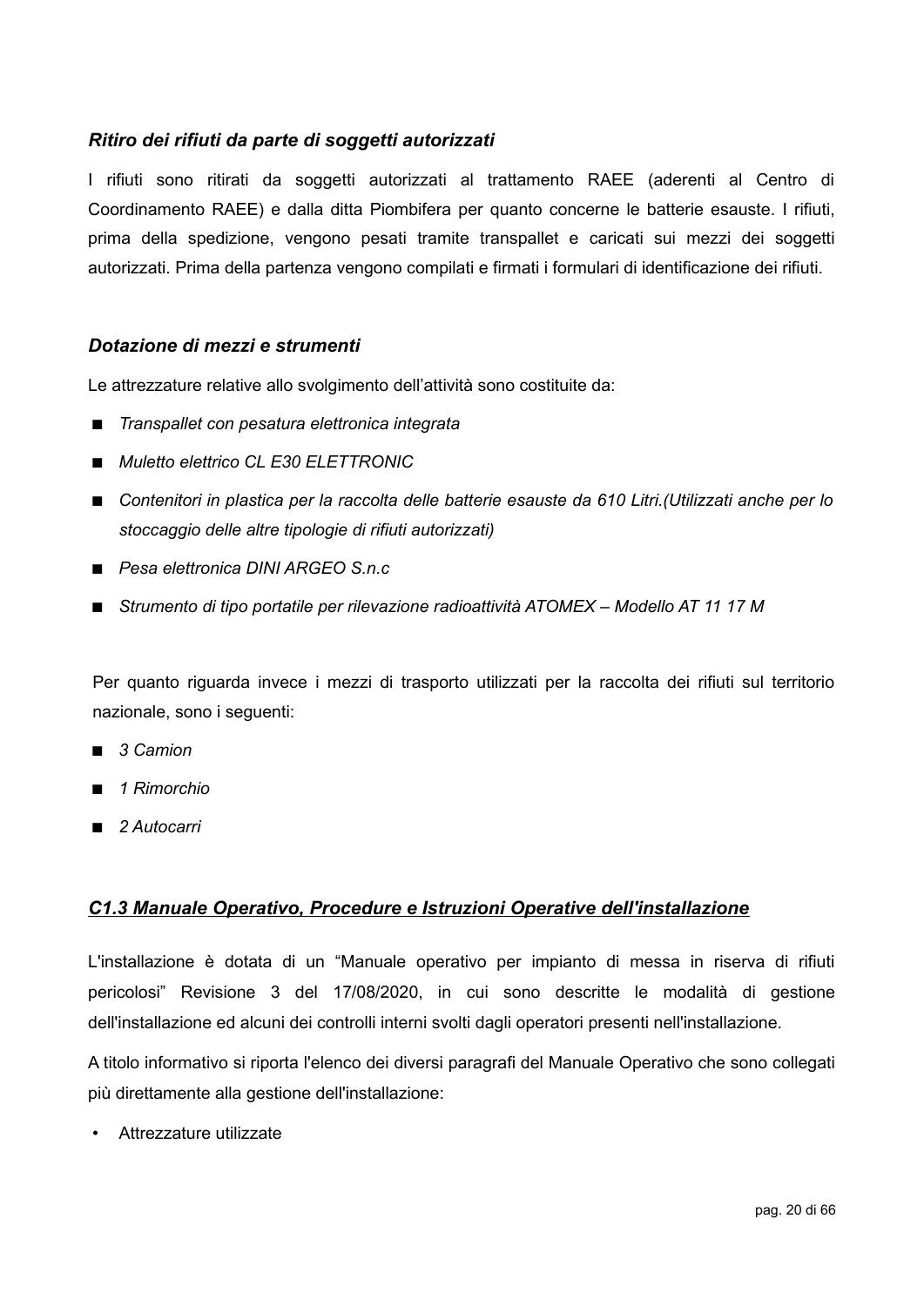### *Ritiro dei rifiuti da parte di soggetti autorizzati*

I rifiuti sono ritirati da soggetti autorizzati al trattamento RAEE (aderenti al Centro di Coordinamento RAEE) e dalla ditta Piombifera per quanto concerne le batterie esauste. I rifiuti, prima della spedizione, vengono pesati tramite transpallet e caricati sui mezzi dei soggetti autorizzati. Prima della partenza vengono compilati e firmati i formulari di identificazione dei rifiuti.

### *Dotazione di mezzi e strumenti*

Le attrezzature relative allo svolgimento dell'attività sono costituite da:

- *Transpallet con pesatura elettronica integrata*
- *Muletto elettrico CL E30 ELETTRONIC*
- *Contenitori in plastica per la raccolta delle batterie esauste da 610 Litri.(Utilizzati anche per lo stoccaggio delle altre tipologie di rifiuti autorizzati)*
- *Pesa elettronica DINI ARGEO S.n.c*
- *Strumento di tipo portatile per rilevazione radioattività ATOMEX – Modello AT 11 17 M*

Per quanto riguarda invece i mezzi di trasporto utilizzati per la raccolta dei rifiuti sul territorio nazionale, sono i seguenti:

- *3 Camion*
- *1 Rimorchio*
- *2 Autocarri*

## ***C1.3 Manuale Operativo, Procedure e Istruzioni Operative dell'installazione***

L'installazione è dotata di un "Manuale operativo per impianto di messa in riserva di rifiuti pericolosi" Revisione 3 del 17/08/2020, in cui sono descritte le modalità di gestione dell'installazione ed alcuni dei controlli interni svolti dagli operatori presenti nell'installazione.

A titolo informativo si riporta l'elenco dei diversi paragrafi del Manuale Operativo che sono collegati più direttamente alla gestione dell'installazione:

- Attrezzature utilizzate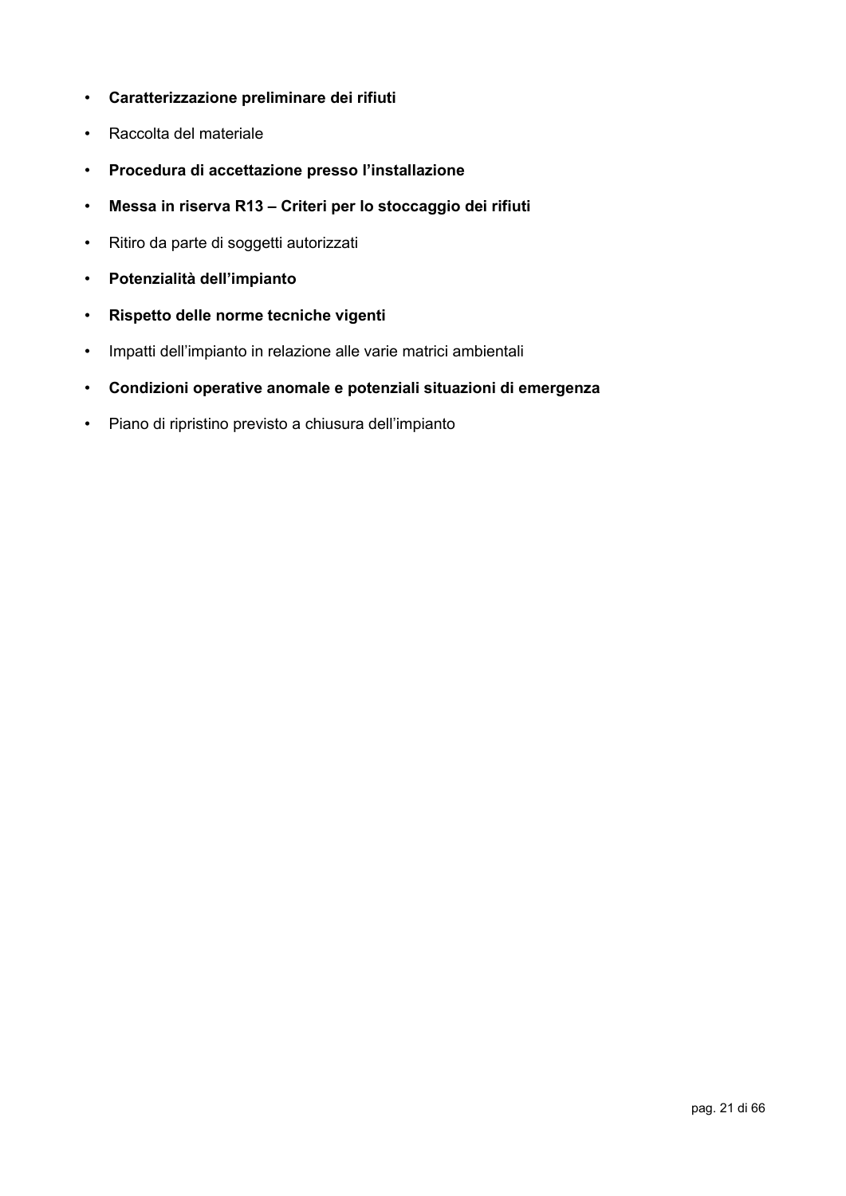- **Caratterizzazione preliminare dei rifiuti**
- Raccolta del materiale
- **Procedura di accettazione presso l'installazione**
- **Messa in riserva R13 – Criteri per lo stoccaggio dei rifiuti**
- Ritiro da parte di soggetti autorizzati
- **Potenzialità dell'impianto**
- **Rispetto delle norme tecniche vigenti**
- Impatti dell'impianto in relazione alle varie matrici ambientali
- **Condizioni operative anomale e potenziali situazioni di emergenza**
- Piano di ripristino previsto a chiusura dell'impianto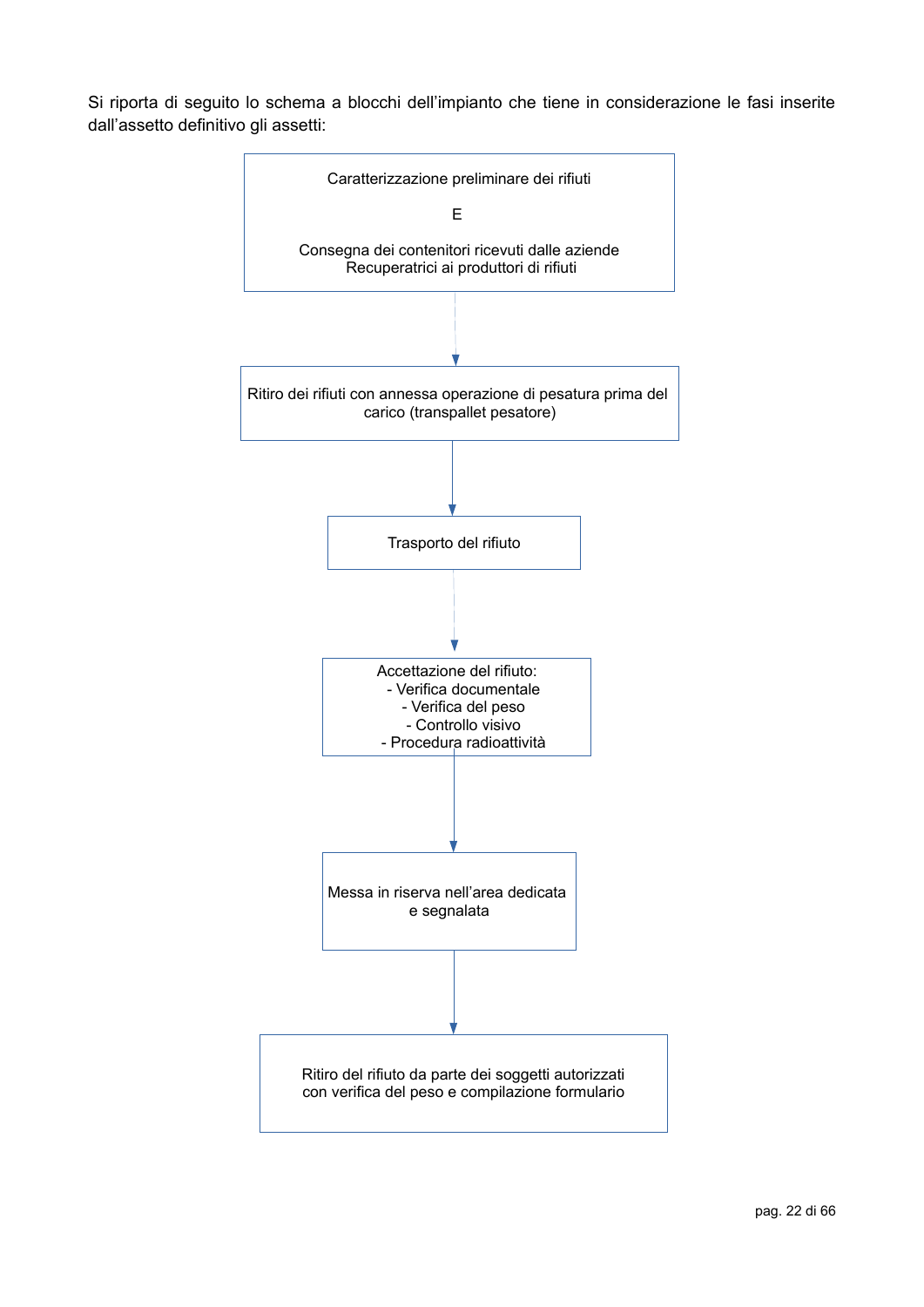Si riporta di seguito lo schema a blocchi dell'impianto che tiene in considerazione le fasi inserite dall'assetto definitivo gli assetti:

Caratterizzazione preliminare dei rifiuti

E

Consegna dei contenitori ricevuti dalle aziende Recuperatrici ai produttori di rifiuti

↓

Ritiro dei rifiuti con annessa operazione di pesatura prima del carico (transpallet pesatore)

↓

Trasporto del rifiuto

↓

Accettazione del rifiuto:
- Verifica documentale
- Verifica del peso
- Controllo visivo
- Procedura radioattività

↓

Messa in riserva nell'area dedicata e segnalata

↓

Ritiro del rifiuto da parte dei soggetti autorizzati con verifica del peso e compilazione formulario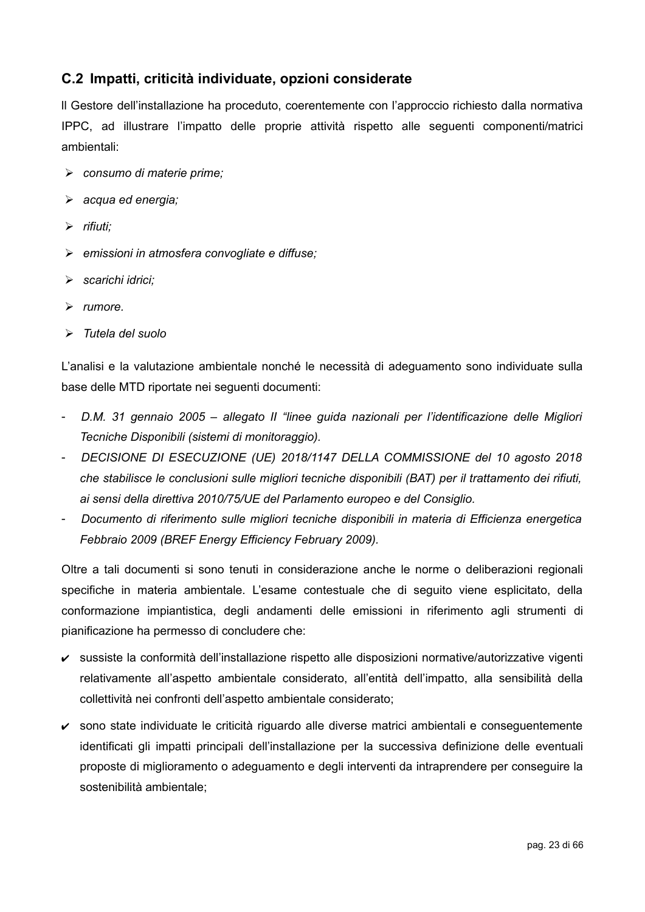## C.2 Impatti, criticità individuate, opzioni considerate

Il Gestore dell'installazione ha proceduto, coerentemente con l'approccio richiesto dalla normativa IPPC, ad illustrare l'impatto delle proprie attività rispetto alle seguenti componenti/matrici ambientali:

- *consumo di materie prime;*
- *acqua ed energia;*
- *rifiuti;*
- *emissioni in atmosfera convogliate e diffuse;*
- *scarichi idrici;*
- *rumore.*
- *Tutela del suolo*

L'analisi e la valutazione ambientale nonché le necessità di adeguamento sono individuate sulla base delle MTD riportate nei seguenti documenti:

- *D.M. 31 gennaio 2005 – allegato II "linee guida nazionali per l'identificazione delle Migliori Tecniche Disponibili (sistemi di monitoraggio).*
- *DECISIONE DI ESECUZIONE (UE) 2018/1147 DELLA COMMISSIONE del 10 agosto 2018 che stabilisce le conclusioni sulle migliori tecniche disponibili (BAT) per il trattamento dei rifiuti, ai sensi della direttiva 2010/75/UE del Parlamento europeo e del Consiglio.*
- *Documento di riferimento sulle migliori tecniche disponibili in materia di Efficienza energetica Febbraio 2009 (BREF Energy Efficiency February 2009).*

Oltre a tali documenti si sono tenuti in considerazione anche le norme o deliberazioni regionali specifiche in materia ambientale. L'esame contestuale che di seguito viene esplicitato, della conformazione impiantistica, degli andamenti delle emissioni in riferimento agli strumenti di pianificazione ha permesso di concludere che:

- ✔ sussiste la conformità dell'installazione rispetto alle disposizioni normative/autorizzative vigenti relativamente all'aspetto ambientale considerato, all'entità dell'impatto, alla sensibilità della collettività nei confronti dell'aspetto ambientale considerato;
- ✔ sono state individuate le criticità riguardo alle diverse matrici ambientali e conseguentemente identificati gli impatti principali dell'installazione per la successiva definizione delle eventuali proposte di miglioramento o adeguamento e degli interventi da intraprendere per conseguire la sostenibilità ambientale;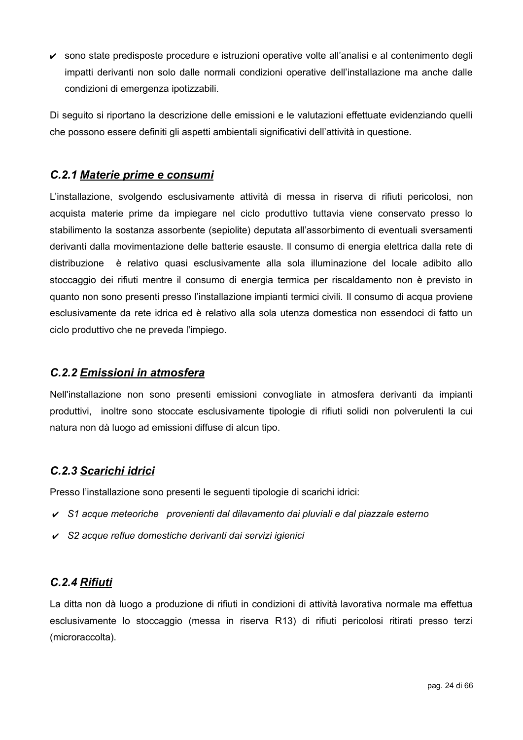- ✔ sono state predisposte procedure e istruzioni operative volte all'analisi e al contenimento degli impatti derivanti non solo dalle normali condizioni operative dell'installazione ma anche dalle condizioni di emergenza ipotizzabili.

Di seguito si riportano la descrizione delle emissioni e le valutazioni effettuate evidenziando quelli che possono essere definiti gli aspetti ambientali significativi dell'attività in questione.

### *C.2.1 <u>Materie prime e consumi</u>*

L'installazione, svolgendo esclusivamente attività di messa in riserva di rifiuti pericolosi, non acquista materie prime da impiegare nel ciclo produttivo tuttavia viene conservato presso lo stabilimento la sostanza assorbente (sepiolite) deputata all'assorbimento di eventuali sversamenti derivanti dalla movimentazione delle batterie esauste. Il consumo di energia elettrica dalla rete di distribuzione è relativo quasi esclusivamente alla sola illuminazione del locale adibito allo stoccaggio dei rifiuti mentre il consumo di energia termica per riscaldamento non è previsto in quanto non sono presenti presso l'installazione impianti termici civili. Il consumo di acqua proviene esclusivamente da rete idrica ed è relativo alla sola utenza domestica non essendoci di fatto un ciclo produttivo che ne preveda l'impiego.

### *C.2.2 <u>Emissioni in atmosfera</u>*

Nell'installazione non sono presenti emissioni convogliate in atmosfera derivanti da impianti produttivi, inoltre sono stoccate esclusivamente tipologie di rifiuti solidi non polverulenti la cui natura non dà luogo ad emissioni diffuse di alcun tipo.

### *C.2.3 <u>Scarichi idrici</u>*

Presso l'installazione sono presenti le seguenti tipologie di scarichi idrici:

- ✔ *S1 acque meteoriche provenienti dal dilavamento dai pluviali e dal piazzale esterno*
- ✔ *S2 acque reflue domestiche derivanti dai servizi igienici*

### *C.2.4 <u>Rifiuti</u>*

La ditta non dà luogo a produzione di rifiuti in condizioni di attività lavorativa normale ma effettua esclusivamente lo stoccaggio (messa in riserva R13) di rifiuti pericolosi ritirati presso terzi (microraccolta).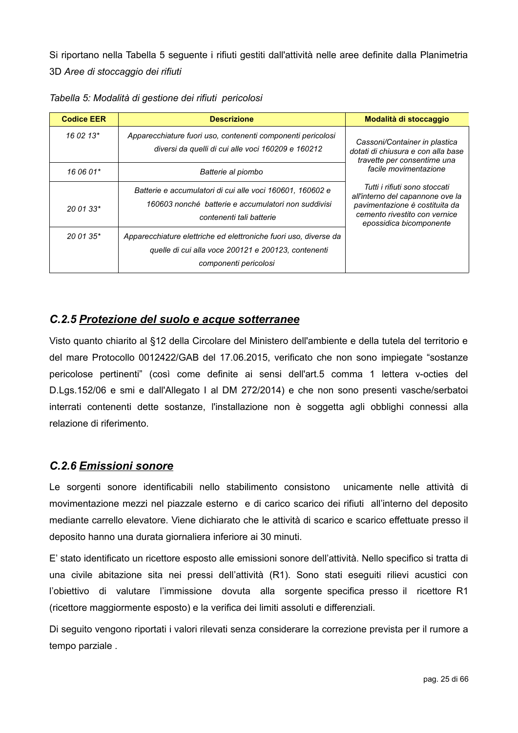Si riportano nella Tabella 5 seguente i rifiuti gestiti dall'attività nelle aree definite dalla Planimetria 3D *Aree di stoccaggio dei rifiuti*

*Tabella 5: Modalità di gestione dei rifiuti pericolosi*

| Codice EER | Descrizione | Modalità di stoccaggio |
|---|---|---|
| *16 02 13\** | *Apparecchiature fuori uso, contenenti componenti pericolosi diversi da quelli di cui alle voci 160209 e 160212* | *Cassoni/Container in plastica dotati di chiusura e con alla base travette per consentirne una facile movimentazione*<br><br>*Tutti i rifiuti sono stoccati all'interno del capannone ove la pavimentazione è costituita da cemento rivestito con vernice epossidica bicomponente* |
| *16 06 01\** | *Batterie al piombo* | |
| *20 01 33\** | *Batterie e accumulatori di cui alle voci 160601, 160602 e 160603 nonché batterie e accumulatori non suddivisi contenenti tali batterie* | |
| *20 01 35\** | *Apparecchiature elettriche ed elettroniche fuori uso, diverse da quelle di cui alla voce 200121 e 200123, contenenti componenti pericolosi* | |

## *C.2.5 Protezione del suolo e acque sotterranee*

Visto quanto chiarito al §12 della Circolare del Ministero dell'ambiente e della tutela del territorio e del mare Protocollo 0012422/GAB del 17.06.2015, verificato che non sono impiegate "sostanze pericolose pertinenti" (così come definite ai sensi dell'art.5 comma 1 lettera v-octies del D.Lgs.152/06 e smi e dall'Allegato I al DM 272/2014) e che non sono presenti vasche/serbatoi interrati contenenti dette sostanze, l'installazione non è soggetta agli obblighi connessi alla relazione di riferimento.

## *C.2.6 Emissioni sonore*

Le sorgenti sonore identificabili nello stabilimento consistono unicamente nelle attività di movimentazione mezzi nel piazzale esterno e di carico scarico dei rifiuti all'interno del deposito mediante carrello elevatore. Viene dichiarato che le attività di scarico e scarico effettuate presso il deposito hanno una durata giornaliera inferiore ai 30 minuti.

E' stato identificato un ricettore esposto alle emissioni sonore dell'attività. Nello specifico si tratta di una civile abitazione sita nei pressi dell'attività (R1). Sono stati eseguiti rilievi acustici con l'obiettivo di valutare l'immissione dovuta alla sorgente specifica presso il ricettore R1 (ricettore maggiormente esposto) e la verifica dei limiti assoluti e differenziali.

Di seguito vengono riportati i valori rilevati senza considerare la correzione prevista per il rumore a tempo parziale .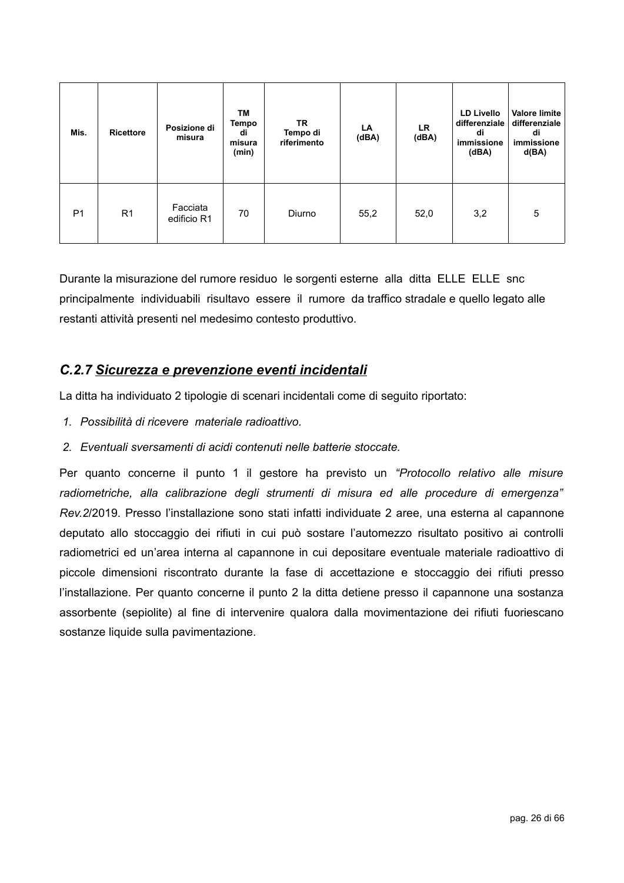| Mis. | Ricettore | Posizione di misura | TM Tempo di misura (min) | TR Tempo di riferimento | LA (dBA) | LR (dBA) | LD Livello differenziale di immissione (dBA) | Valore limite differenziale di immissione d(BA) |
|---|---|---|---|---|---|---|---|---|
| P1 | R1 | Facciata edificio R1 | 70 | Diurno | 55,2 | 52,0 | 3,2 | 5 |

Durante la misurazione del rumore residuo le sorgenti esterne alla ditta ELLE ELLE snc principalmente individuabili risultavo essere il rumore da traffico stradale e quello legato alle restanti attività presenti nel medesimo contesto produttivo.

## *C.2.7 <u>Sicurezza e prevenzione eventi incidentali</u>*

La ditta ha individuato 2 tipologie di scenari incidentali come di seguito riportato:

1. *Possibilità di ricevere materiale radioattivo.*
2. *Eventuali sversamenti di acidi contenuti nelle batterie stoccate.*

Per quanto concerne il punto 1 il gestore ha previsto un *"Protocollo relativo alle misure radiometriche, alla calibrazione degli strumenti di misura ed alle procedure di emergenza" Rev.2*/2019. Presso l'installazione sono stati infatti individuate 2 aree, una esterna al capannone deputato allo stoccaggio dei rifiuti in cui può sostare l'automezzo risultato positivo ai controlli radiometrici ed un'area interna al capannone in cui depositare eventuale materiale radioattivo di piccole dimensioni riscontrato durante la fase di accettazione e stoccaggio dei rifiuti presso l'installazione. Per quanto concerne il punto 2 la ditta detiene presso il capannone una sostanza assorbente (sepiolite) al fine di intervenire qualora dalla movimentazione dei rifiuti fuoriescano sostanze liquide sulla pavimentazione.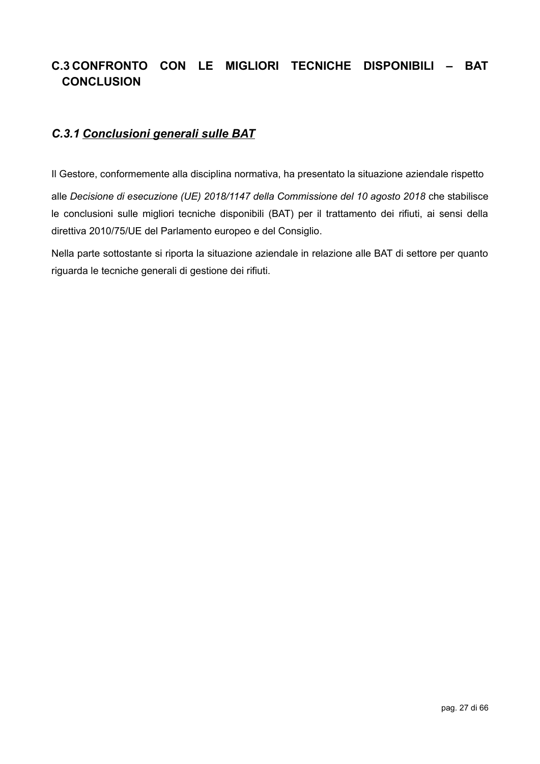## C.3 CONFRONTO CON LE MIGLIORI TECNICHE DISPONIBILI – BAT CONCLUSION

### *C.3.1 <u>Conclusioni generali sulle BAT</u>*

Il Gestore, conformemente alla disciplina normativa, ha presentato la situazione aziendale rispetto alle *Decisione di esecuzione (UE) 2018/1147 della Commissione del 10 agosto 2018* che stabilisce le conclusioni sulle migliori tecniche disponibili (BAT) per il trattamento dei rifiuti, ai sensi della direttiva 2010/75/UE del Parlamento europeo e del Consiglio.

Nella parte sottostante si riporta la situazione aziendale in relazione alle BAT di settore per quanto riguarda le tecniche generali di gestione dei rifiuti.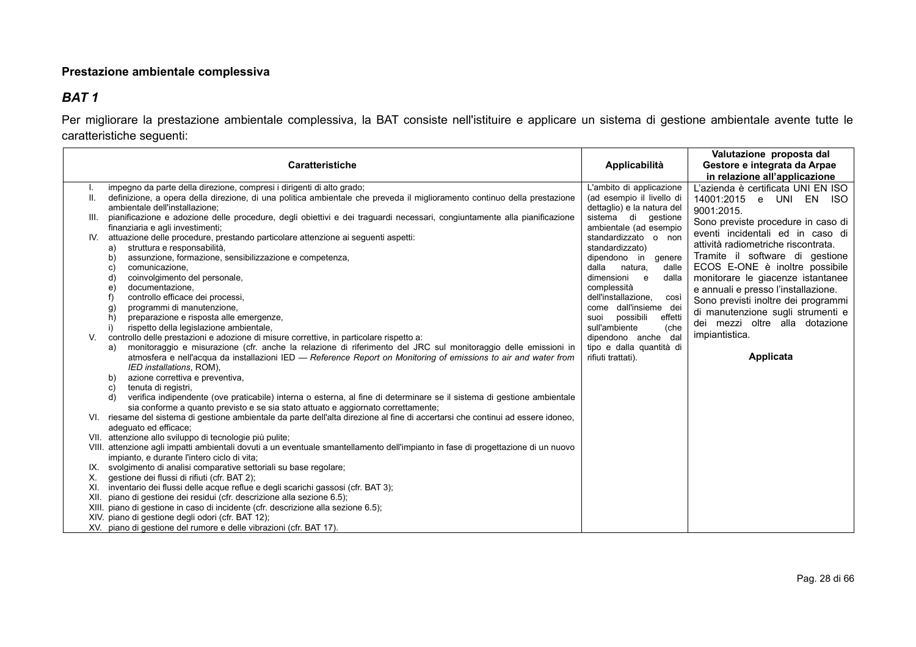**Prestazione ambientale complessiva**

## *BAT 1*

Per migliorare la prestazione ambientale complessiva, la BAT consiste nell'istituire e applicare un sistema di gestione ambientale avente tutte le caratteristiche seguenti:

| Caratteristiche | Applicabilità | Valutazione proposta dal Gestore e integrata da Arpae in relazione all'applicazione |
|---|---|---|
| I. impegno da parte della direzione, compresi i dirigenti di alto grado;<br>II. definizione, a opera della direzione, di una politica ambientale che preveda il miglioramento continuo della prestazione ambientale dell'installazione;<br>III. pianificazione e adozione delle procedure, degli obiettivi e dei traguardi necessari, congiuntamente alla pianificazione finanziaria e agli investimenti;<br>IV. attuazione delle procedure, prestando particolare attenzione ai seguenti aspetti:<br>a) struttura e responsabilità,<br>b) assunzione, formazione, sensibilizzazione e competenza,<br>c) comunicazione,<br>d) coinvolgimento del personale,<br>e) documentazione,<br>f) controllo efficace dei processi,<br>g) programmi di manutenzione,<br>h) preparazione e risposta alle emergenze,<br>i) rispetto della legislazione ambientale,<br>V. controllo delle prestazioni e adozione di misure correttive, in particolare rispetto a:<br>a) monitoraggio e misurazione (cfr. anche la relazione di riferimento del JRC sul monitoraggio delle emissioni in atmosfera e nell'acqua da installazioni IED — *Reference Report on Monitoring of emissions to air and water from IED installations*, ROM),<br>b) azione correttiva e preventiva,<br>c) tenuta di registri,<br>d) verifica indipendente (ove praticabile) interna o esterna, al fine di determinare se il sistema di gestione ambientale sia conforme a quanto previsto e se sia stato attuato e aggiornato correttamente;<br>VI. riesame del sistema di gestione ambientale da parte dell'alta direzione al fine di accertarsi che continui ad essere idoneo, adeguato ed efficace;<br>VII. attenzione allo sviluppo di tecnologie più pulite;<br>VIII. attenzione agli impatti ambientali dovuti a un eventuale smantellamento dell'impianto in fase di progettazione di un nuovo impianto, e durante l'intero ciclo di vita;<br>IX. svolgimento di analisi comparative settoriali su base regolare;<br>X. gestione dei flussi di rifiuti (cfr. BAT 2);<br>XI. inventario dei flussi delle acque reflue e degli scarichi gassosi (cfr. BAT 3);<br>XII. piano di gestione dei residui (cfr. descrizione alla sezione 6.5);<br>XIII. piano di gestione in caso di incidente (cfr. descrizione alla sezione 6.5);<br>XIV. piano di gestione degli odori (cfr. BAT 12);<br>XV. piano di gestione del rumore e delle vibrazioni (cfr. BAT 17). | L'ambito di applicazione (ad esempio il livello di dettaglio) e la natura del sistema di gestione ambientale (ad esempio standardizzato o non standardizzato) dipendono in genere dalla natura, dalle dimensioni e dalla complessità dell'installazione, così come dall'insieme dei suoi possibili effetti sull'ambiente (che dipendono anche dal tipo e dalla quantità di rifiuti trattati). | L'azienda è certificata UNI EN ISO 14001:2015 e UNI EN ISO 9001:2015.<br>Sono previste procedure in caso di eventi incidentali ed in caso di attività radiometriche riscontrata.<br>Tramite il software di gestione ECOS E-ONE è inoltre possibile monitorare le giacenze istantanee e annuali e presso l'installazione.<br>Sono previsti inoltre dei programmi di manutenzione sugli strumenti e dei mezzi oltre alla dotazione impiantistica.<br><br>**Applicata** |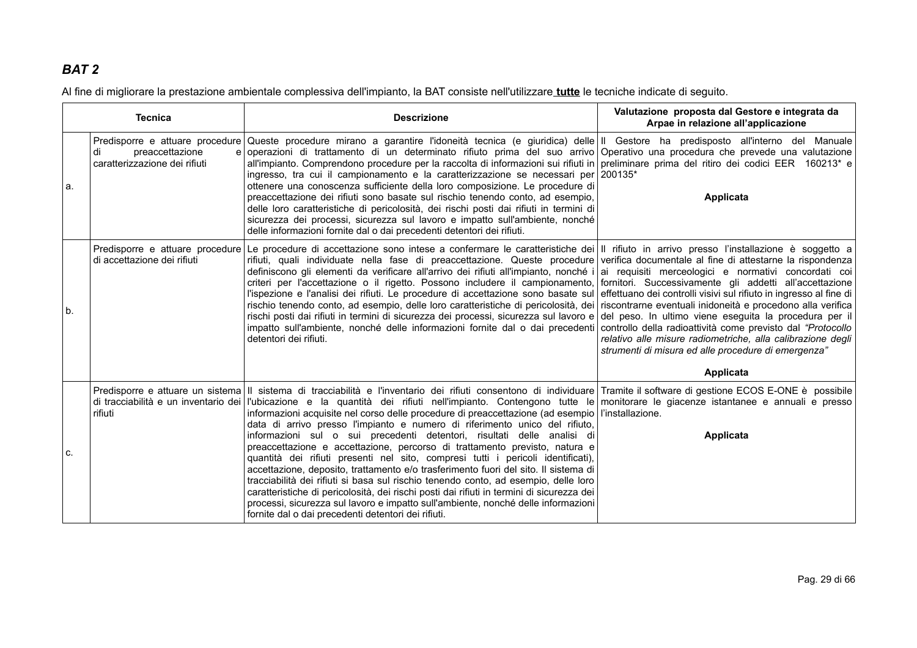## *BAT 2*

Al fine di migliorare la prestazione ambientale complessiva dell'impianto, la BAT consiste nell'utilizzare **tutte** le tecniche indicate di seguito.

| | Tecnica | Descrizione | Valutazione proposta dal Gestore e integrata da Arpae in relazione all'applicazione |
|---|---|---|---|
| a. | Predisporre e attuare procedure di preaccettazione e caratterizzazione dei rifiuti | Queste procedure mirano a garantire l'idoneità tecnica (e giuridica) delle operazioni di trattamento di un determinato rifiuto prima del suo arrivo all'impianto. Comprendono procedure per la raccolta di informazioni sui rifiuti in ingresso, tra cui il campionamento e la caratterizzazione se necessari per ottenere una conoscenza sufficiente della loro composizione. Le procedure di preaccettazione dei rifiuti sono basate sul rischio tenendo conto, ad esempio, delle loro caratteristiche di pericolosità, dei rischi posti dai rifiuti in termini di sicurezza dei processi, sicurezza sul lavoro e impatto sull'ambiente, nonché delle informazioni fornite dal o dai precedenti detentori dei rifiuti. | Il Gestore ha predisposto all'interno del Manuale Operativo una procedura che prevede una valutazione preliminare prima del ritiro dei codici EER 160213* e 200135*<br><br>**Applicata** |
| b. | Predisporre e attuare procedure di accettazione dei rifiuti | Le procedure di accettazione sono intese a confermare le caratteristiche dei rifiuti, quali individuate nella fase di preaccettazione. Queste procedure definiscono gli elementi da verificare all'arrivo dei rifiuti all'impianto, nonché i criteri per l'accettazione o il rigetto. Possono includere il campionamento, l'ispezione e l'analisi dei rifiuti. Le procedure di accettazione sono basate sul rischio tenendo conto, ad esempio, delle loro caratteristiche di pericolosità, dei rischi posti dai rifiuti in termini di sicurezza dei processi, sicurezza sul lavoro e impatto sull'ambiente, nonché delle informazioni fornite dal o dai precedenti detentori dei rifiuti. | Il rifiuto in arrivo presso l'installazione è soggetto a verifica documentale al fine di attestarne la rispondenza ai requisiti merceologici e normativi concordati coi fornitori. Successivamente gli addetti all'accettazione effettuano dei controlli visivi sul rifiuto in ingresso al fine di riscontrarne eventuali inidoneità e procedono alla verifica del peso. In ultimo viene eseguita la procedura per il controllo della radioattività come previsto dal *"Protocollo relativo alle misure radiometriche, alla calibrazione degli strumenti di misura ed alle procedure di emergenza"*<br><br>**Applicata** |
| c. | Predisporre e attuare un sistema di tracciabilità e un inventario dei rifiuti | Il sistema di tracciabilità e l'inventario dei rifiuti consentono di individuare l'ubicazione e la quantità dei rifiuti nell'impianto. Contengono tutte le informazioni acquisite nel corso delle procedure di preaccettazione (ad esempio data di arrivo presso l'impianto e numero di riferimento unico del rifiuto, informazioni sul o sui precedenti detentori, risultati delle analisi di preaccettazione e accettazione, percorso di trattamento previsto, natura e quantità dei rifiuti presenti nel sito, compresi tutti i pericoli identificati), accettazione, deposito, trattamento e/o trasferimento fuori del sito. Il sistema di tracciabilità dei rifiuti si basa sul rischio tenendo conto, ad esempio, delle loro caratteristiche di pericolosità, dei rischi posti dai rifiuti in termini di sicurezza dei processi, sicurezza sul lavoro e impatto sull'ambiente, nonché delle informazioni fornite dal o dai precedenti detentori dei rifiuti. | Tramite il software di gestione ECOS E-ONE è possibile monitorare le giacenze istantanee e annuali e presso l'installazione.<br><br>**Applicata** |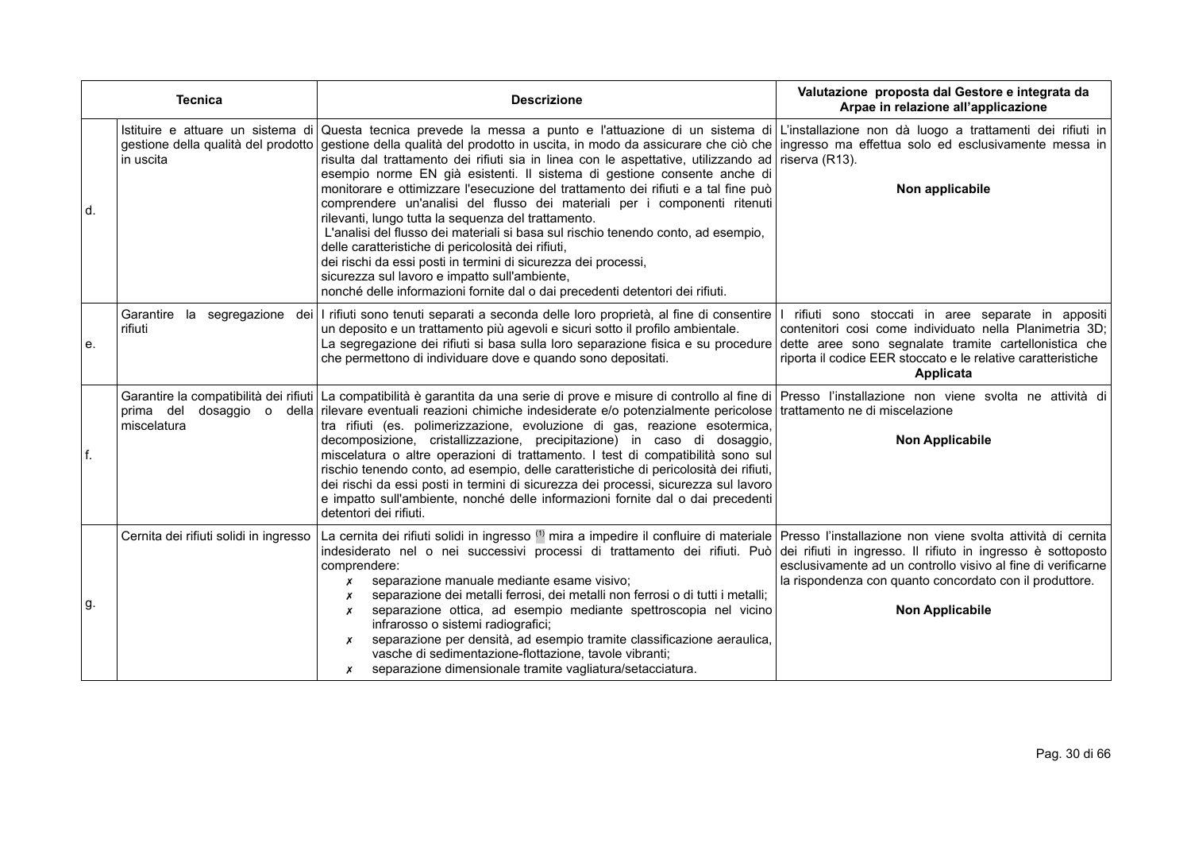| | Tecnica | Descrizione | Valutazione proposta dal Gestore e integrata da Arpae in relazione all'applicazione |
|---|---|---|---|
| d. | Istituire e attuare un sistema di gestione della qualità del prodotto in uscita | Questa tecnica prevede la messa a punto e l'attuazione di un sistema di gestione della qualità del prodotto in uscita, in modo da assicurare che ciò che risulta dal trattamento dei rifiuti sia in linea con le aspettative, utilizzando ad esempio norme EN già esistenti. Il sistema di gestione consente anche di monitorare e ottimizzare l'esecuzione del trattamento dei rifiuti e a tal fine può comprendere un'analisi del flusso dei materiali per i componenti ritenuti rilevanti, lungo tutta la sequenza del trattamento.<br>L'analisi del flusso dei materiali si basa sul rischio tenendo conto, ad esempio, delle caratteristiche di pericolosità dei rifiuti,<br>dei rischi da essi posti in termini di sicurezza dei processi,<br>sicurezza sul lavoro e impatto sull'ambiente,<br>nonché delle informazioni fornite dal o dai precedenti detentori dei rifiuti. | L'installazione non dà luogo a trattamenti dei rifiuti in ingresso ma effettua solo ed esclusivamente messa in riserva (R13).<br><br>**Non applicabile** |
| e. | Garantire la segregazione dei rifiuti | I rifiuti sono tenuti separati a seconda delle loro proprietà, al fine di consentire un deposito e un trattamento più agevoli e sicuri sotto il profilo ambientale.<br>La segregazione dei rifiuti si basa sulla loro separazione fisica e su procedure che permettono di individuare dove e quando sono depositati. | I rifiuti sono stoccati in aree separate in appositi contenitori così come individuato nella Planimetria 3D; dette aree sono segnalate tramite cartellonistica che riporta il codice EER stoccato e le relative caratteristiche<br>**Applicata** |
| f. | Garantire la compatibilità dei rifiuti prima del dosaggio o della miscelatura | La compatibilità è garantita da una serie di prove e misure di controllo al fine di rilevare eventuali reazioni chimiche indesiderate e/o potenzialmente pericolose tra rifiuti (es. polimerizzazione, evoluzione di gas, reazione esotermica, decomposizione, cristallizzazione, precipitazione) in caso di dosaggio, miscelatura o altre operazioni di trattamento. I test di compatibilità sono sul rischio tenendo conto, ad esempio, delle caratteristiche di pericolosità dei rifiuti, dei rischi da essi posti in termini di sicurezza dei processi, sicurezza sul lavoro e impatto sull'ambiente, nonché delle informazioni fornite dal o dai precedenti detentori dei rifiuti. | Presso l'installazione non viene svolta ne attività di trattamento ne di miscelazione<br><br>**Non Applicabile** |
| g. | Cernita dei rifiuti solidi in ingresso | La cernita dei rifiuti solidi in ingresso [1] mira a impedire il confluire di materiale indesiderato nel o nei successivi processi di trattamento dei rifiuti. Può comprendere:<br>✗ separazione manuale mediante esame visivo;<br>✗ separazione dei metalli ferrosi, dei metalli non ferrosi o di tutti i metalli;<br>✗ separazione ottica, ad esempio mediante spettroscopia nel vicino infrarosso o sistemi radiografici;<br>✗ separazione per densità, ad esempio tramite classificazione aeraulica, vasche di sedimentazione-flottazione, tavole vibranti;<br>✗ separazione dimensionale tramite vagliatura/setacciatura. | Presso l'installazione non viene svolta attività di cernita dei rifiuti in ingresso. Il rifiuto in ingresso è sottoposto esclusivamente ad un controllo visivo al fine di verificarne la rispondenza con quanto concordato con il produttore.<br><br>**Non Applicabile** |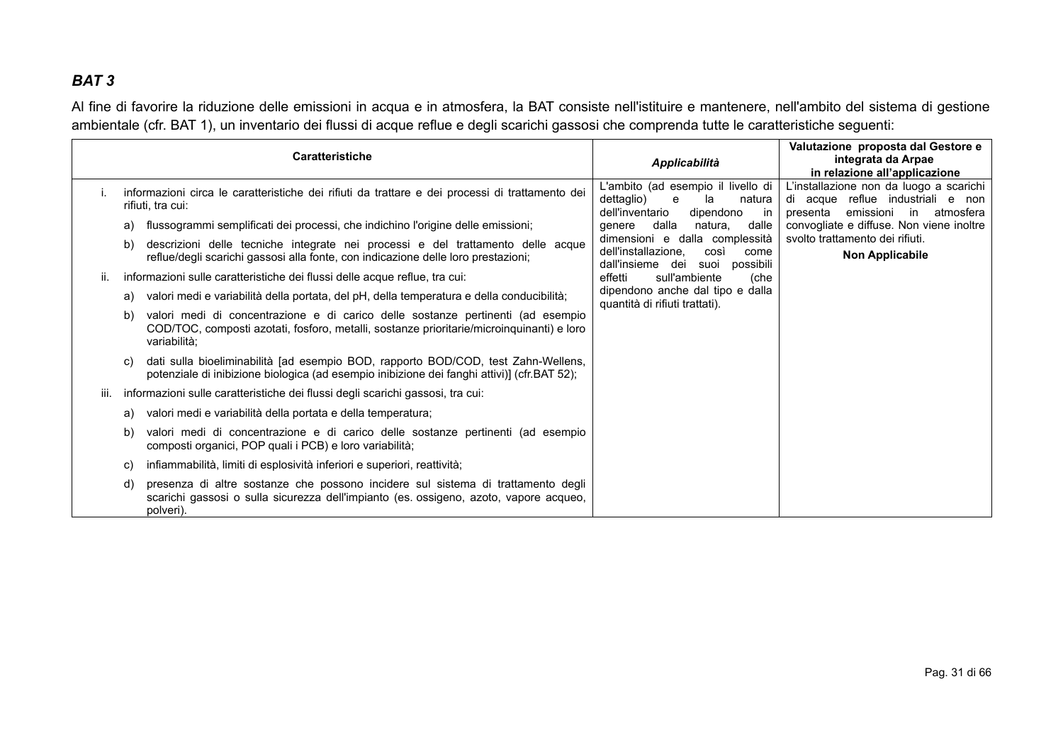## *BAT 3*

Al fine di favorire la riduzione delle emissioni in acqua e in atmosfera, la BAT consiste nell'istituire e mantenere, nell'ambito del sistema di gestione ambientale (cfr. BAT 1), un inventario dei flussi di acque reflue e degli scarichi gassosi che comprenda tutte le caratteristiche seguenti:

| Caratteristiche | *Applicabilità* | Valutazione proposta dal Gestore e integrata da Arpae in relazione all'applicazione |
|---|---|---|
| i. informazioni circa le caratteristiche dei rifiuti da trattare e dei processi di trattamento dei rifiuti, tra cui:<br>a) flussogrammi semplificati dei processi, che indichino l'origine delle emissioni;<br>b) descrizioni delle tecniche integrate nei processi e del trattamento delle acque reflue/degli scarichi gassosi alla fonte, con indicazione delle loro prestazioni;<br>ii. informazioni sulle caratteristiche dei flussi delle acque reflue, tra cui:<br>a) valori medi e variabilità della portata, del pH, della temperatura e della conducibilità;<br>b) valori medi di concentrazione e di carico delle sostanze pertinenti (ad esempio COD/TOC, composti azotati, fosforo, metalli, sostanze prioritarie/microinquinanti) e loro variabilità;<br>c) dati sulla bioeliminabilità [ad esempio BOD, rapporto BOD/COD, test Zahn-Wellens, potenziale di inibizione biologica (ad esempio inibizione dei fanghi attivi)] (cfr.BAT 52);<br>iii. informazioni sulle caratteristiche dei flussi degli scarichi gassosi, tra cui:<br>a) valori medi e variabilità della portata e della temperatura;<br>b) valori medi di concentrazione e di carico delle sostanze pertinenti (ad esempio composti organici, POP quali i PCB) e loro variabilità;<br>c) infiammabilità, limiti di esplosività inferiori e superiori, reattività;<br>d) presenza di altre sostanze che possono incidere sul sistema di trattamento degli scarichi gassosi o sulla sicurezza dell'impianto (es. ossigeno, azoto, vapore acqueo, polveri). | L'ambito (ad esempio il livello di dettaglio) e la natura dell'inventario dipendono in genere dalla natura, dalle dimensioni e dalla complessità dell'installazione, così come dall'insieme dei suoi possibili effetti sull'ambiente (che dipendono anche dal tipo e dalla quantità di rifiuti trattati). | L'installazione non da luogo a scarichi di acque reflue industriali e non presenta emissioni in atmosfera convogliate e diffuse. Non viene inoltre svolto trattamento dei rifiuti.<br>**Non Applicabile** |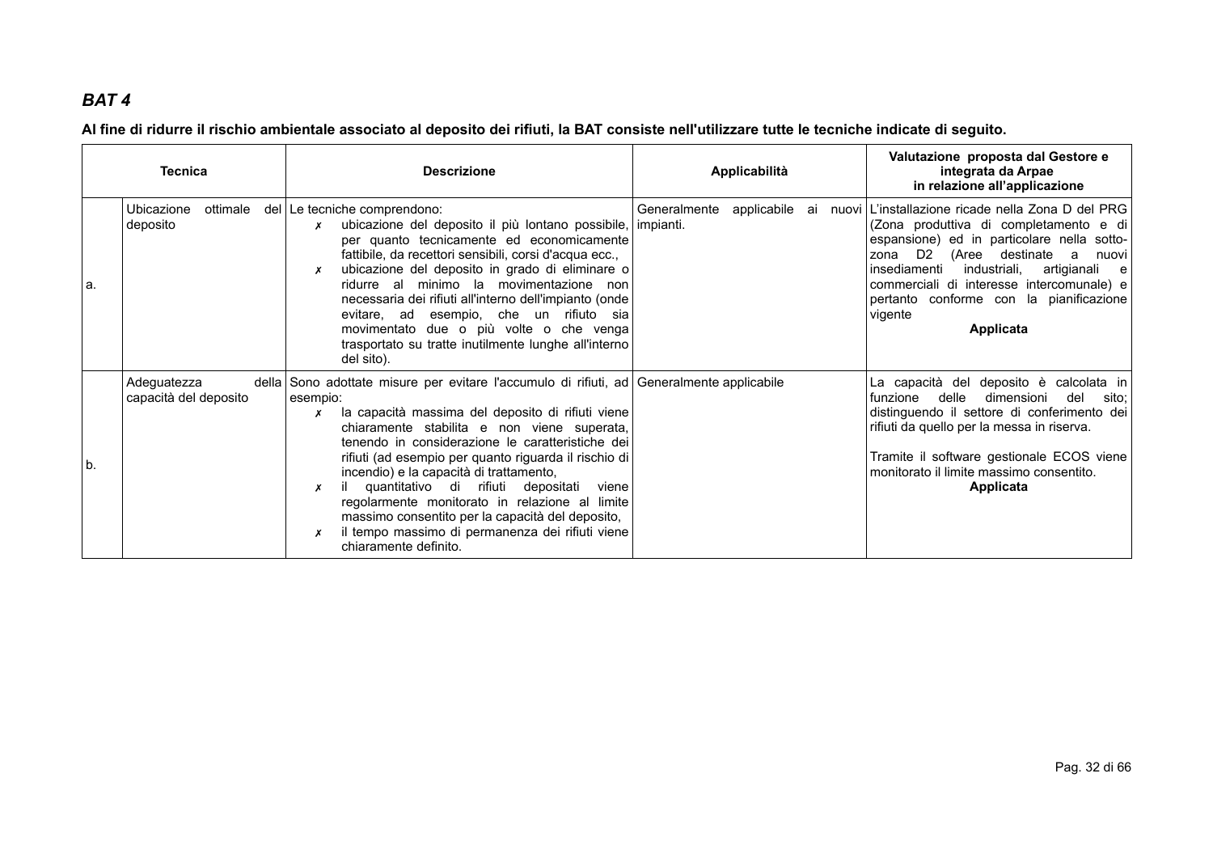## *BAT 4*

**Al fine di ridurre il rischio ambientale associato al deposito dei rifiuti, la BAT consiste nell'utilizzare tutte le tecniche indicate di seguito.**

| Tecnica | | Descrizione | Applicabilità | Valutazione proposta dal Gestore e integrata da Arpae in relazione all'applicazione |
|---|---|---|---|---|
| a. | Ubicazione ottimale del deposito | Le tecniche comprendono:<br>✗ ubicazione del deposito il più lontano possibile, per quanto tecnicamente ed economicamente fattibile, da recettori sensibili, corsi d'acqua ecc.,<br>✗ ubicazione del deposito in grado di eliminare o ridurre al minimo la movimentazione non necessaria dei rifiuti all'interno dell'impianto (onde evitare, ad esempio, che un rifiuto sia movimentato due o più volte o che venga trasportato su tratte inutilmente lunghe all'interno del sito). | Generalmente applicabile ai nuovi impianti. | L'installazione ricade nella Zona D del PRG (Zona produttiva di completamento e di espansione) ed in particolare nella sotto-zona D2 (Aree destinate a nuovi insediamenti industriali, artigianali e commerciali di interesse intercomunale) e pertanto conforme con la pianificazione vigente<br>**Applicata** |
| b. | Adeguatezza della capacità del deposito | Sono adottate misure per evitare l'accumulo di rifiuti, ad esempio:<br>✗ la capacità massima del deposito di rifiuti viene chiaramente stabilita e non viene superata, tenendo in considerazione le caratteristiche dei rifiuti (ad esempio per quanto riguarda il rischio di incendio) e la capacità di trattamento,<br>✗ il quantitativo di rifiuti depositati viene regolarmente monitorato in relazione al limite massimo consentito per la capacità del deposito,<br>✗ il tempo massimo di permanenza dei rifiuti viene chiaramente definito. | Generalmente applicabile | La capacità del deposito è calcolata in funzione delle dimensioni del sito; distinguendo il settore di conferimento dei rifiuti da quello per la messa in riserva.<br><br>Tramite il software gestionale ECOS viene monitorato il limite massimo consentito.<br>**Applicata** |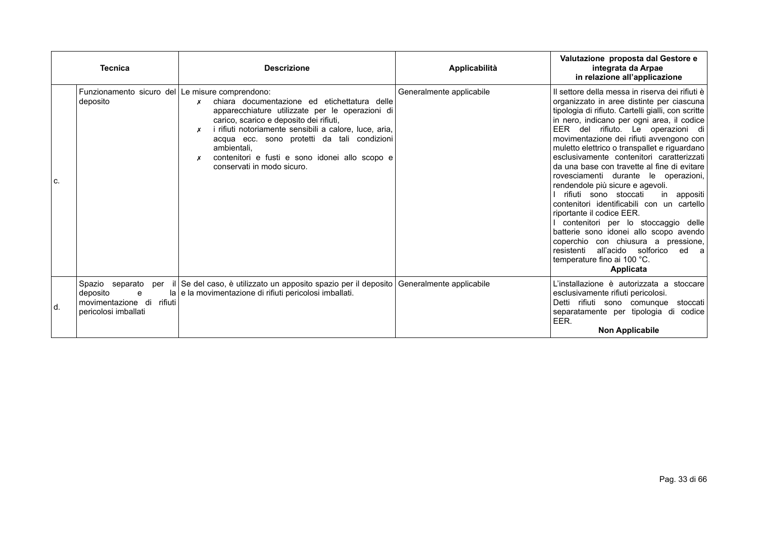| | Tecnica | Descrizione | Applicabilità | Valutazione proposta dal Gestore e integrata da Arpae in relazione all'applicazione |
|---|---|---|---|---|
| c. | Funzionamento sicuro del deposito | Le misure comprendono:<br>✗ chiara documentazione ed etichettatura delle apparecchiature utilizzate per le operazioni di carico, scarico e deposito dei rifiuti,<br>✗ i rifiuti notoriamente sensibili a calore, luce, aria, acqua ecc. sono protetti da tali condizioni ambientali,<br>✗ contenitori e fusti e sono idonei allo scopo e conservati in modo sicuro. | Generalmente applicabile | Il settore della messa in riserva dei rifiuti è organizzato in aree distinte per ciascuna tipologia di rifiuto. Cartelli gialli, con scritte in nero, indicano per ogni area, il codice EER del rifiuto. Le operazioni di movimentazione dei rifiuti avvengono con muletto elettrico o transpallet e riguardano esclusivamente contenitori caratterizzati da una base con travette al fine di evitare rovesciamenti durante le operazioni, rendendole più sicure e agevoli.<br>I rifiuti sono stoccati in appositi contenitori identificabili con un cartello riportante il codice EER.<br>I contenitori per lo stoccaggio delle batterie sono idonei allo scopo avendo coperchio con chiusura a pressione, resistenti all'acido solforico ed a temperature fino ai 100 °C.<br>**Applicata** |
| d. | Spazio separato per il deposito e la movimentazione di rifiuti pericolosi imballati | Se del caso, è utilizzato un apposito spazio per il deposito e la movimentazione di rifiuti pericolosi imballati. | Generalmente applicabile | L'installazione è autorizzata a stoccare esclusivamente rifiuti pericolosi.<br>Detti rifiuti sono comunque stoccati separatamente per tipologia di codice EER.<br>**Non Applicabile** |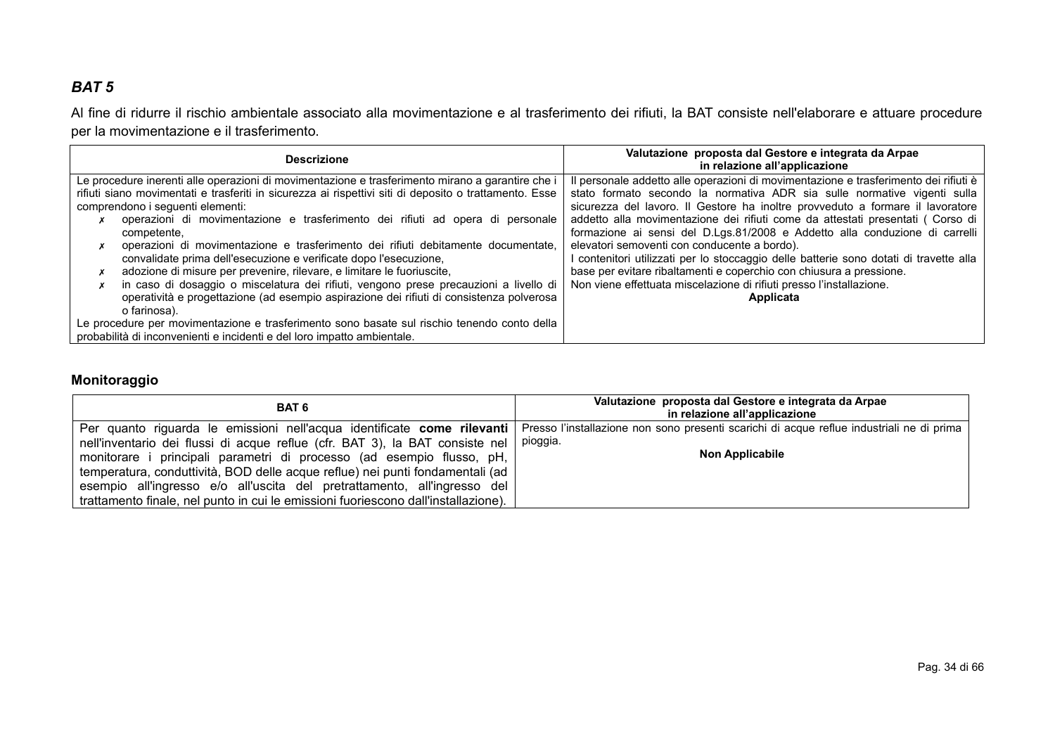### *BAT 5*

Al fine di ridurre il rischio ambientale associato alla movimentazione e al trasferimento dei rifiuti, la BAT consiste nell'elaborare e attuare procedure per la movimentazione e il trasferimento.

| Descrizione | Valutazione proposta dal Gestore e integrata da Arpae in relazione all'applicazione |
|---|---|
| Le procedure inerenti alle operazioni di movimentazione e trasferimento mirano a garantire che i rifiuti siano movimentati e trasferiti in sicurezza ai rispettivi siti di deposito o trattamento. Esse comprendono i seguenti elementi:<br>✗ operazioni di movimentazione e trasferimento dei rifiuti ad opera di personale competente,<br>✗ operazioni di movimentazione e trasferimento dei rifiuti debitamente documentate, convalidate prima dell'esecuzione e verificate dopo l'esecuzione,<br>✗ adozione di misure per prevenire, rilevare, e limitare le fuoriuscite,<br>✗ in caso di dosaggio o miscelatura dei rifiuti, vengono prese precauzioni a livello di operatività e progettazione (ad esempio aspirazione dei rifiuti di consistenza polverosa o farinosa).<br>Le procedure per movimentazione e trasferimento sono basate sul rischio tenendo conto della probabilità di inconvenienti e incidenti e del loro impatto ambientale. | Il personale addetto alle operazioni di movimentazione e trasferimento dei rifiuti è stato formato secondo la normativa ADR sia sulle normative vigenti sulla sicurezza del lavoro. Il Gestore ha inoltre provveduto a formare il lavoratore addetto alla movimentazione dei rifiuti come da attestati presentati ( Corso di formazione ai sensi del D.Lgs.81/2008 e Addetto alla conduzione di carrelli elevatori semoventi con conducente a bordo).<br>I contenitori utilizzati per lo stoccaggio delle batterie sono dotati di travette alla base per evitare ribaltamenti e coperchio con chiusura a pressione.<br>Non viene effettuata miscelazione di rifiuti presso l'installazione.<br>**Applicata** |

### Monitoraggio

| BAT 6 | Valutazione proposta dal Gestore e integrata da Arpae in relazione all'applicazione |
|---|---|
| Per quanto riguarda le emissioni nell'acqua identificate **come rilevanti** nell'inventario dei flussi di acque reflue (cfr. BAT 3), la BAT consiste nel monitorare i principali parametri di processo (ad esempio flusso, pH, temperatura, conduttività, BOD delle acque reflue) nei punti fondamentali (ad esempio all'ingresso e/o all'uscita del pretrattamento, all'ingresso del trattamento finale, nel punto in cui le emissioni fuoriescono dall'installazione). | Presso l'installazione non sono presenti scarichi di acque reflue industriali ne di prima pioggia.<br>**Non Applicabile** |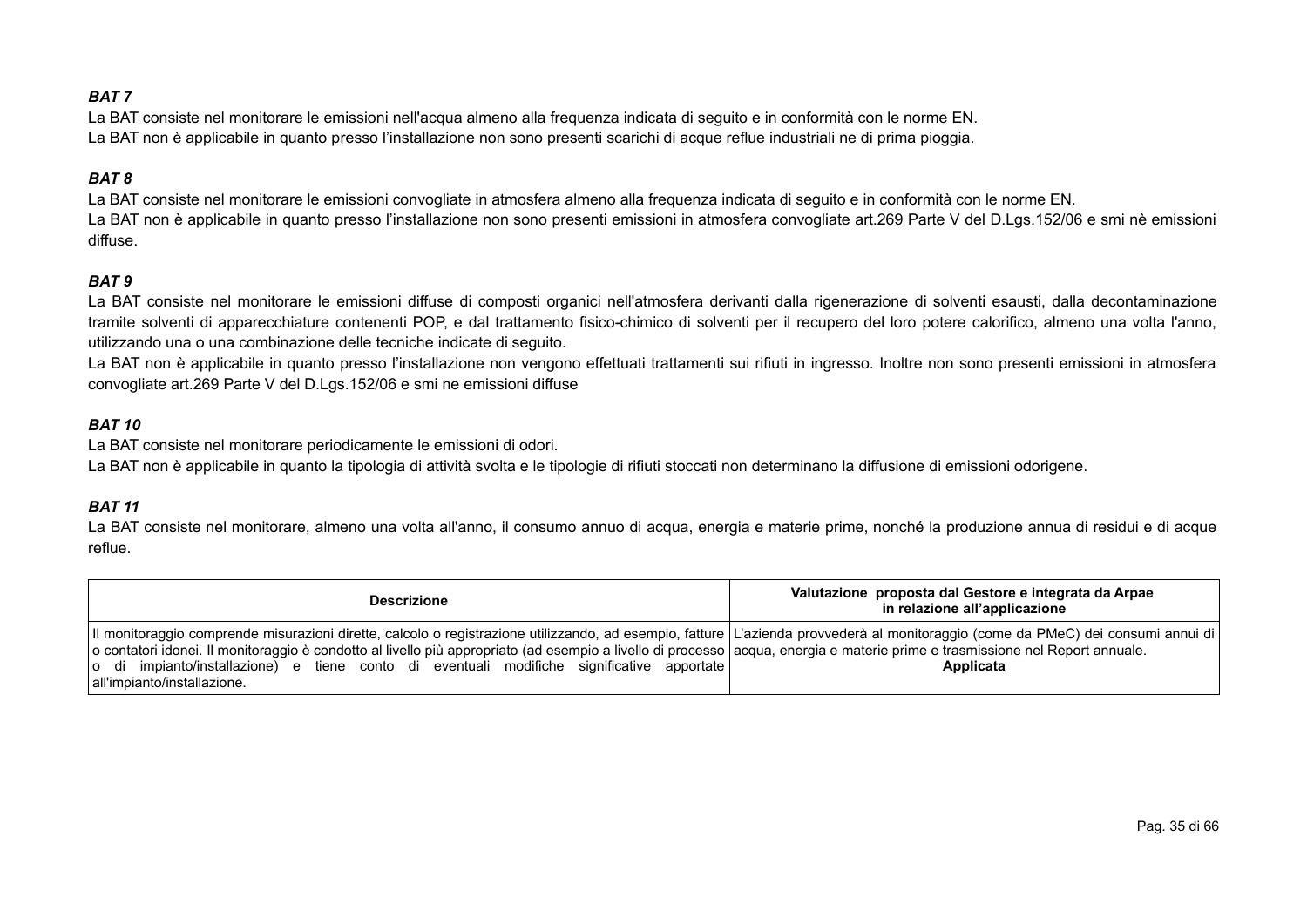***BAT 7***

La BAT consiste nel monitorare le emissioni nell'acqua almeno alla frequenza indicata di seguito e in conformità con le norme EN.
La BAT non è applicabile in quanto presso l'installazione non sono presenti scarichi di acque reflue industriali ne di prima pioggia.

***BAT 8***

La BAT consiste nel monitorare le emissioni convogliate in atmosfera almeno alla frequenza indicata di seguito e in conformità con le norme EN.
La BAT non è applicabile in quanto presso l'installazione non sono presenti emissioni in atmosfera convogliate art.269 Parte V del D.Lgs.152/06 e smi nè emissioni diffuse.

***BAT 9***

La BAT consiste nel monitorare le emissioni diffuse di composti organici nell'atmosfera derivanti dalla rigenerazione di solventi esausti, dalla decontaminazione tramite solventi di apparecchiature contenenti POP, e dal trattamento fisico-chimico di solventi per il recupero del loro potere calorifico, almeno una volta l'anno, utilizzando una o una combinazione delle tecniche indicate di seguito.
La BAT non è applicabile in quanto presso l'installazione non vengono effettuati trattamenti sui rifiuti in ingresso. Inoltre non sono presenti emissioni in atmosfera convogliate art.269 Parte V del D.Lgs.152/06 e smi ne emissioni diffuse

***BAT 10***

La BAT consiste nel monitorare periodicamente le emissioni di odori.
La BAT non è applicabile in quanto la tipologia di attività svolta e le tipologie di rifiuti stoccati non determinano la diffusione di emissioni odorigene.

***BAT 11***

La BAT consiste nel monitorare, almeno una volta all'anno, il consumo annuo di acqua, energia e materie prime, nonché la produzione annua di residui e di acque reflue.

| **Descrizione** | **Valutazione proposta dal Gestore e integrata da Arpae in relazione all'applicazione** |
|---|---|
| Il monitoraggio comprende misurazioni dirette, calcolo o registrazione utilizzando, ad esempio, fatture o contatori idonei. Il monitoraggio è condotto al livello più appropriato (ad esempio a livello di processo o di impianto/installazione) e tiene conto di eventuali modifiche significative apportate all'impianto/installazione. | L'azienda provvederà al monitoraggio (come da PMeC) dei consumi annui di acqua, energia e materie prime e trasmissione nel Report annuale. **Applicata** |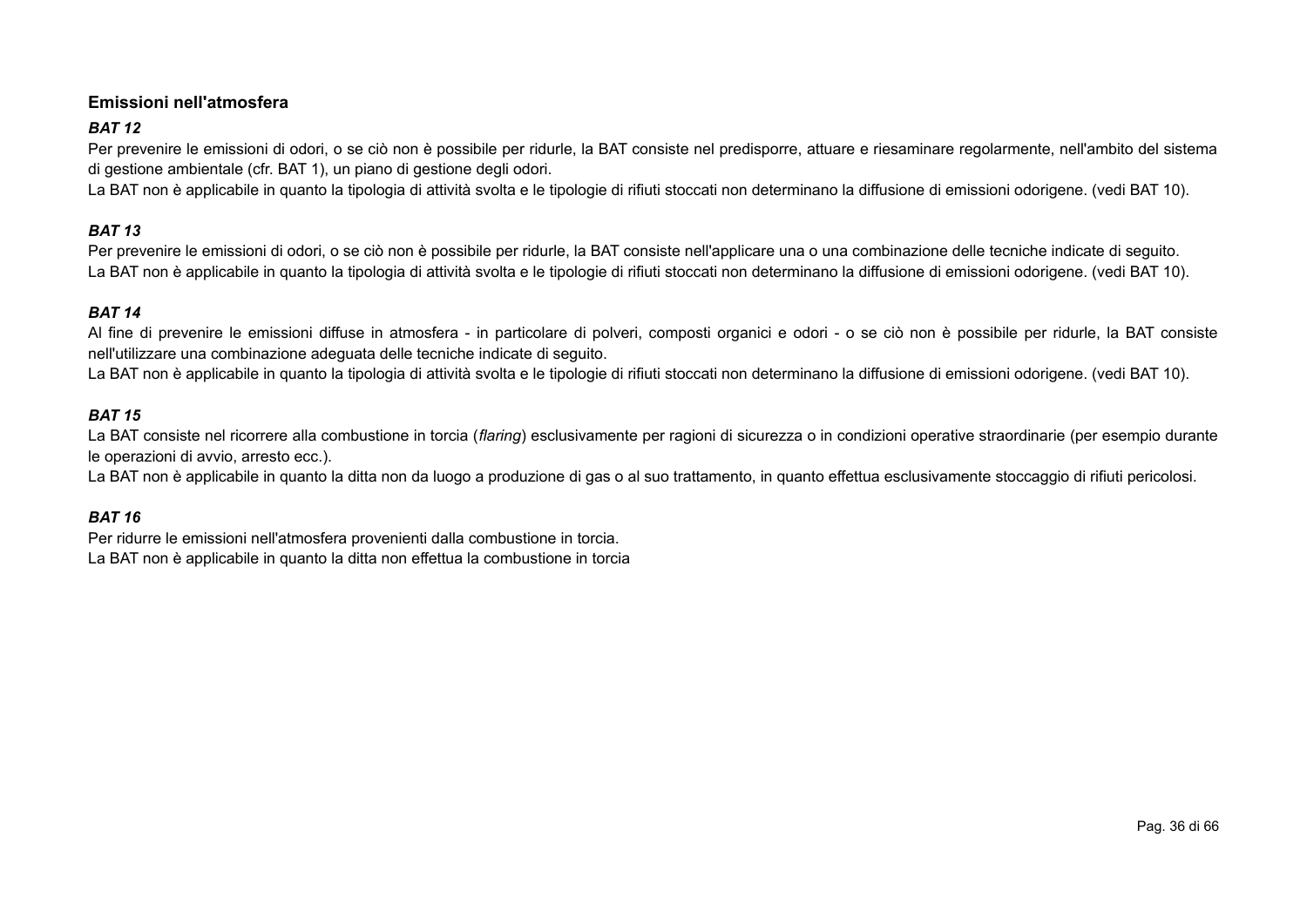## Emissioni nell'atmosfera

### *BAT 12*

Per prevenire le emissioni di odori, o se ciò non è possibile per ridurle, la BAT consiste nel predisporre, attuare e riesaminare regolarmente, nell'ambito del sistema di gestione ambientale (cfr. BAT 1), un piano di gestione degli odori.
La BAT non è applicabile in quanto la tipologia di attività svolta e le tipologie di rifiuti stoccati non determinano la diffusione di emissioni odorigene. (vedi BAT 10).

### *BAT 13*

Per prevenire le emissioni di odori, o se ciò non è possibile per ridurle, la BAT consiste nell'applicare una o una combinazione delle tecniche indicate di seguito.
La BAT non è applicabile in quanto la tipologia di attività svolta e le tipologie di rifiuti stoccati non determinano la diffusione di emissioni odorigene. (vedi BAT 10).

### *BAT 14*

Al fine di prevenire le emissioni diffuse in atmosfera - in particolare di polveri, composti organici e odori - o se ciò non è possibile per ridurle, la BAT consiste nell'utilizzare una combinazione adeguata delle tecniche indicate di seguito.
La BAT non è applicabile in quanto la tipologia di attività svolta e le tipologie di rifiuti stoccati non determinano la diffusione di emissioni odorigene. (vedi BAT 10).

### *BAT 15*

La BAT consiste nel ricorrere alla combustione in torcia (*flaring*) esclusivamente per ragioni di sicurezza o in condizioni operative straordinarie (per esempio durante le operazioni di avvio, arresto ecc.).
La BAT non è applicabile in quanto la ditta non da luogo a produzione di gas o al suo trattamento, in quanto effettua esclusivamente stoccaggio di rifiuti pericolosi.

### *BAT 16*

Per ridurre le emissioni nell'atmosfera provenienti dalla combustione in torcia.
La BAT non è applicabile in quanto la ditta non effettua la combustione in torcia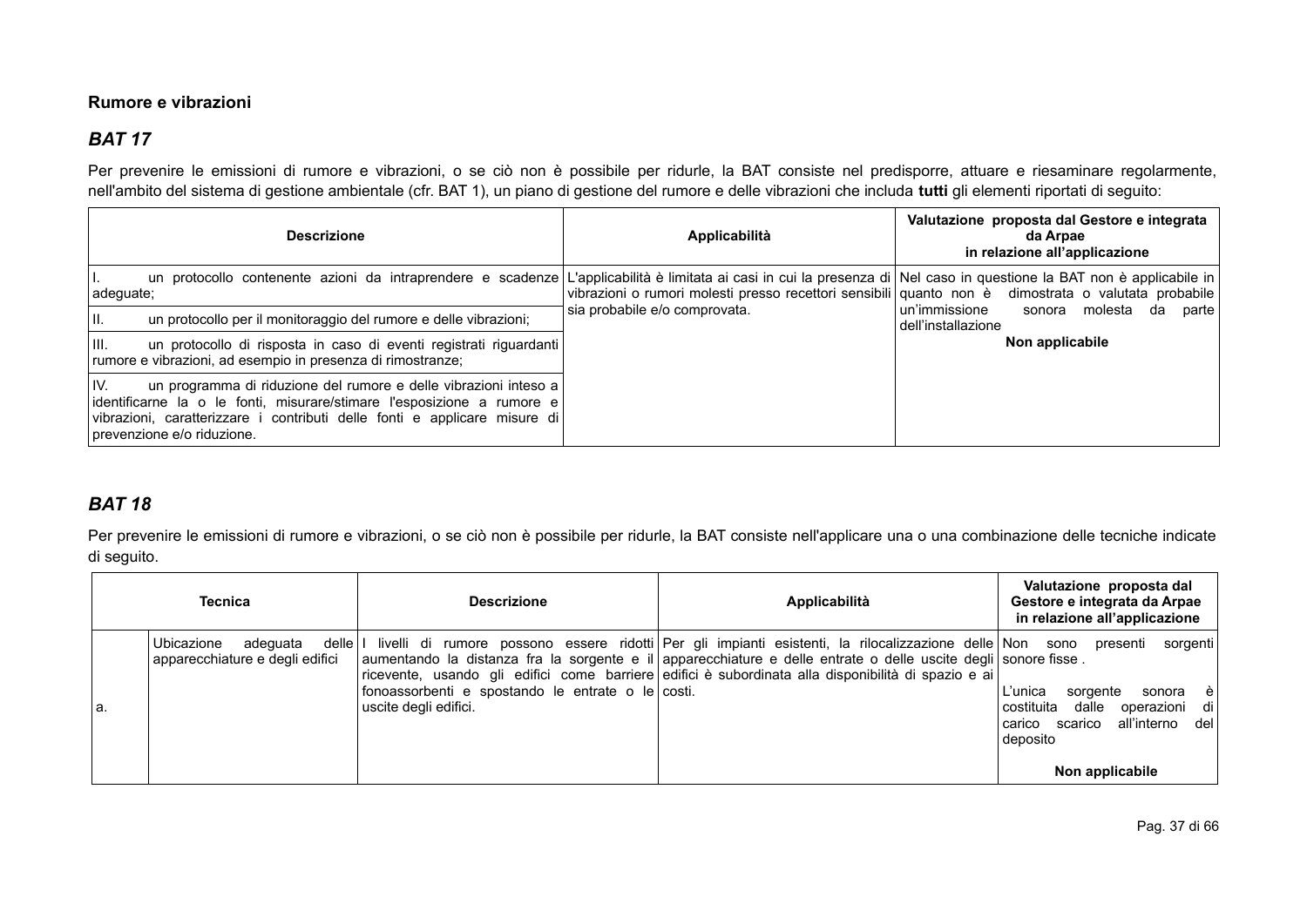**Rumore e vibrazioni**

## *BAT 17*

Per prevenire le emissioni di rumore e vibrazioni, o se ciò non è possibile per ridurle, la BAT consiste nel predisporre, attuare e riesaminare regolarmente, nell'ambito del sistema di gestione ambientale (cfr. BAT 1), un piano di gestione del rumore e delle vibrazioni che includa **tutti** gli elementi riportati di seguito:

| Descrizione | Applicabilità | Valutazione proposta dal Gestore e integrata da Arpae in relazione all'applicazione |
|---|---|---|
| I. un protocollo contenente azioni da intraprendere e scadenze adeguate; | L'applicabilità è limitata ai casi in cui la presenza di vibrazioni o rumori molesti presso recettori sensibili sia probabile e/o comprovata. | Nel caso in questione la BAT non è applicabile in quanto non è dimostrata o valutata probabile un'immissione sonora molesta da parte dell'installazione<br>**Non applicabile** |
| II. un protocollo per il monitoraggio del rumore e delle vibrazioni; | | |
| III. un protocollo di risposta in caso di eventi registrati riguardanti rumore e vibrazioni, ad esempio in presenza di rimostranze; | | |
| IV. un programma di riduzione del rumore e delle vibrazioni inteso a identificarne la o le fonti, misurare/stimare l'esposizione a rumore e vibrazioni, caratterizzare i contributi delle fonti e applicare misure di prevenzione e/o riduzione. | | |

## *BAT 18*

Per prevenire le emissioni di rumore e vibrazioni, o se ciò non è possibile per ridurle, la BAT consiste nell'applicare una o una combinazione delle tecniche indicate di seguito.

| Tecnica | | Descrizione | Applicabilità | Valutazione proposta dal Gestore e integrata da Arpae in relazione all'applicazione |
|---|---|---|---|---|
| a. | Ubicazione adeguata delle apparecchiature e degli edifici | I livelli di rumore possono essere ridotti aumentando la distanza fra la sorgente e il ricevente, usando gli edifici come barriere fonoassorbenti e spostando le entrate o le uscite degli edifici. | Per gli impianti esistenti, la rilocalizzazione delle apparecchiature e delle entrate o delle uscite degli edifici è subordinata alla disponibilità di spazio e ai costi. | Non sono presenti sorgenti sonore fisse .<br>L'unica sorgente sonora è costituita dalle operazioni di carico scarico all'interno del deposito<br>**Non applicabile** |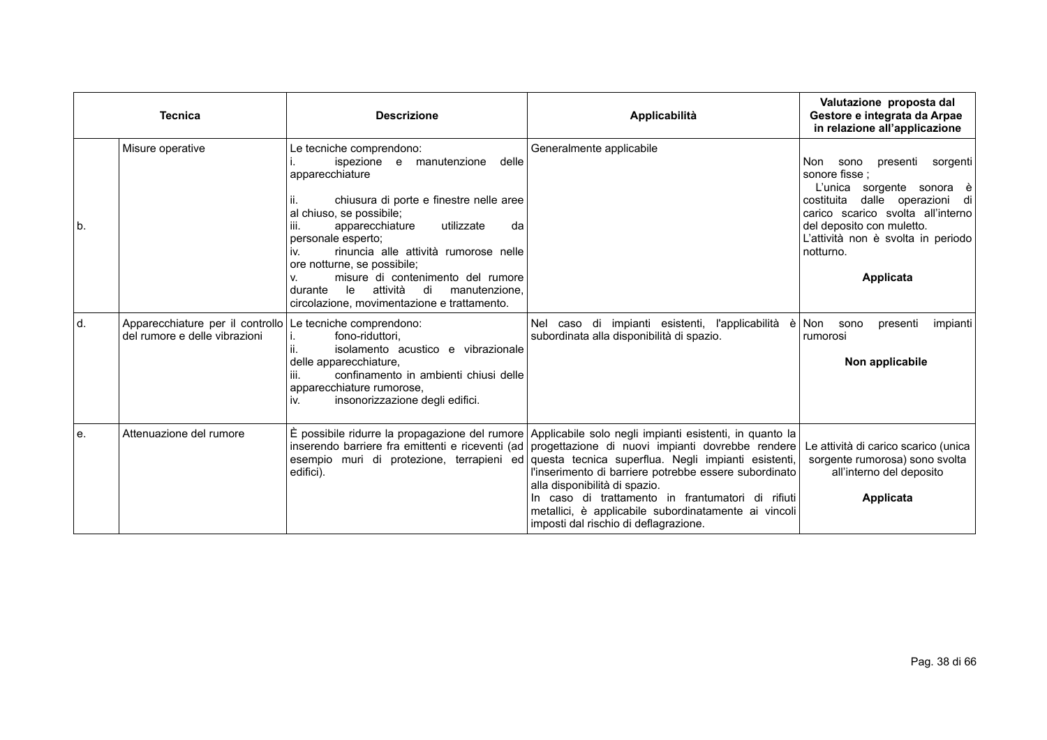| Tecnica | | Descrizione | Applicabilità | Valutazione proposta dal Gestore e integrata da Arpae in relazione all'applicazione |
|---|---|---|---|---|
| b. | Misure operative | Le tecniche comprendono:<br>i. ispezione e manutenzione delle apparecchiature<br><br>ii. chiusura di porte e finestre nelle aree al chiuso, se possibile;<br>iii. apparecchiature utilizzate da personale esperto;<br>iv. rinuncia alle attività rumorose nelle ore notturne, se possibile;<br>v. misure di contenimento del rumore durante le attività di manutenzione, circolazione, movimentazione e trattamento. | Generalmente applicabile | Non sono presenti sorgenti sonore fisse ;<br>L'unica sorgente sonora è costituita dalle operazioni di carico scarico svolta all'interno del deposito con muletto.<br>L'attività non è svolta in periodo notturno.<br><br>**Applicata** |
| d. | Apparecchiature per il controllo del rumore e delle vibrazioni | Le tecniche comprendono:<br>i. fono-riduttori,<br>ii. isolamento acustico e vibrazionale delle apparecchiature,<br>iii. confinamento in ambienti chiusi delle apparecchiature rumorose,<br>iv. insonorizzazione degli edifici. | Nel caso di impianti esistenti, l'applicabilità è subordinata alla disponibilità di spazio. | Non sono presenti impianti rumorosi<br><br>**Non applicabile** |
| e. | Attenuazione del rumore | È possibile ridurre la propagazione del rumore inserendo barriere fra emittenti e riceventi (ad esempio muri di protezione, terrapieni ed edifici). | Applicabile solo negli impianti esistenti, in quanto la progettazione di nuovi impianti dovrebbe rendere questa tecnica superflua. Negli impianti esistenti, l'inserimento di barriere potrebbe essere subordinato alla disponibilità di spazio.<br>In caso di trattamento in frantumatori di rifiuti metallici, è applicabile subordinatamente ai vincoli imposti dal rischio di deflagrazione. | Le attività di carico scarico (unica sorgente rumorosa) sono svolta all'interno del deposito<br><br>**Applicata** |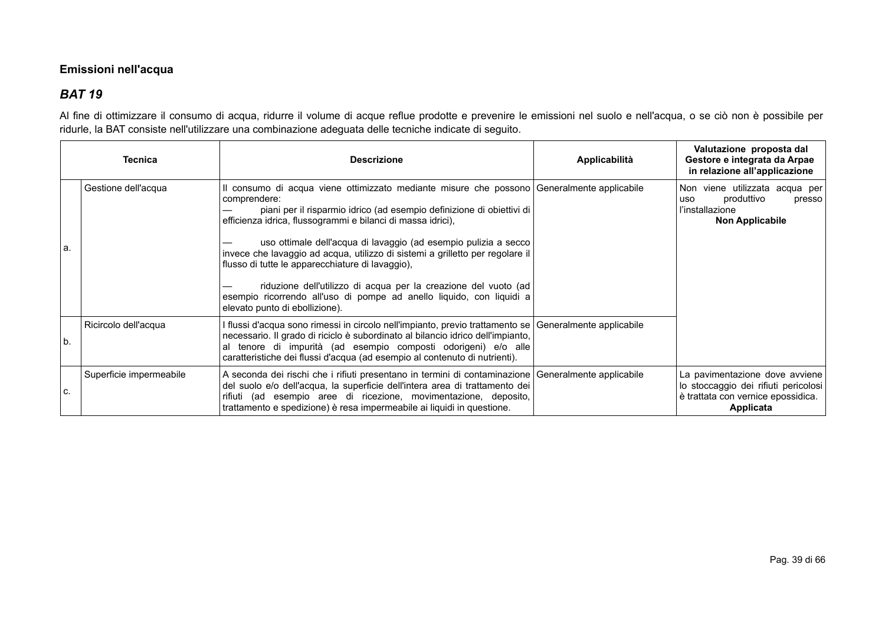## Emissioni nell'acqua

### *BAT 19*

Al fine di ottimizzare il consumo di acqua, ridurre il volume di acque reflue prodotte e prevenire le emissioni nel suolo e nell'acqua, o se ciò non è possibile per ridurle, la BAT consiste nell'utilizzare una combinazione adeguata delle tecniche indicate di seguito.

| | Tecnica | Descrizione | Applicabilità | Valutazione proposta dal Gestore e integrata da Arpae in relazione all'applicazione |
|---|---|---|---|---|
| a. | Gestione dell'acqua | Il consumo di acqua viene ottimizzato mediante misure che possono comprendere:<br>— piani per il risparmio idrico (ad esempio definizione di obiettivi di efficienza idrica, flussogrammi e bilanci di massa idrici),<br>— uso ottimale dell'acqua di lavaggio (ad esempio pulizia a secco invece che lavaggio ad acqua, utilizzo di sistemi a grilletto per regolare il flusso di tutte le apparecchiature di lavaggio),<br>— riduzione dell'utilizzo di acqua per la creazione del vuoto (ad esempio ricorrendo all'uso di pompe ad anello liquido, con liquidi a elevato punto di ebollizione). | Generalmente applicabile | Non viene utilizzata acqua per uso produttivo presso l'installazione<br>**Non Applicabile** |
| b. | Ricircolo dell'acqua | I flussi d'acqua sono rimessi in circolo nell'impianto, previo trattamento se necessario. Il grado di riciclo è subordinato al bilancio idrico dell'impianto, al tenore di impurità (ad esempio composti odorigeni) e/o alle caratteristiche dei flussi d'acqua (ad esempio al contenuto di nutrienti). | Generalmente applicabile | |
| c. | Superficie impermeabile | A seconda dei rischi che i rifiuti presentano in termini di contaminazione del suolo e/o dell'acqua, la superficie dell'intera area di trattamento dei rifiuti (ad esempio aree di ricezione, movimentazione, deposito, trattamento e spedizione) è resa impermeabile ai liquidi in questione. | Generalmente applicabile | La pavimentazione dove avviene lo stoccaggio dei rifiuti pericolosi è trattata con vernice epossidica.<br>**Applicata** |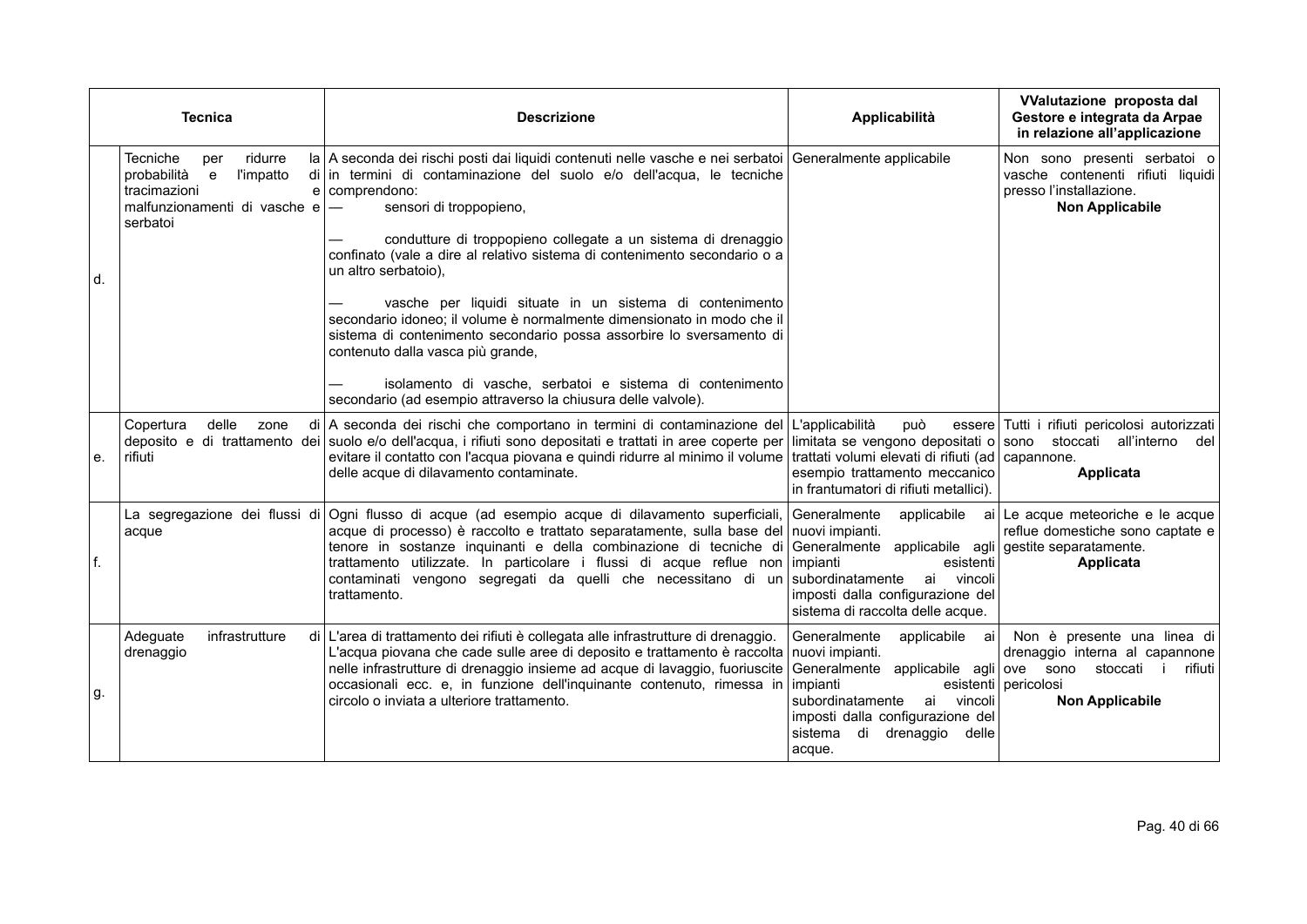| | Tecnica | Descrizione | Applicabilità | VValutazione proposta dal Gestore e integrata da Arpae in relazione all'applicazione |
|---|---|---|---|---|
| d. | Tecniche per ridurre la probabilità e l'impatto di tracimazioni e malfunzionamenti di vasche e serbatoi | A seconda dei rischi posti dai liquidi contenuti nelle vasche e nei serbatoi in termini di contaminazione del suolo e/o dell'acqua, le tecniche comprendono:<br>— sensori di troppopieno,<br>— condutture di troppopieno collegate a un sistema di drenaggio confinato (vale a dire al relativo sistema di contenimento secondario o a un altro serbatoio),<br>— vasche per liquidi situate in un sistema di contenimento secondario idoneo; il volume è normalmente dimensionato in modo che il sistema di contenimento secondario possa assorbire lo sversamento di contenuto dalla vasca più grande,<br>— isolamento di vasche, serbatoi e sistema di contenimento secondario (ad esempio attraverso la chiusura delle valvole). | Generalmente applicabile | Non sono presenti serbatoi o vasche contenenti rifiuti liquidi presso l'installazione.<br>**Non Applicabile** |
| e. | Copertura delle zone di deposito e di trattamento dei rifiuti | A seconda dei rischi che comportano in termini di contaminazione del suolo e/o dell'acqua, i rifiuti sono depositati e trattati in aree coperte per evitare il contatto con l'acqua piovana e quindi ridurre al minimo il volume delle acque di dilavamento contaminate. | L'applicabilità può essere limitata se vengono depositati o trattati volumi elevati di rifiuti (ad esempio trattamento meccanico in frantumatori di rifiuti metallici). | Tutti i rifiuti pericolosi autorizzati sono stoccati all'interno del capannone.<br>**Applicata** |
| f. | La segregazione dei flussi di acque | Ogni flusso di acque (ad esempio acque di dilavamento superficiali, acque di processo) è raccolto e trattato separatamente, sulla base del tenore in sostanze inquinanti e della combinazione di tecniche di trattamento utilizzate. In particolare i flussi di acque reflue non contaminati vengono segregati da quelli che necessitano di un trattamento. | Generalmente applicabile ai nuovi impianti.<br>Generalmente applicabile agli impianti esistenti subordinatamente ai vincoli imposti dalla configurazione del sistema di raccolta delle acque. | Le acque meteoriche e le acque reflue domestiche sono captate e gestite separatamente.<br>**Applicata** |
| g. | Adeguate infrastrutture di drenaggio | L'area di trattamento dei rifiuti è collegata alle infrastrutture di drenaggio. L'acqua piovana che cade sulle aree di deposito e trattamento è raccolta nelle infrastrutture di drenaggio insieme ad acque di lavaggio, fuoriuscite occasionali ecc. e, in funzione dell'inquinante contenuto, rimessa in circolo o inviata a ulteriore trattamento. | Generalmente applicabile ai nuovi impianti.<br>Generalmente applicabile agli impianti esistenti subordinatamente ai vincoli imposti dalla configurazione del sistema di drenaggio delle acque. | Non è presente una linea di drenaggio interna al capannone ove sono stoccati i rifiuti pericolosi<br>**Non Applicabile** |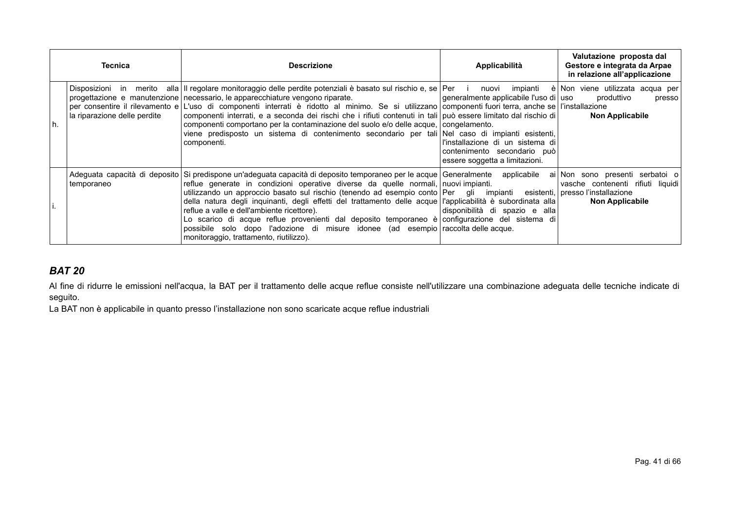| | Tecnica | Descrizione | Applicabilità | Valutazione proposta dal Gestore e integrata da Arpae in relazione all'applicazione |
|---|---|---|---|---|
| h. | Disposizioni in merito alla progettazione e manutenzione per consentire il rilevamento e la riparazione delle perdite | Il regolare monitoraggio delle perdite potenziali è basato sul rischio e, se necessario, le apparecchiature vengono riparate.<br>L'uso di componenti interrati è ridotto al minimo. Se si utilizzano componenti interrati, e a seconda dei rischi che i rifiuti contenuti in tali componenti comportano per la contaminazione del suolo e/o delle acque, viene predisposto un sistema di contenimento secondario per tali componenti. | Per i nuovi impianti è generalmente applicabile l'uso di componenti fuori terra, anche se può essere limitato dal rischio di congelamento.<br>Nel caso di impianti esistenti, l'installazione di un sistema di contenimento secondario può essere soggetta a limitazioni. | Non viene utilizzata acqua per uso produttivo presso l'installazione<br>**Non Applicabile** |
| i. | Adeguata capacità di deposito temporaneo | Si predispone un'adeguata capacità di deposito temporaneo per le acque reflue generate in condizioni operative diverse da quelle normali, utilizzando un approccio basato sul rischio (tenendo ad esempio conto della natura degli inquinanti, degli effetti del trattamento delle acque reflue a valle e dell'ambiente ricettore).<br>Lo scarico di acque reflue provenienti dal deposito temporaneo è possibile solo dopo l'adozione di misure idonee (ad esempio monitoraggio, trattamento, riutilizzo). | Generalmente applicabile ai nuovi impianti.<br>Per gli impianti esistenti, l'applicabilità è subordinata alla disponibilità di spazio e alla configurazione del sistema di raccolta delle acque. | Non sono presenti serbatoi o vasche contenenti rifiuti liquidi presso l'installazione<br>**Non Applicabile** |

## *BAT 20*

Al fine di ridurre le emissioni nell'acqua, la BAT per il trattamento delle acque reflue consiste nell'utilizzare una combinazione adeguata delle tecniche indicate di seguito.

La BAT non è applicabile in quanto presso l'installazione non sono scaricate acque reflue industriali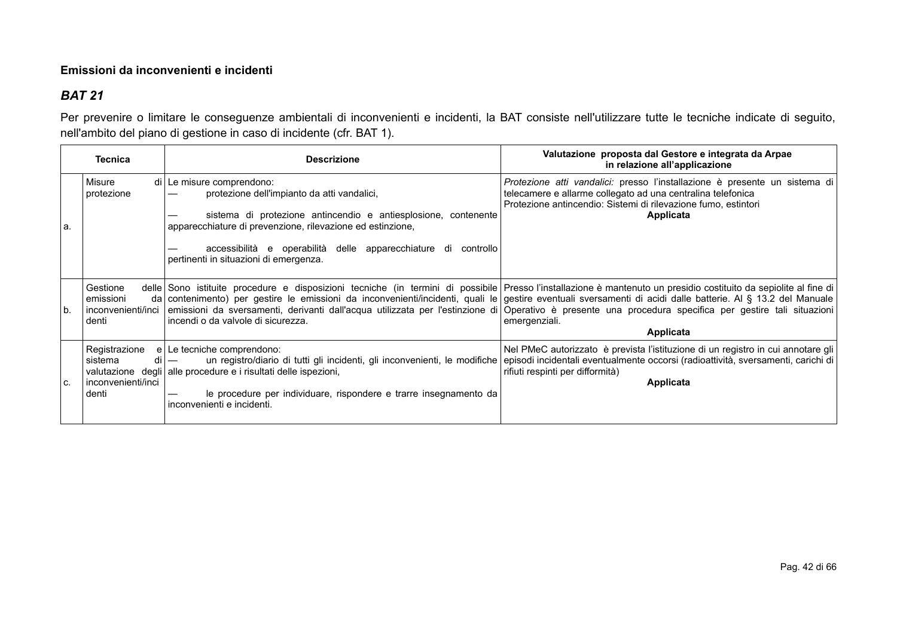**Emissioni da inconvenienti e incidenti**

## *BAT 21*

Per prevenire o limitare le conseguenze ambientali di inconvenienti e incidenti, la BAT consiste nell'utilizzare tutte le tecniche indicate di seguito, nell'ambito del piano di gestione in caso di incidente (cfr. BAT 1).

| | Tecnica | Descrizione | Valutazione proposta dal Gestore e integrata da Arpae in relazione all'applicazione |
|---|---|---|---|
| a. | Misure di protezione | Le misure comprendono:<br>— protezione dell'impianto da atti vandalici,<br>— sistema di protezione antincendio e antiesplosione, contenente apparecchiature di prevenzione, rilevazione ed estinzione,<br>— accessibilità e operabilità delle apparecchiature di controllo pertinenti in situazioni di emergenza. | *Protezione atti vandalici:* presso l'installazione è presente un sistema di telecamere e allarme collegato ad una centralina telefonica<br>Protezione antincendio: Sistemi di rilevazione fumo, estintori<br>**Applicata** |
| b. | Gestione delle emissioni da inconvenienti/incidenti | Sono istituite procedure e disposizioni tecniche (in termini di possibile contenimento) per gestire le emissioni da inconvenienti/incidenti, quali le emissioni da sversamenti, derivanti dall'acqua utilizzata per l'estinzione di incendi o da valvole di sicurezza. | Presso l'installazione è mantenuto un presidio costituito da sepiolite al fine di gestire eventuali sversamenti di acidi dalle batterie. Al § 13.2 del Manuale Operativo è presente una procedura specifica per gestire tali situazioni emergenziali.<br>**Applicata** |
| c. | Registrazione e sistema di valutazione degli inconvenienti/incidenti | Le tecniche comprendono:<br>— un registro/diario di tutti gli incidenti, gli inconvenienti, le modifiche alle procedure e i risultati delle ispezioni,<br>— le procedure per individuare, rispondere e trarre insegnamento da inconvenienti e incidenti. | Nel PMeC autorizzato è prevista l'istituzione di un registro in cui annotare gli episodi incidentali eventualmente occorsi (radioattività, sversamenti, carichi di rifiuti respinti per difformità)<br>**Applicata** |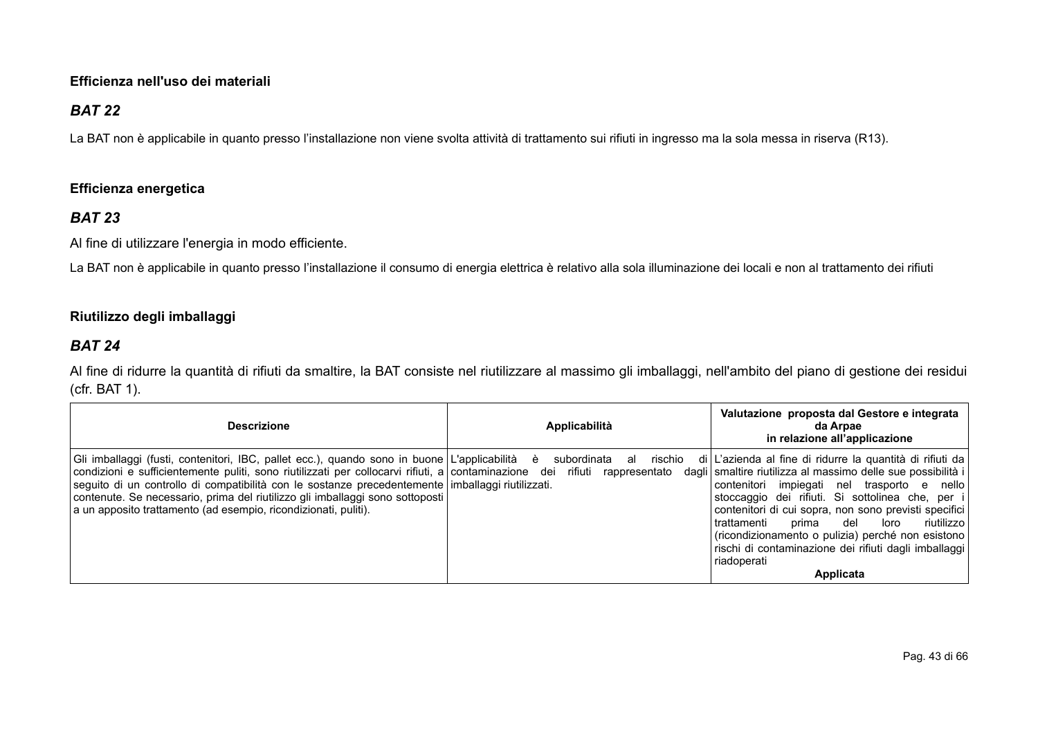**Efficienza nell'uso dei materiali**

### *BAT 22*

La BAT non è applicabile in quanto presso l'installazione non viene svolta attività di trattamento sui rifiuti in ingresso ma la sola messa in riserva (R13).

**Efficienza energetica**

### *BAT 23*

Al fine di utilizzare l'energia in modo efficiente.

La BAT non è applicabile in quanto presso l'installazione il consumo di energia elettrica è relativo alla sola illuminazione dei locali e non al trattamento dei rifiuti

**Riutilizzo degli imballaggi**

### *BAT 24*

Al fine di ridurre la quantità di rifiuti da smaltire, la BAT consiste nel riutilizzare al massimo gli imballaggi, nell'ambito del piano di gestione dei residui (cfr. BAT 1).

| Descrizione | Applicabilità | Valutazione proposta dal Gestore e integrata da Arpae in relazione all'applicazione |
|---|---|---|
| Gli imballaggi (fusti, contenitori, IBC, pallet ecc.), quando sono in buone condizioni e sufficientemente puliti, sono riutilizzati per collocarvi rifiuti, a seguito di un controllo di compatibilità con le sostanze precedentemente contenute. Se necessario, prima del riutilizzo gli imballaggi sono sottoposti a un apposito trattamento (ad esempio, ricondizionati, puliti). | L'applicabilità è subordinata al rischio di contaminazione dei rifiuti rappresentato dagli imballaggi riutilizzati. | L'azienda al fine di ridurre la quantità di rifiuti da smaltire riutilizza al massimo delle sue possibilità i contenitori impiegati nel trasporto e nello stoccaggio dei rifiuti. Si sottolinea che, per i contenitori di cui sopra, non sono previsti specifici trattamenti prima del loro riutilizzo (ricondizionamento o pulizia) perché non esistono rischi di contaminazione dei rifiuti dagli imballaggi riadoperati<br>**Applicata** |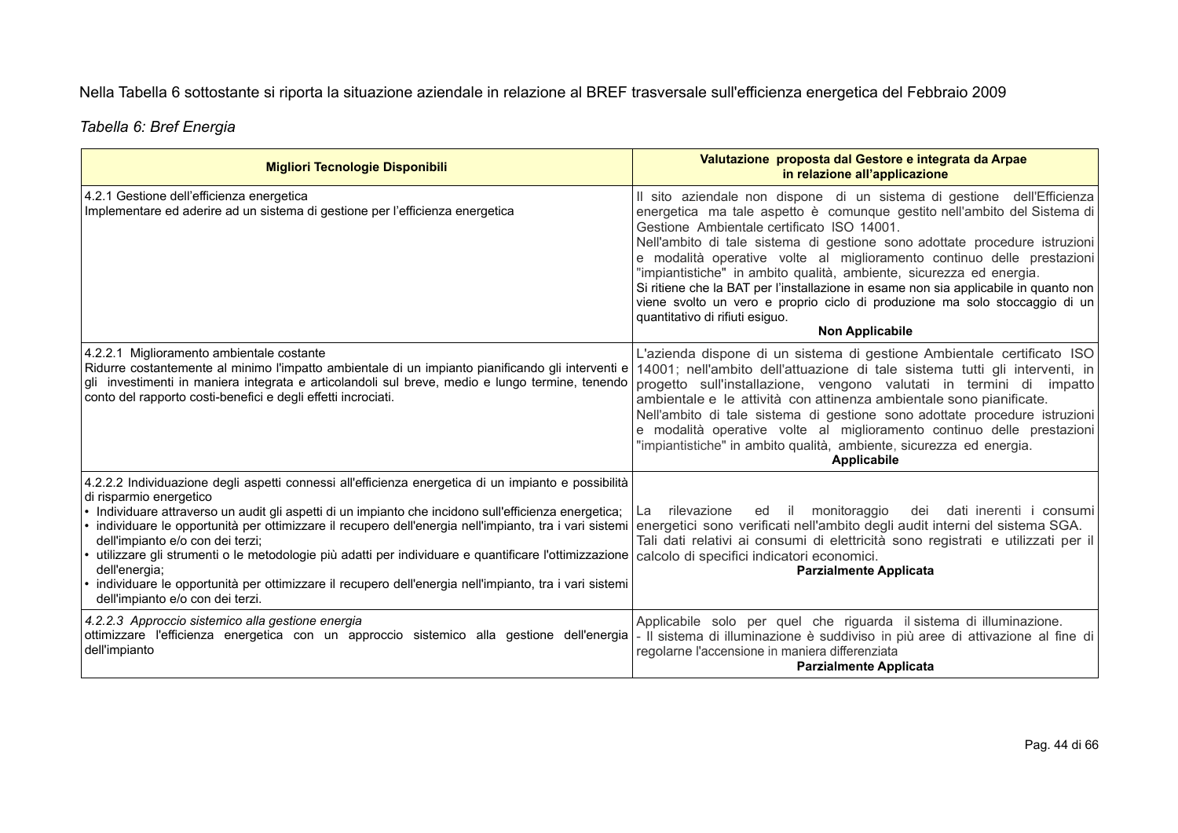Nella Tabella 6 sottostante si riporta la situazione aziendale in relazione al BREF trasversale sull'efficienza energetica del Febbraio 2009

*Tabella 6: Bref Energia*

| **Migliori Tecnologie Disponibili** | **Valutazione proposta dal Gestore e integrata da Arpae in relazione all'applicazione** |
|---|---|
| 4.2.1 Gestione dell'efficienza energetica<br>Implementare ed aderire ad un sistema di gestione per l'efficienza energetica | Il sito aziendale non dispone di un sistema di gestione dell'Efficienza energetica ma tale aspetto è comunque gestito nell'ambito del Sistema di Gestione Ambientale certificato ISO 14001.<br>Nell'ambito di tale sistema di gestione sono adottate procedure istruzioni e modalità operative volte al miglioramento continuo delle prestazioni "impiantistiche" in ambito qualità, ambiente, sicurezza ed energia.<br>Si ritiene che la BAT per l'installazione in esame non sia applicabile in quanto non viene svolto un vero e proprio ciclo di produzione ma solo stoccaggio di un quantitativo di rifiuti esiguo.<br>**Non Applicabile** |
| 4.2.2.1 Miglioramento ambientale costante<br>Ridurre costantemente al minimo l'impatto ambientale di un impianto pianificando gli interventi e gli investimenti in maniera integrata e articolandoli sul breve, medio e lungo termine, tenendo conto del rapporto costi-benefici e degli effetti incrociati. | L'azienda dispone di un sistema di gestione Ambientale certificato ISO 14001; nell'ambito dell'attuazione di tale sistema tutti gli interventi, in progetto sull'installazione, vengono valutati in termini di impatto ambientale e le attività con attinenza ambientale sono pianificate.<br>Nell'ambito di tale sistema di gestione sono adottate procedure istruzioni e modalità operative volte al miglioramento continuo delle prestazioni "impiantistiche" in ambito qualità, ambiente, sicurezza ed energia.<br>**Applicabile** |
| 4.2.2.2 Individuazione degli aspetti connessi all'efficienza energetica di un impianto e possibilità di risparmio energetico<br>• Individuare attraverso un audit gli aspetti di un impianto che incidono sull'efficienza energetica;<br>• individuare le opportunità per ottimizzare il recupero dell'energia nell'impianto, tra i vari sistemi dell'impianto e/o con dei terzi;<br>• utilizzare gli strumenti o le metodologie più adatti per individuare e quantificare l'ottimizzazione dell'energia;<br>• individuare le opportunità per ottimizzare il recupero dell'energia nell'impianto, tra i vari sistemi dell'impianto e/o con dei terzi. | La rilevazione ed il monitoraggio dei dati inerenti i consumi energetici sono verificati nell'ambito degli audit interni del sistema SGA.<br>Tali dati relativi ai consumi di elettricità sono registrati e utilizzati per il calcolo di specifici indicatori economici.<br>**Parzialmente Applicata** |
| *4.2.2.3 Approccio sistemico alla gestione energia*<br>ottimizzare l'efficienza energetica con un approccio sistemico alla gestione dell'energia dell'impianto | Applicabile solo per quel che riguarda il sistema di illuminazione.<br>- Il sistema di illuminazione è suddiviso in più aree di attivazione al fine di regolarne l'accensione in maniera differenziata<br>**Parzialmente Applicata** |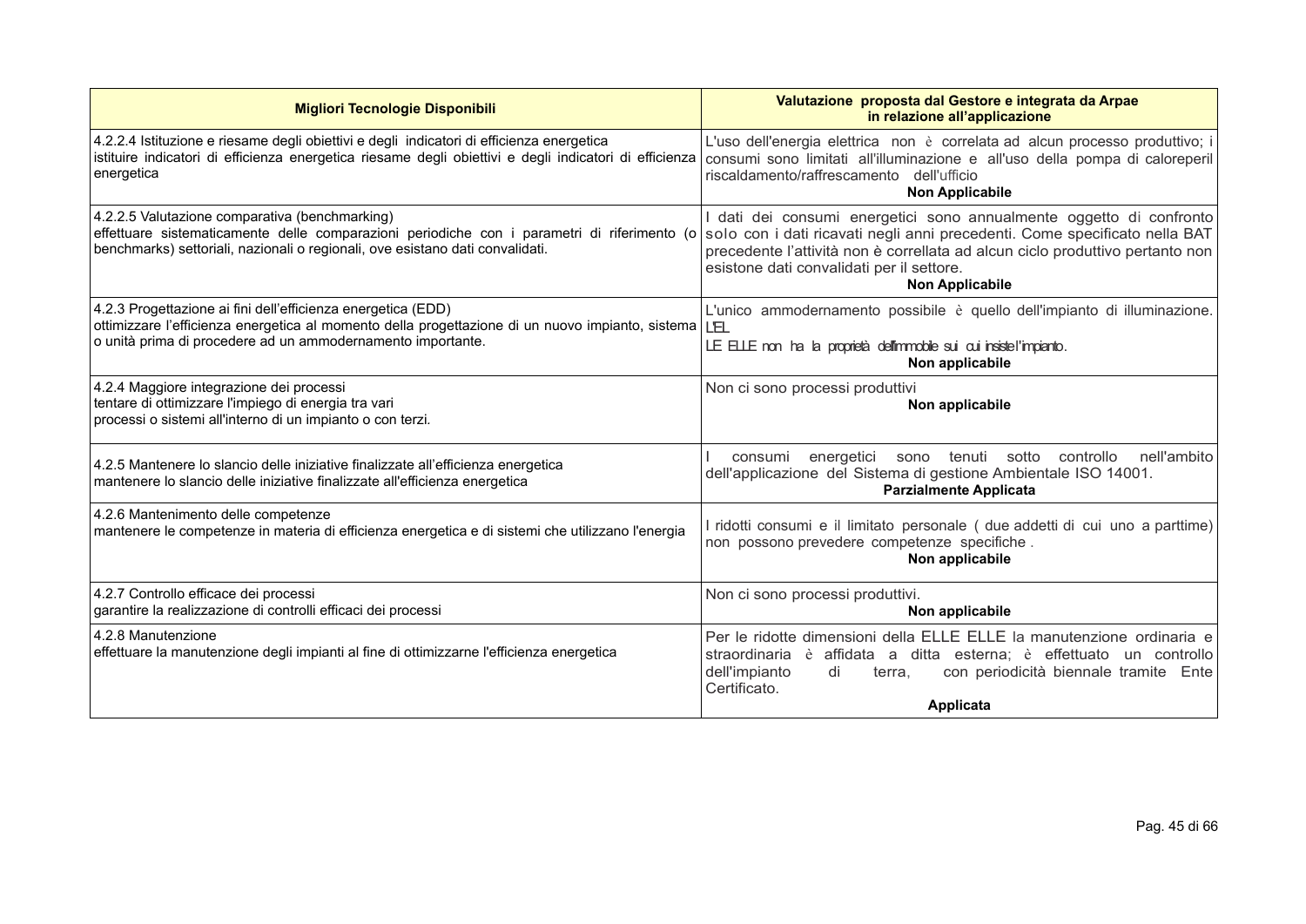| Migliori Tecnologie Disponibili | Valutazione proposta dal Gestore e integrata da Arpae in relazione all'applicazione |
|---|---|
| 4.2.2.4 Istituzione e riesame degli obiettivi e degli indicatori di efficienza energetica<br>istituire indicatori di efficienza energetica riesame degli obiettivi e degli indicatori di efficienza energetica | L'uso dell'energia elettrica non è correlata ad alcun processo produttivo; i consumi sono limitati all'illuminazione e all'uso della pompa di caloreperil riscaldamento/raffrescamento dell'ufficio<br>**Non Applicabile** |
| 4.2.2.5 Valutazione comparativa (benchmarking)<br>effettuare sistematicamente delle comparazioni periodiche con i parametri di riferimento (o benchmarks) settoriali, nazionali o regionali, ove esistano dati convalidati. | I dati dei consumi energetici sono annualmente oggetto di confronto solo con i dati ricavati negli anni precedenti. Come specificato nella BAT precedente l'attività non è correlata ad alcun ciclo produttivo pertanto non esistone dati convalidati per il settore.<br>**Non Applicabile** |
| 4.2.3 Progettazione ai fini dell'efficienza energetica (EDD)<br>ottimizzare l'efficienza energetica al momento della progettazione di un nuovo impianto, sistema o unità prima di procedere ad un ammodernamento importante. | L'unico ammodernamento possibile è quello dell'impianto di illuminazione. L'EL<br>LE ELLE non ha la proprietà dell'immobile sui cui insiste l'impianto.<br>**Non applicabile** |
| 4.2.4 Maggiore integrazione dei processi<br>tentare di ottimizzare l'impiego di energia tra vari processi o sistemi all'interno di un impianto o con terzi. | Non ci sono processi produttivi<br>**Non applicabile** |
| 4.2.5 Mantenere lo slancio delle iniziative finalizzate all'efficienza energetica<br>mantenere lo slancio delle iniziative finalizzate all'efficienza energetica | I consumi energetici sono tenuti sotto controllo nell'ambito dell'applicazione del Sistema di gestione Ambientale ISO 14001.<br>**Parzialmente Applicata** |
| 4.2.6 Mantenimento delle competenze<br>mantenere le competenze in materia di efficienza energetica e di sistemi che utilizzano l'energia | I ridotti consumi e il limitato personale ( due addetti di cui uno a parttime) non possono prevedere competenze specifiche .<br>**Non applicabile** |
| 4.2.7 Controllo efficace dei processi<br>garantire la realizzazione di controlli efficaci dei processi | Non ci sono processi produttivi.<br>**Non applicabile** |
| 4.2.8 Manutenzione<br>effettuare la manutenzione degli impianti al fine di ottimizzarne l'efficienza energetica | Per le ridotte dimensioni della ELLE ELLE la manutenzione ordinaria e straordinaria è affidata a ditta esterna; è effettuato un controllo dell'impianto di terra, con periodicità biennale tramite Ente Certificato.<br>**Applicata** |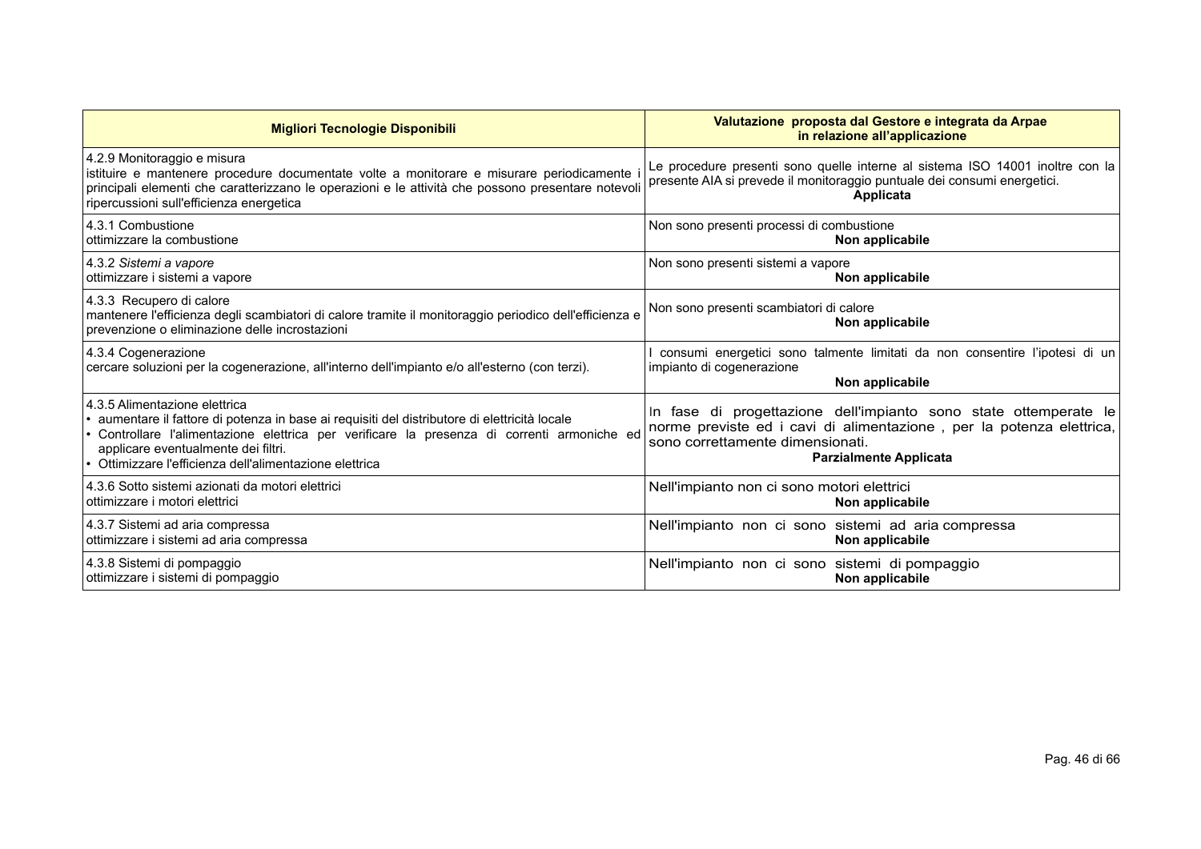| Migliori Tecnologie Disponibili | Valutazione proposta dal Gestore e integrata da Arpae in relazione all'applicazione |
|---|---|
| 4.2.9 Monitoraggio e misura<br>istituire e mantenere procedure documentate volte a monitorare e misurare periodicamente i principali elementi che caratterizzano le operazioni e le attività che possono presentare notevoli ripercussioni sull'efficienza energetica | Le procedure presenti sono quelle interne al sistema ISO 14001 inoltre con la presente AIA si prevede il monitoraggio puntuale dei consumi energetici.<br>**Applicata** |
| 4.3.1 Combustione<br>ottimizzare la combustione | Non sono presenti processi di combustione<br>**Non applicabile** |
| 4.3.2 *Sistemi a vapore*<br>ottimizzare i sistemi a vapore | Non sono presenti sistemi a vapore<br>**Non applicabile** |
| 4.3.3 Recupero di calore<br>mantenere l'efficienza degli scambiatori di calore tramite il monitoraggio periodico dell'efficienza e prevenzione o eliminazione delle incrostazioni | Non sono presenti scambiatori di calore<br>**Non applicabile** |
| 4.3.4 Cogenerazione<br>cercare soluzioni per la cogenerazione, all'interno dell'impianto e/o all'esterno (con terzi). | I consumi energetici sono talmente limitati da non consentire l'ipotesi di un impianto di cogenerazione<br>**Non applicabile** |
| 4.3.5 Alimentazione elettrica<br>• aumentare il fattore di potenza in base ai requisiti del distributore di elettricità locale<br>• Controllare l'alimentazione elettrica per verificare la presenza di correnti armoniche ed applicare eventualmente dei filtri.<br>• Ottimizzare l'efficienza dell'alimentazione elettrica | In fase di progettazione dell'impianto sono state ottemperate le norme previste ed i cavi di alimentazione , per la potenza elettrica, sono correttamente dimensionati.<br>**Parzialmente Applicata** |
| 4.3.6 Sotto sistemi azionati da motori elettrici<br>ottimizzare i motori elettrici | Nell'impianto non ci sono motori elettrici<br>**Non applicabile** |
| 4.3.7 Sistemi ad aria compressa<br>ottimizzare i sistemi ad aria compressa | Nell'impianto non ci sono sistemi ad aria compressa<br>**Non applicabile** |
| 4.3.8 Sistemi di pompaggio<br>ottimizzare i sistemi di pompaggio | Nell'impianto non ci sono sistemi di pompaggio<br>**Non applicabile** |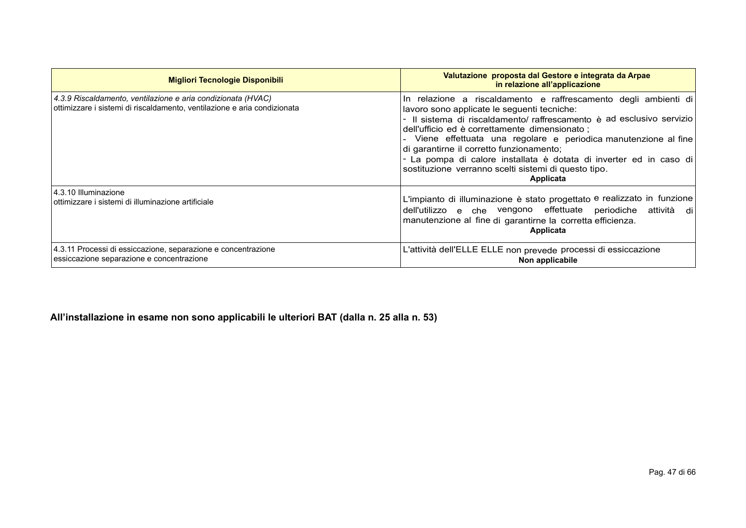| Migliori Tecnologie Disponibili | Valutazione proposta dal Gestore e integrata da Arpae in relazione all'applicazione |
|---|---|
| *4.3.9 Riscaldamento, ventilazione e aria condizionata (HVAC)*<br>ottimizzare i sistemi di riscaldamento, ventilazione e aria condizionata | In relazione a riscaldamento e raffrescamento degli ambienti di lavoro sono applicate le seguenti tecniche:<br>- Il sistema di riscaldamento/ raffrescamento è ad esclusivo servizio dell'ufficio ed è correttamente dimensionato ;<br>- Viene effettuata una regolare e periodica manutenzione al fine di garantirne il corretto funzionamento;<br>- La pompa di calore installata è dotata di inverter ed in caso di sostituzione verranno scelti sistemi di questo tipo.<br>**Applicata** |
| 4.3.10 Illuminazione<br>ottimizzare i sistemi di illuminazione artificiale | L'impianto di illuminazione è stato progettato e realizzato in funzione dell'utilizzo e che vengono effettuate periodiche attività di manutenzione al fine di garantirne la corretta efficienza.<br>**Applicata** |
| 4.3.11 Processi di essiccazione, separazione e concentrazione<br>essiccazione separazione e concentrazione | L'attività dell'ELLE ELLE non prevede processi di essiccazione<br>**Non applicabile** |

**All'installazione in esame non sono applicabili le ulteriori BAT (dalla n. 25 alla n. 53)**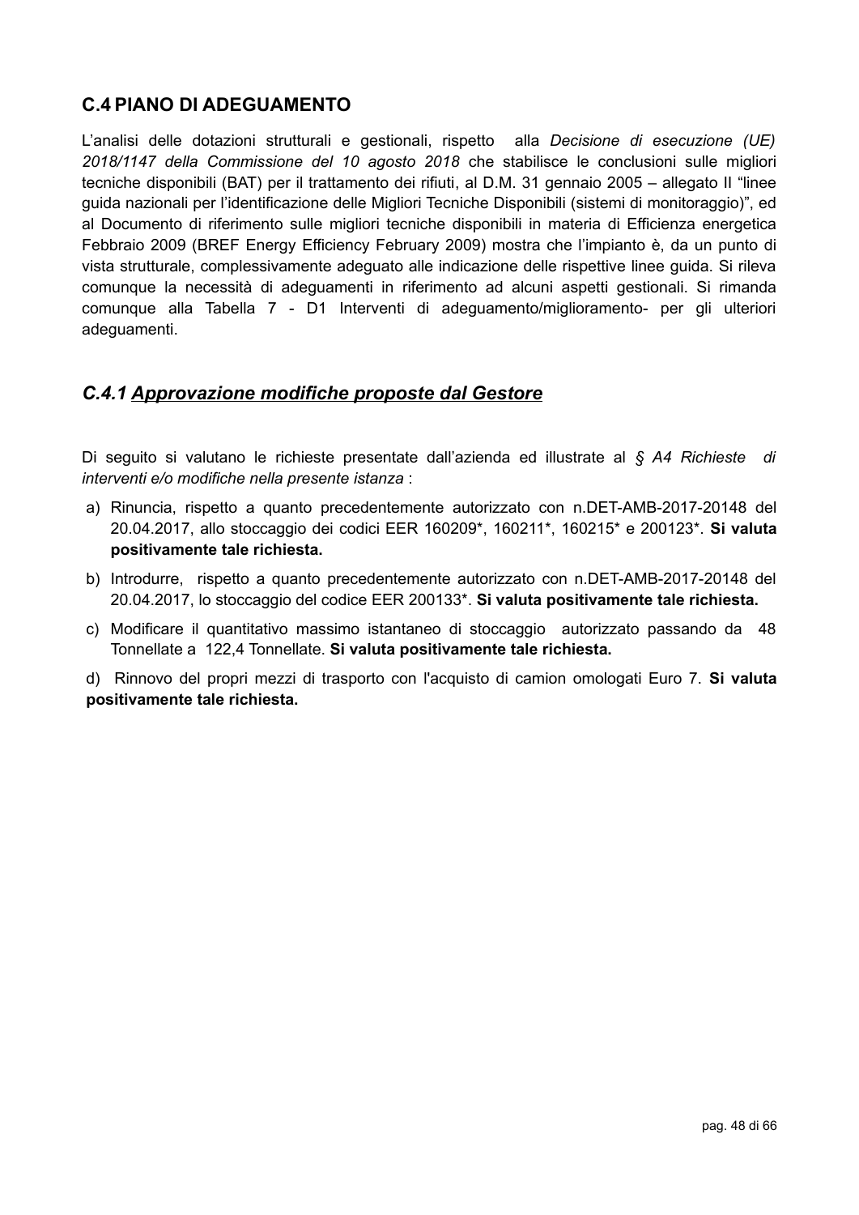## C.4 PIANO DI ADEGUAMENTO

L'analisi delle dotazioni strutturali e gestionali, rispetto alla *Decisione di esecuzione (UE) 2018/1147 della Commissione del 10 agosto 2018* che stabilisce le conclusioni sulle migliori tecniche disponibili (BAT) per il trattamento dei rifiuti, al D.M. 31 gennaio 2005 – allegato II "linee guida nazionali per l'identificazione delle Migliori Tecniche Disponibili (sistemi di monitoraggio)", ed al Documento di riferimento sulle migliori tecniche disponibili in materia di Efficienza energetica Febbraio 2009 (BREF Energy Efficiency February 2009) mostra che l'impianto è, da un punto di vista strutturale, complessivamente adeguato alle indicazione delle rispettive linee guida. Si rileva comunque la necessità di adeguamenti in riferimento ad alcuni aspetti gestionali. Si rimanda comunque alla Tabella 7 - D1 Interventi di adeguamento/miglioramento- per gli ulteriori adeguamenti.

### *C.4.1 Approvazione modifiche proposte dal Gestore*

Di seguito si valutano le richieste presentate dall'azienda ed illustrate al *§ A4 Richieste di interventi e/o modifiche nella presente istanza* :

a) Rinuncia, rispetto a quanto precedentemente autorizzato con n.DET-AMB-2017-20148 del 20.04.2017, allo stoccaggio dei codici EER 160209*, 160211*, 160215* e 200123*. **Si valuta positivamente tale richiesta.**

b) Introdurre, rispetto a quanto precedentemente autorizzato con n.DET-AMB-2017-20148 del 20.04.2017, lo stoccaggio del codice EER 200133*. **Si valuta positivamente tale richiesta.**

c) Modificare il quantitativo massimo istantaneo di stoccaggio autorizzato passando da 48 Tonnellate a 122,4 Tonnellate. **Si valuta positivamente tale richiesta.**

d) Rinnovo del propri mezzi di trasporto con l'acquisto di camion omologati Euro 7. **Si valuta positivamente tale richiesta.**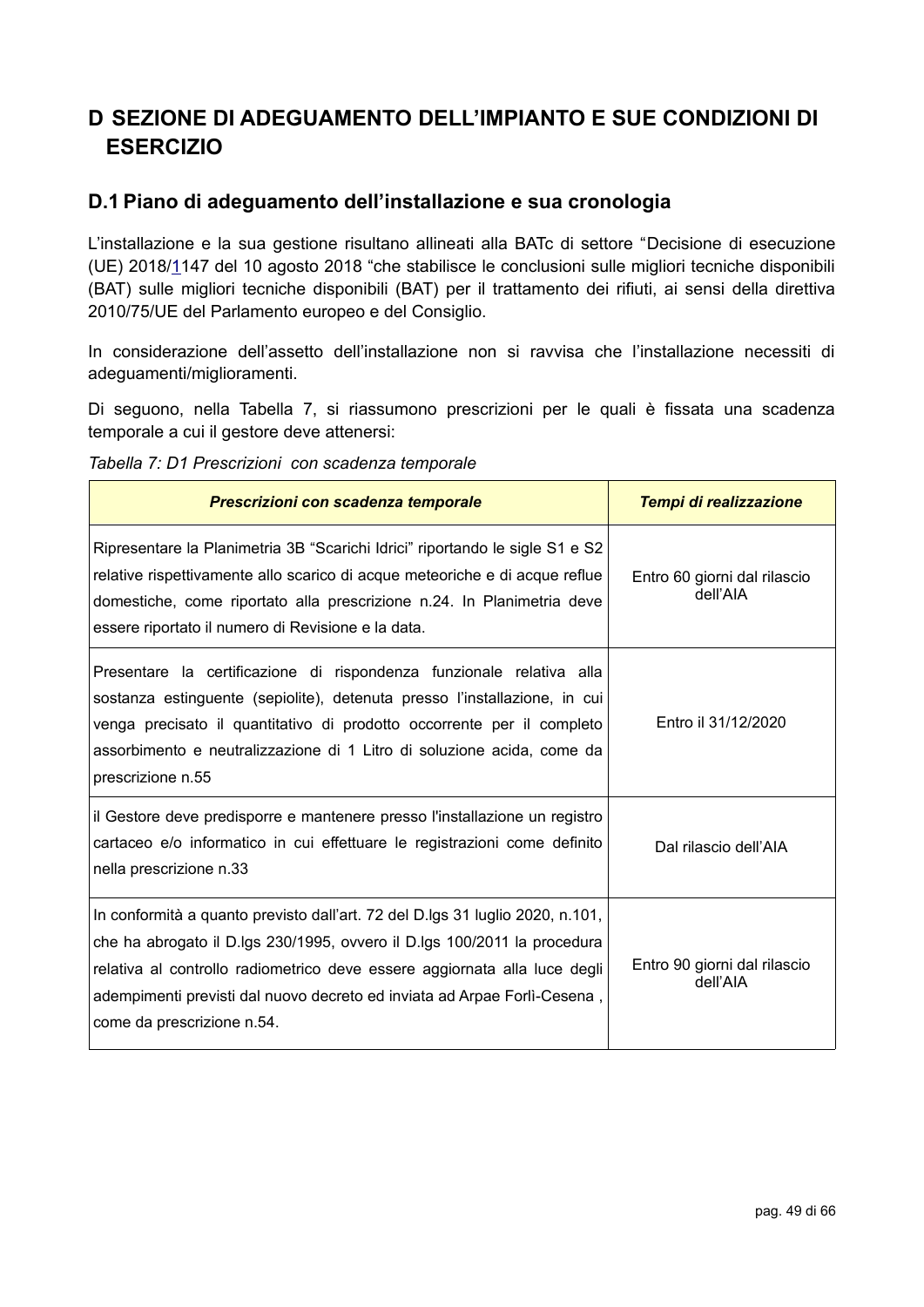# D SEZIONE DI ADEGUAMENTO DELL'IMPIANTO E SUE CONDIZIONI DI ESERCIZIO

## D.1 Piano di adeguamento dell'installazione e sua cronologia

L'installazione e la sua gestione risultano allineati alla BATc di settore "Decisione di esecuzione (UE) 2018/1147 del 10 agosto 2018 "che stabilisce le conclusioni sulle migliori tecniche disponibili (BAT) sulle migliori tecniche disponibili (BAT) per il trattamento dei rifiuti, ai sensi della direttiva 2010/75/UE del Parlamento europeo e del Consiglio.

In considerazione dell'assetto dell'installazione non si ravvisa che l'installazione necessiti di adeguamenti/miglioramenti.

Di seguono, nella Tabella 7, si riassumono prescrizioni per le quali è fissata una scadenza temporale a cui il gestore deve attenersi:

*Tabella 7: D1 Prescrizioni con scadenza temporale*

| ***Prescrizioni con scadenza temporale*** | ***Tempi di realizzazione*** |
|---|---|
| Ripresentare la Planimetria 3B "Scarichi Idrici" riportando le sigle S1 e S2 relative rispettivamente allo scarico di acque meteoriche e di acque reflue domestiche, come riportato alla prescrizione n.24. In Planimetria deve essere riportato il numero di Revisione e la data. | Entro 60 giorni dal rilascio dell'AIA |
| Presentare la certificazione di rispondenza funzionale relativa alla sostanza estinguente (sepiolite), detenuta presso l'installazione, in cui venga precisato il quantitativo di prodotto occorrente per il completo assorbimento e neutralizzazione di 1 Litro di soluzione acida, come da prescrizione n.55 | Entro il 31/12/2020 |
| il Gestore deve predisporre e mantenere presso l'installazione un registro cartaceo e/o informatico in cui effettuare le registrazioni come definito nella prescrizione n.33 | Dal rilascio dell'AIA |
| In conformità a quanto previsto dall'art. 72 del D.lgs 31 luglio 2020, n.101, che ha abrogato il D.lgs 230/1995, ovvero il D.lgs 100/2011 la procedura relativa al controllo radiometrico deve essere aggiornata alla luce degli adempimenti previsti dal nuovo decreto ed inviata ad Arpae Forlì-Cesena , come da prescrizione n.54. | Entro 90 giorni dal rilascio dell'AIA |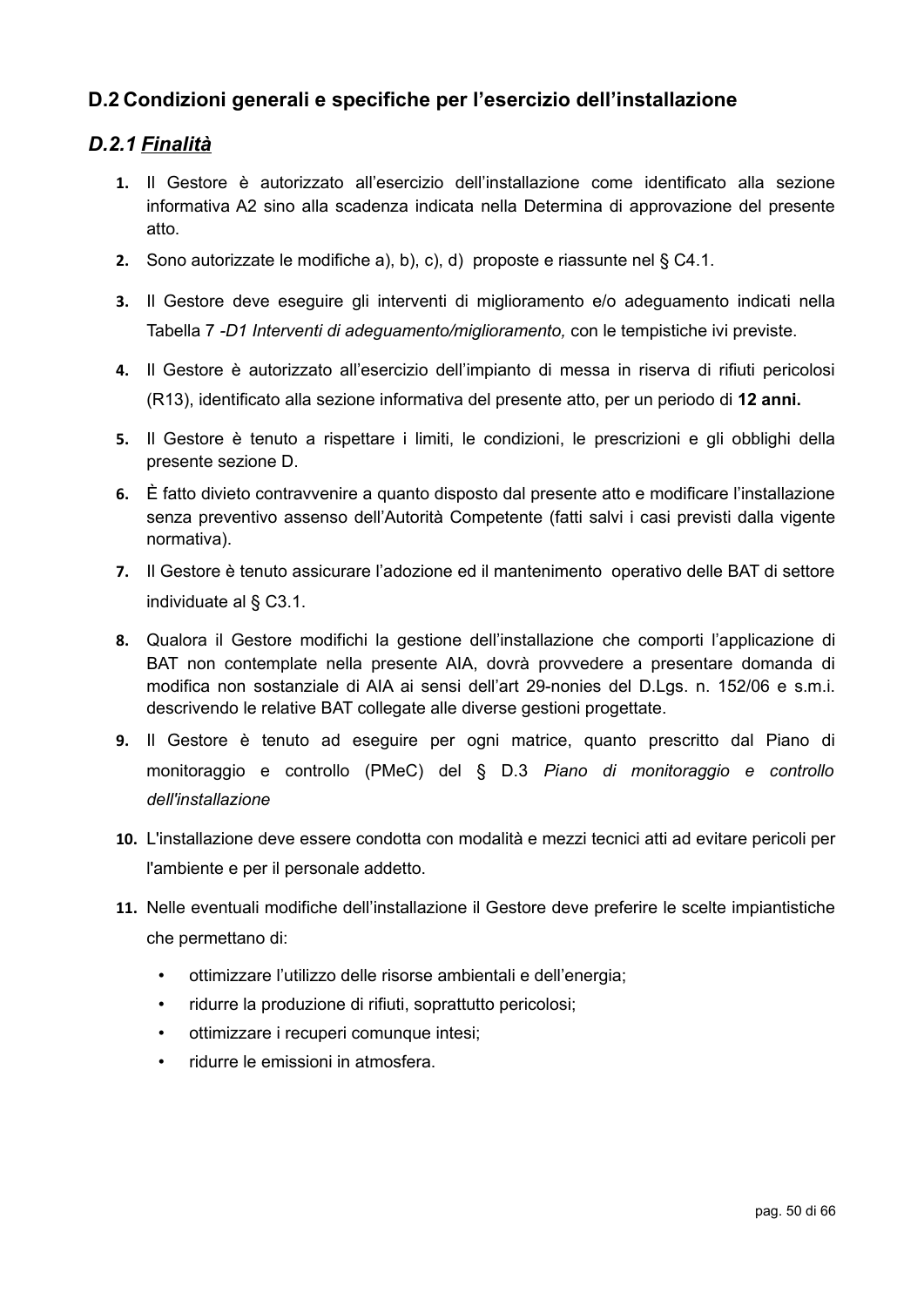## D.2 Condizioni generali e specifiche per l'esercizio dell'installazione

### *D.2.1 Finalità*

1. Il Gestore è autorizzato all'esercizio dell'installazione come identificato alla sezione informativa A2 sino alla scadenza indicata nella Determina di approvazione del presente atto.
2. Sono autorizzate le modifiche a), b), c), d) proposte e riassunte nel § C4.1.
3. Il Gestore deve eseguire gli interventi di miglioramento e/o adeguamento indicati nella Tabella 7 *-D1 Interventi di adeguamento/miglioramento,* con le tempistiche ivi previste.
4. Il Gestore è autorizzato all'esercizio dell'impianto di messa in riserva di rifiuti pericolosi (R13), identificato alla sezione informativa del presente atto, per un periodo di **12 anni.**
5. Il Gestore è tenuto a rispettare i limiti, le condizioni, le prescrizioni e gli obblighi della presente sezione D.
6. È fatto divieto contravvenire a quanto disposto dal presente atto e modificare l'installazione senza preventivo assenso dell'Autorità Competente (fatti salvi i casi previsti dalla vigente normativa).
7. Il Gestore è tenuto assicurare l'adozione ed il mantenimento operativo delle BAT di settore individuate al § C3.1.
8. Qualora il Gestore modifichi la gestione dell'installazione che comporti l'applicazione di BAT non contemplate nella presente AIA, dovrà provvedere a presentare domanda di modifica non sostanziale di AIA ai sensi dell'art 29-nonies del D.Lgs. n. 152/06 e s.m.i. descrivendo le relative BAT collegate alle diverse gestioni progettate.
9. Il Gestore è tenuto ad eseguire per ogni matrice, quanto prescritto dal Piano di monitoraggio e controllo (PMeC) del § D.3 *Piano di monitoraggio e controllo dell'installazione*
10. L'installazione deve essere condotta con modalità e mezzi tecnici atti ad evitare pericoli per l'ambiente e per il personale addetto.
11. Nelle eventuali modifiche dell'installazione il Gestore deve preferire le scelte impiantistiche che permettano di:
    - ottimizzare l'utilizzo delle risorse ambientali e dell'energia;
    - ridurre la produzione di rifiuti, soprattutto pericolosi;
    - ottimizzare i recuperi comunque intesi;
    - ridurre le emissioni in atmosfera.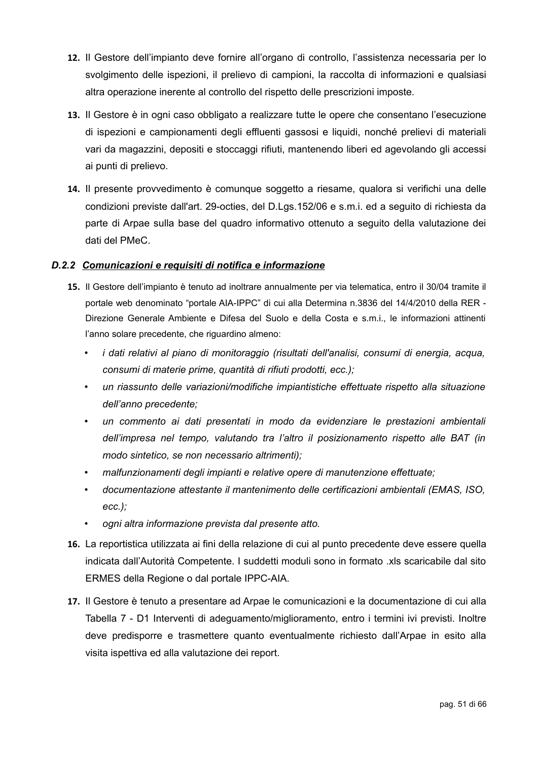12. Il Gestore dell'impianto deve fornire all'organo di controllo, l'assistenza necessaria per lo svolgimento delle ispezioni, il prelievo di campioni, la raccolta di informazioni e qualsiasi altra operazione inerente al controllo del rispetto delle prescrizioni imposte.

13. Il Gestore è in ogni caso obbligato a realizzare tutte le opere che consentano l'esecuzione di ispezioni e campionamenti degli effluenti gassosi e liquidi, nonché prelievi di materiali vari da magazzini, depositi e stoccaggi rifiuti, mantenendo liberi ed agevolando gli accessi ai punti di prelievo.

14. Il presente provvedimento è comunque soggetto a riesame, qualora si verifichi una delle condizioni previste dall'art. 29-octies, del D.Lgs.152/06 e s.m.i. ed a seguito di richiesta da parte di Arpae sulla base del quadro informativo ottenuto a seguito della valutazione dei dati del PMeC.

### *D.2.2 Comunicazioni e requisiti di notifica e informazione*

15. Il Gestore dell'impianto è tenuto ad inoltrare annualmente per via telematica, entro il 30/04 tramite il portale web denominato "portale AIA-IPPC" di cui alla Determina n.3836 del 14/4/2010 della RER - Direzione Generale Ambiente e Difesa del Suolo e della Costa e s.m.i., le informazioni attinenti l'anno solare precedente, che riguardino almeno:
    - *i dati relativi al piano di monitoraggio (risultati dell'analisi, consumi di energia, acqua, consumi di materie prime, quantità di rifiuti prodotti, ecc.);*
    - *un riassunto delle variazioni/modifiche impiantistiche effettuate rispetto alla situazione dell'anno precedente;*
    - *un commento ai dati presentati in modo da evidenziare le prestazioni ambientali dell'impresa nel tempo, valutando tra l'altro il posizionamento rispetto alle BAT (in modo sintetico, se non necessario altrimenti);*
    - *malfunzionamenti degli impianti e relative opere di manutenzione effettuate;*
    - *documentazione attestante il mantenimento delle certificazioni ambientali (EMAS, ISO, ecc.);*
    - *ogni altra informazione prevista dal presente atto.*

16. La reportistica utilizzata ai fini della relazione di cui al punto precedente deve essere quella indicata dall'Autorità Competente. I suddetti moduli sono in formato .xls scaricabile dal sito ERMES della Regione o dal portale IPPC-AIA.

17. Il Gestore è tenuto a presentare ad Arpae le comunicazioni e la documentazione di cui alla Tabella 7 - D1 Interventi di adeguamento/miglioramento, entro i termini ivi previsti. Inoltre deve predisporre e trasmettere quanto eventualmente richiesto dall'Arpae in esito alla visita ispettiva ed alla valutazione dei report.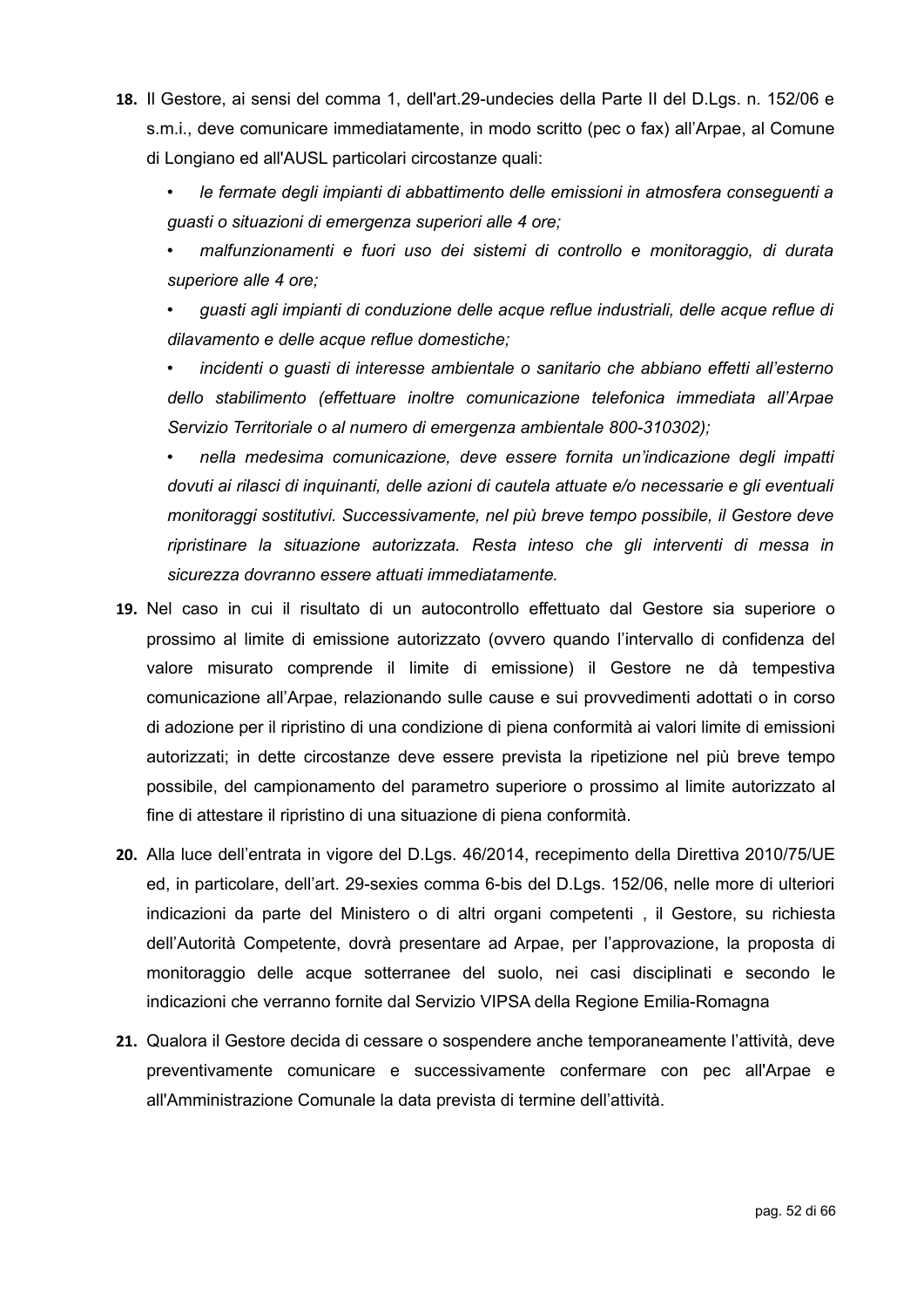18. Il Gestore, ai sensi del comma 1, dell'art.29-undecies della Parte II del D.Lgs. n. 152/06 e s.m.i., deve comunicare immediatamente, in modo scritto (pec o fax) all'Arpae, al Comune di Longiano ed all'AUSL particolari circostanze quali:

    - *le fermate degli impianti di abbattimento delle emissioni in atmosfera conseguenti a guasti o situazioni di emergenza superiori alle 4 ore;*
    - *malfunzionamenti e fuori uso dei sistemi di controllo e monitoraggio, di durata superiore alle 4 ore;*
    - *guasti agli impianti di conduzione delle acque reflue industriali, delle acque reflue di dilavamento e delle acque reflue domestiche;*
    - *incidenti o guasti di interesse ambientale o sanitario che abbiano effetti all'esterno dello stabilimento (effettuare inoltre comunicazione telefonica immediata all'Arpae Servizio Territoriale o al numero di emergenza ambientale 800-310302);*
    - *nella medesima comunicazione, deve essere fornita un'indicazione degli impatti dovuti ai rilasci di inquinanti, delle azioni di cautela attuate e/o necessarie e gli eventuali monitoraggi sostitutivi. Successivamente, nel più breve tempo possibile, il Gestore deve ripristinare la situazione autorizzata. Resta inteso che gli interventi di messa in sicurezza dovranno essere attuati immediatamente.*

19. Nel caso in cui il risultato di un autocontrollo effettuato dal Gestore sia superiore o prossimo al limite di emissione autorizzato (ovvero quando l'intervallo di confidenza del valore misurato comprende il limite di emissione) il Gestore ne dà tempestiva comunicazione all'Arpae, relazionando sulle cause e sui provvedimenti adottati o in corso di adozione per il ripristino di una condizione di piena conformità ai valori limite di emissioni autorizzati; in dette circostanze deve essere prevista la ripetizione nel più breve tempo possibile, del campionamento del parametro superiore o prossimo al limite autorizzato al fine di attestare il ripristino di una situazione di piena conformità.

20. Alla luce dell'entrata in vigore del D.Lgs. 46/2014, recepimento della Direttiva 2010/75/UE ed, in particolare, dell'art. 29-sexies comma 6-bis del D.Lgs. 152/06, nelle more di ulteriori indicazioni da parte del Ministero o di altri organi competenti , il Gestore, su richiesta dell'Autorità Competente, dovrà presentare ad Arpae, per l'approvazione, la proposta di monitoraggio delle acque sotterranee del suolo, nei casi disciplinati e secondo le indicazioni che verranno fornite dal Servizio VIPSA della Regione Emilia-Romagna

21. Qualora il Gestore decida di cessare o sospendere anche temporaneamente l'attività, deve preventivamente comunicare e successivamente confermare con pec all'Arpae e all'Amministrazione Comunale la data prevista di termine dell'attività.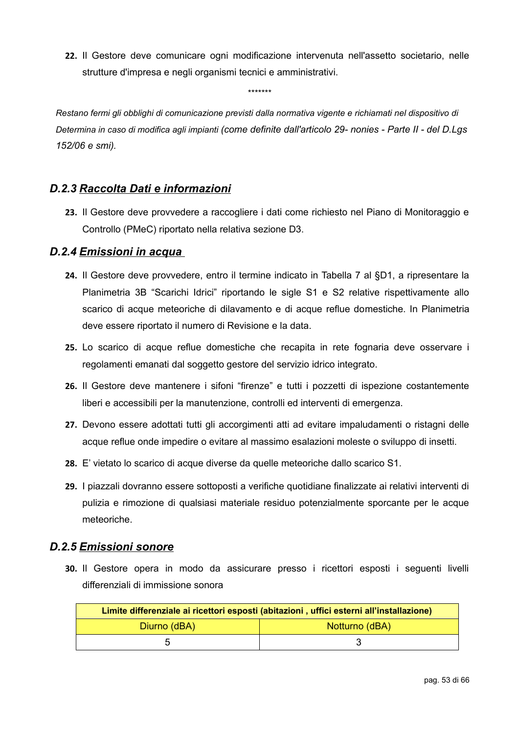22. Il Gestore deve comunicare ogni modificazione intervenuta nell'assetto societario, nelle strutture d'impresa e negli organismi tecnici e amministrativi.

*******

*Restano fermi gli obblighi di comunicazione previsti dalla normativa vigente e richiamati nel dispositivo di Determina in caso di modifica agli impianti (come definite dall'articolo 29- nonies - Parte II - del D.Lgs 152/06 e smi).*

### *D.2.3 Raccolta Dati e informazioni*

23. Il Gestore deve provvedere a raccogliere i dati come richiesto nel Piano di Monitoraggio e Controllo (PMeC) riportato nella relativa sezione D3.

### *D.2.4 Emissioni in acqua*

24. Il Gestore deve provvedere, entro il termine indicato in Tabella 7 al §D1, a ripresentare la Planimetria 3B "Scarichi Idrici" riportando le sigle S1 e S2 relative rispettivamente allo scarico di acque meteoriche di dilavamento e di acque reflue domestiche. In Planimetria deve essere riportato il numero di Revisione e la data.
25. Lo scarico di acque reflue domestiche che recapita in rete fognaria deve osservare i regolamenti emanati dal soggetto gestore del servizio idrico integrato.
26. Il Gestore deve mantenere i sifoni "firenze" e tutti i pozzetti di ispezione costantemente liberi e accessibili per la manutenzione, controlli ed interventi di emergenza.
27. Devono essere adottati tutti gli accorgimenti atti ad evitare impaludamenti o ristagni delle acque reflue onde impedire o evitare al massimo esalazioni moleste o sviluppo di insetti.
28. E' vietato lo scarico di acque diverse da quelle meteoriche dallo scarico S1.
29. I piazzali dovranno essere sottoposti a verifiche quotidiane finalizzate ai relativi interventi di pulizia e rimozione di qualsiasi materiale residuo potenzialmente sporcante per le acque meteoriche.

### *D.2.5 Emissioni sonore*

30. Il Gestore opera in modo da assicurare presso i ricettori esposti i seguenti livelli differenziali di immissione sonora

| Limite differenziale ai ricettori esposti (abitazioni , uffici esterni all'installazione) | |
|---|---|
| Diurno (dBA) | Notturno (dBA) |
| 5 | 3 |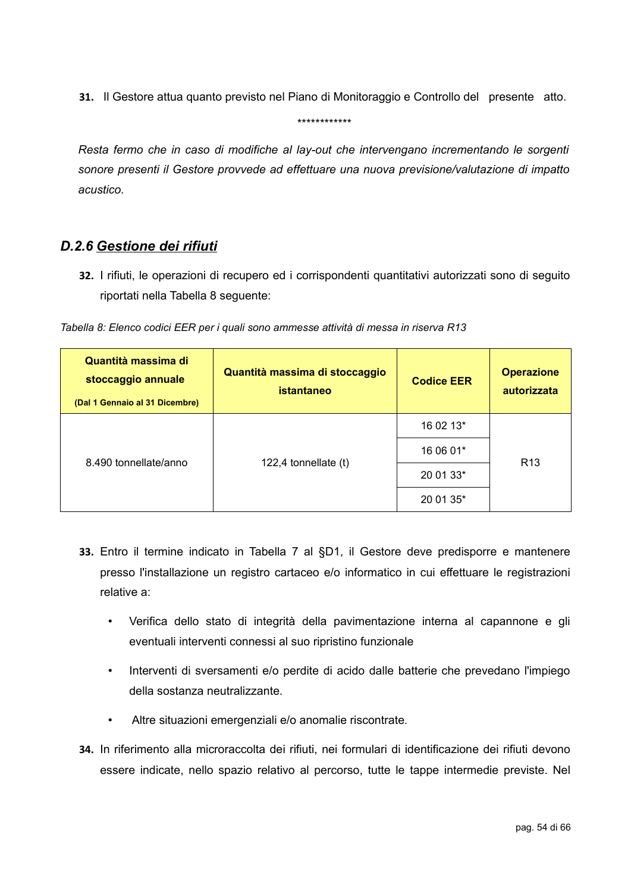31. Il Gestore attua quanto previsto nel Piano di Monitoraggio e Controllo del presente atto.

************

*Resta fermo che in caso di modifiche al lay-out che intervengano incrementando le sorgenti sonore presenti il Gestore provvede ad effettuare una nuova previsione/valutazione di impatto acustico.*

### *D.2.6 Gestione dei rifiuti*

32. I rifiuti, le operazioni di recupero ed i corrispondenti quantitativi autorizzati sono di seguito riportati nella Tabella 8 seguente:

*Tabella 8: Elenco codici EER per i quali sono ammesse attività di messa in riserva R13*

| Quantità massima di stoccaggio annuale (Dal 1 Gennaio al 31 Dicembre) | Quantità massima di stoccaggio istantaneo | Codice EER | Operazione autorizzata |
|---|---|---|---|
| 8.490 tonnellate/anno | 122,4 tonnellate (t) | 16 02 13* | R13 |
| | | 16 06 01* | |
| | | 20 01 33* | |
| | | 20 01 35* | |

33. Entro il termine indicato in Tabella 7 al §D1, il Gestore deve predisporre e mantenere presso l'installazione un registro cartaceo e/o informatico in cui effettuare le registrazioni relative a:

   - Verifica dello stato di integrità della pavimentazione interna al capannone e gli eventuali interventi connessi al suo ripristino funzionale
   - Interventi di sversamenti e/o perdite di acido dalle batterie che prevedano l'impiego della sostanza neutralizzante.
   - Altre situazioni emergenziali e/o anomalie riscontrate.

34. In riferimento alla microraccolta dei rifiuti, nei formulari di identificazione dei rifiuti devono essere indicate, nello spazio relativo al percorso, tutte le tappe intermedie previste. Nel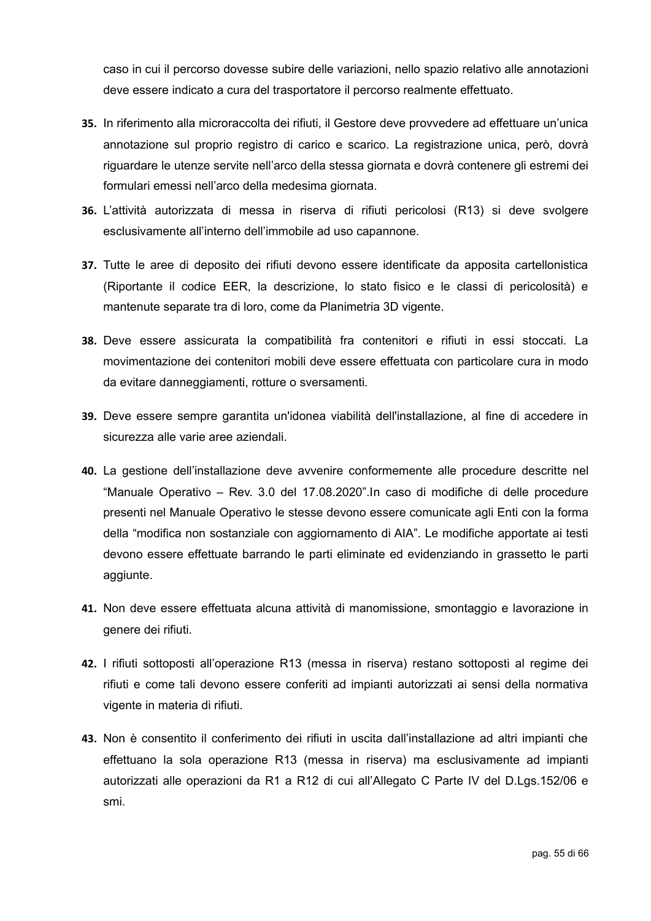caso in cui il percorso dovesse subire delle variazioni, nello spazio relativo alle annotazioni deve essere indicato a cura del trasportatore il percorso realmente effettuato.

35. In riferimento alla microraccolta dei rifiuti, il Gestore deve provvedere ad effettuare un'unica annotazione sul proprio registro di carico e scarico. La registrazione unica, però, dovrà riguardare le utenze servite nell'arco della stessa giornata e dovrà contenere gli estremi dei formulari emessi nell'arco della medesima giornata.

36. L'attività autorizzata di messa in riserva di rifiuti pericolosi (R13) si deve svolgere esclusivamente all'interno dell'immobile ad uso capannone.

37. Tutte le aree di deposito dei rifiuti devono essere identificate da apposita cartellonistica (Riportante il codice EER, la descrizione, lo stato fisico e le classi di pericolosità) e mantenute separate tra di loro, come da Planimetria 3D vigente.

38. Deve essere assicurata la compatibilità fra contenitori e rifiuti in essi stoccati. La movimentazione dei contenitori mobili deve essere effettuata con particolare cura in modo da evitare danneggiamenti, rotture o sversamenti.

39. Deve essere sempre garantita un'idonea viabilità dell'installazione, al fine di accedere in sicurezza alle varie aree aziendali.

40. La gestione dell'installazione deve avvenire conformemente alle procedure descritte nel "Manuale Operativo – Rev. 3.0 del 17.08.2020".In caso di modifiche di delle procedure presenti nel Manuale Operativo le stesse devono essere comunicate agli Enti con la forma della "modifica non sostanziale con aggiornamento di AIA". Le modifiche apportate ai testi devono essere effettuate barrando le parti eliminate ed evidenziando in grassetto le parti aggiunte.

41. Non deve essere effettuata alcuna attività di manomissione, smontaggio e lavorazione in genere dei rifiuti.

42. I rifiuti sottoposti all'operazione R13 (messa in riserva) restano sottoposti al regime dei rifiuti e come tali devono essere conferiti ad impianti autorizzati ai sensi della normativa vigente in materia di rifiuti.

43. Non è consentito il conferimento dei rifiuti in uscita dall'installazione ad altri impianti che effettuano la sola operazione R13 (messa in riserva) ma esclusivamente ad impianti autorizzati alle operazioni da R1 a R12 di cui all'Allegato C Parte IV del D.Lgs.152/06 e smi.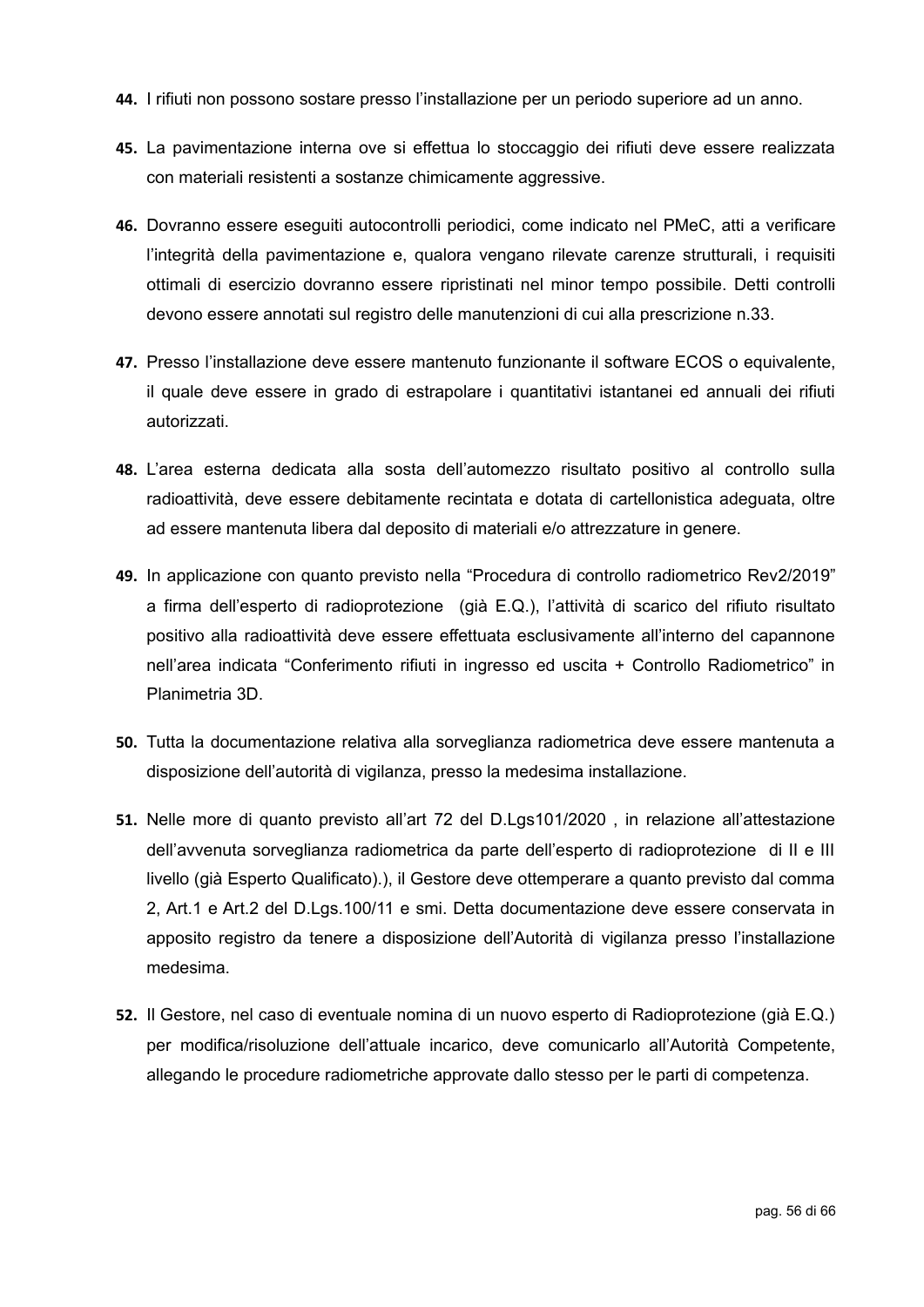44. I rifiuti non possono sostare presso l'installazione per un periodo superiore ad un anno.

45. La pavimentazione interna ove si effettua lo stoccaggio dei rifiuti deve essere realizzata con materiali resistenti a sostanze chimicamente aggressive.

46. Dovranno essere eseguiti autocontrolli periodici, come indicato nel PMeC, atti a verificare l'integrità della pavimentazione e, qualora vengano rilevate carenze strutturali, i requisiti ottimali di esercizio dovranno essere ripristinati nel minor tempo possibile. Detti controlli devono essere annotati sul registro delle manutenzioni di cui alla prescrizione n.33.

47. Presso l'installazione deve essere mantenuto funzionante il software ECOS o equivalente, il quale deve essere in grado di estrapolare i quantitativi istantanei ed annuali dei rifiuti autorizzati.

48. L'area esterna dedicata alla sosta dell'automezzo risultato positivo al controllo sulla radioattività, deve essere debitamente recintata e dotata di cartellonistica adeguata, oltre ad essere mantenuta libera dal deposito di materiali e/o attrezzature in genere.

49. In applicazione con quanto previsto nella "Procedura di controllo radiometrico Rev2/2019" a firma dell'esperto di radioprotezione (già E.Q.), l'attività di scarico del rifiuto risultato positivo alla radioattività deve essere effettuata esclusivamente all'interno del capannone nell'area indicata "Conferimento rifiuti in ingresso ed uscita + Controllo Radiometrico" in Planimetria 3D.

50. Tutta la documentazione relativa alla sorveglianza radiometrica deve essere mantenuta a disposizione dell'autorità di vigilanza, presso la medesima installazione.

51. Nelle more di quanto previsto all'art 72 del D.Lgs101/2020 , in relazione all'attestazione dell'avvenuta sorveglianza radiometrica da parte dell'esperto di radioprotezione di II e III livello (già Esperto Qualificato).), il Gestore deve ottemperare a quanto previsto dal comma 2, Art.1 e Art.2 del D.Lgs.100/11 e smi. Detta documentazione deve essere conservata in apposito registro da tenere a disposizione dell'Autorità di vigilanza presso l'installazione medesima.

52. Il Gestore, nel caso di eventuale nomina di un nuovo esperto di Radioprotezione (già E.Q.) per modifica/risoluzione dell'attuale incarico, deve comunicarlo all'Autorità Competente, allegando le procedure radiometriche approvate dallo stesso per le parti di competenza.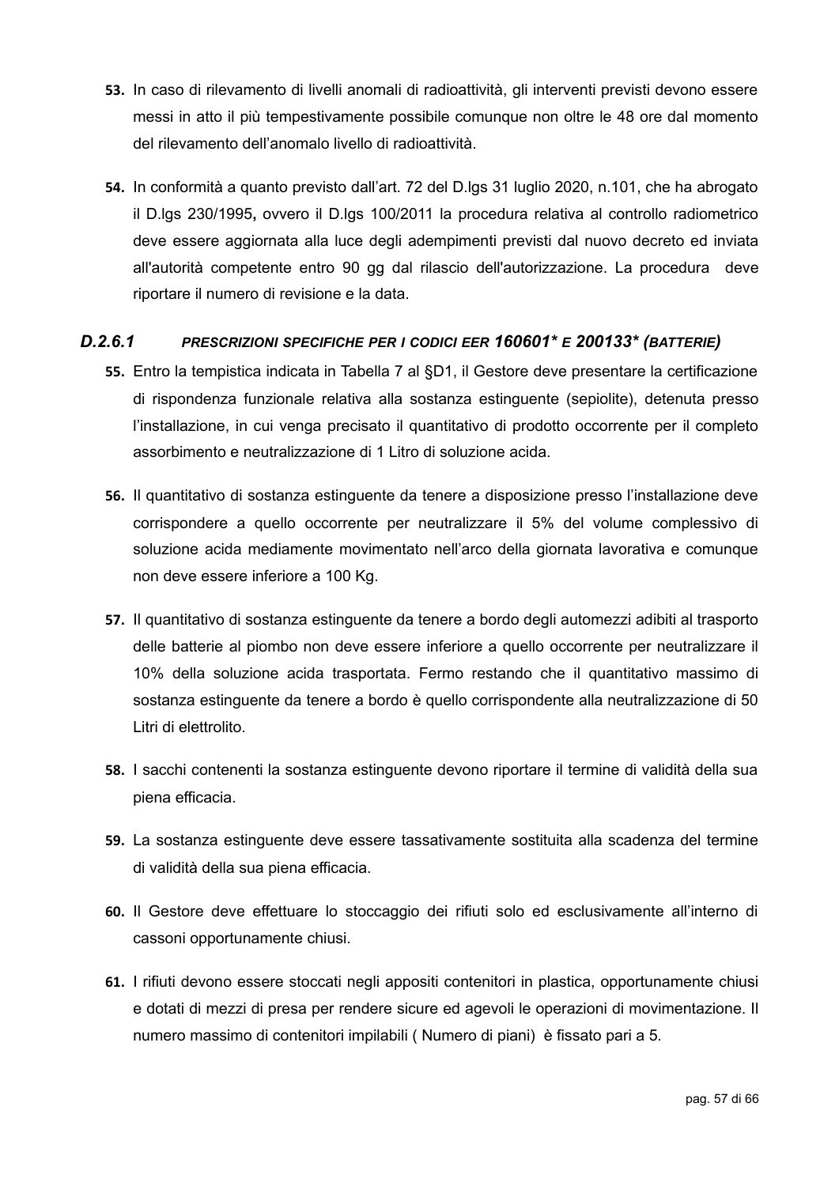53. In caso di rilevamento di livelli anomali di radioattività, gli interventi previsti devono essere messi in atto il più tempestivamente possibile comunque non oltre le 48 ore dal momento del rilevamento dell'anomalo livello di radioattività.

54. In conformità a quanto previsto dall'art. 72 del D.lgs 31 luglio 2020, n.101, che ha abrogato il D.lgs 230/1995**,** ovvero il D.lgs 100/2011 la procedura relativa al controllo radiometrico deve essere aggiornata alla luce degli adempimenti previsti dal nuovo decreto ed inviata all'autorità competente entro 90 gg dal rilascio dell'autorizzazione. La procedura deve riportare il numero di revisione e la data.

### *D.2.6.1 PRESCRIZIONI SPECIFICHE PER I CODICI EER **160601\*** E **200133\*** (BATTERIE)*

55. Entro la tempistica indicata in Tabella 7 al §D1, il Gestore deve presentare la certificazione di rispondenza funzionale relativa alla sostanza estinguente (sepiolite), detenuta presso l'installazione, in cui venga precisato il quantitativo di prodotto occorrente per il completo assorbimento e neutralizzazione di 1 Litro di soluzione acida.

56. Il quantitativo di sostanza estinguente da tenere a disposizione presso l'installazione deve corrispondere a quello occorrente per neutralizzare il 5% del volume complessivo di soluzione acida mediamente movimentato nell'arco della giornata lavorativa e comunque non deve essere inferiore a 100 Kg.

57. Il quantitativo di sostanza estinguente da tenere a bordo degli automezzi adibiti al trasporto delle batterie al piombo non deve essere inferiore a quello occorrente per neutralizzare il 10% della soluzione acida trasportata. Fermo restando che il quantitativo massimo di sostanza estinguente da tenere a bordo è quello corrispondente alla neutralizzazione di 50 Litri di elettrolito.

58. I sacchi contenenti la sostanza estinguente devono riportare il termine di validità della sua piena efficacia.

59. La sostanza estinguente deve essere tassativamente sostituita alla scadenza del termine di validità della sua piena efficacia.

60. Il Gestore deve effettuare lo stoccaggio dei rifiuti solo ed esclusivamente all'interno di cassoni opportunamente chiusi.

61. I rifiuti devono essere stoccati negli appositi contenitori in plastica, opportunamente chiusi e dotati di mezzi di presa per rendere sicure ed agevoli le operazioni di movimentazione. Il numero massimo di contenitori impilabili ( Numero di piani) è fissato pari a 5.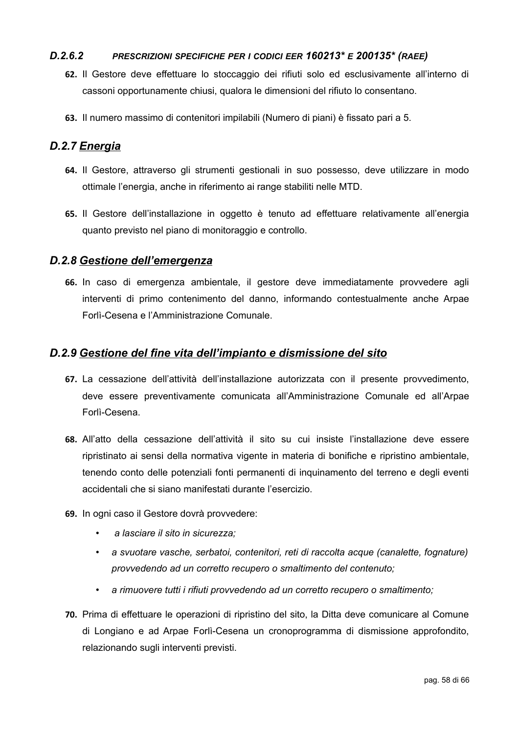#### *D.2.6.2 PRESCRIZIONI SPECIFICHE PER I CODICI EER 160213\* E 200135\* (RAEE)*

**62.** Il Gestore deve effettuare lo stoccaggio dei rifiuti solo ed esclusivamente all'interno di cassoni opportunamente chiusi, qualora le dimensioni del rifiuto lo consentano.

**63.** Il numero massimo di contenitori impilabili (Numero di piani) è fissato pari a 5.

### *D.2.7 Energia*

**64.** Il Gestore, attraverso gli strumenti gestionali in suo possesso, deve utilizzare in modo ottimale l'energia, anche in riferimento ai range stabiliti nelle MTD.

**65.** Il Gestore dell'installazione in oggetto è tenuto ad effettuare relativamente all'energia quanto previsto nel piano di monitoraggio e controllo.

### *D.2.8 Gestione dell'emergenza*

**66.** In caso di emergenza ambientale, il gestore deve immediatamente provvedere agli interventi di primo contenimento del danno, informando contestualmente anche Arpae Forlì-Cesena e l'Amministrazione Comunale.

### *D.2.9 Gestione del fine vita dell'impianto e dismissione del sito*

**67.** La cessazione dell'attività dell'installazione autorizzata con il presente provvedimento, deve essere preventivamente comunicata all'Amministrazione Comunale ed all'Arpae Forlì-Cesena.

**68.** All'atto della cessazione dell'attività il sito su cui insiste l'installazione deve essere ripristinato ai sensi della normativa vigente in materia di bonifiche e ripristino ambientale, tenendo conto delle potenziali fonti permanenti di inquinamento del terreno e degli eventi accidentali che si siano manifestati durante l'esercizio.

**69.** In ogni caso il Gestore dovrà provvedere:

- *a lasciare il sito in sicurezza;*
- *a svuotare vasche, serbatoi, contenitori, reti di raccolta acque (canalette, fognature) provvedendo ad un corretto recupero o smaltimento del contenuto;*
- *a rimuovere tutti i rifiuti provvedendo ad un corretto recupero o smaltimento;*

**70.** Prima di effettuare le operazioni di ripristino del sito, la Ditta deve comunicare al Comune di Longiano e ad Arpae Forlì-Cesena un cronoprogramma di dismissione approfondito, relazionando sugli interventi previsti.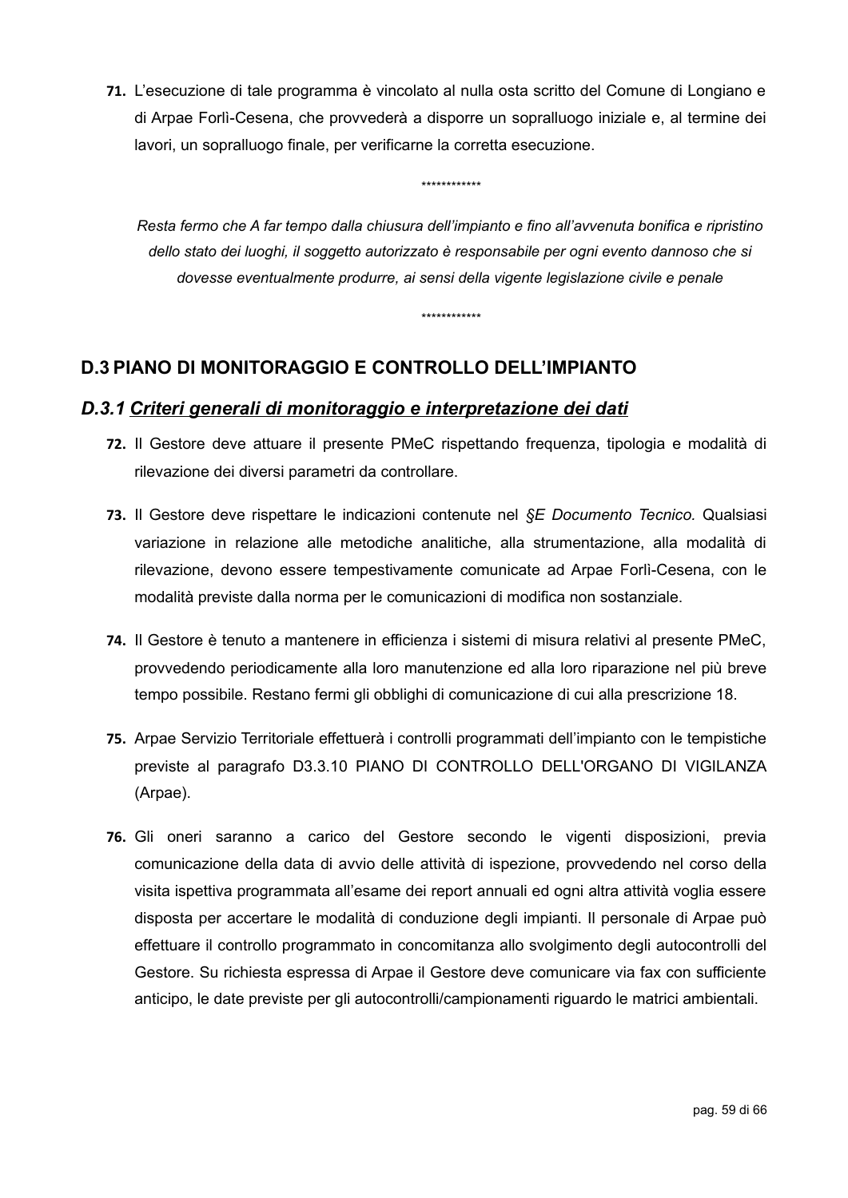71. L'esecuzione di tale programma è vincolato al nulla osta scritto del Comune di Longiano e di Arpae Forlì-Cesena, che provvederà a disporre un sopralluogo iniziale e, al termine dei lavori, un sopralluogo finale, per verificarne la corretta esecuzione.

************

*Resta fermo che A far tempo dalla chiusura dell'impianto e fino all'avvenuta bonifica e ripristino dello stato dei luoghi, il soggetto autorizzato è responsabile per ogni evento dannoso che si dovesse eventualmente produrre, ai sensi della vigente legislazione civile e penale*

************

## D.3 PIANO DI MONITORAGGIO E CONTROLLO DELL'IMPIANTO

### *D.3.1 Criteri generali di monitoraggio e interpretazione dei dati*

72. Il Gestore deve attuare il presente PMeC rispettando frequenza, tipologia e modalità di rilevazione dei diversi parametri da controllare.

73. Il Gestore deve rispettare le indicazioni contenute nel *§E Documento Tecnico.* Qualsiasi variazione in relazione alle metodiche analitiche, alla strumentazione, alla modalità di rilevazione, devono essere tempestivamente comunicate ad Arpae Forlì-Cesena, con le modalità previste dalla norma per le comunicazioni di modifica non sostanziale.

74. Il Gestore è tenuto a mantenere in efficienza i sistemi di misura relativi al presente PMeC, provvedendo periodicamente alla loro manutenzione ed alla loro riparazione nel più breve tempo possibile. Restano fermi gli obblighi di comunicazione di cui alla prescrizione 18.

75. Arpae Servizio Territoriale effettuerà i controlli programmati dell'impianto con le tempistiche previste al paragrafo D3.3.10 PIANO DI CONTROLLO DELL'ORGANO DI VIGILANZA (Arpae).

76. Gli oneri saranno a carico del Gestore secondo le vigenti disposizioni, previa comunicazione della data di avvio delle attività di ispezione, provvedendo nel corso della visita ispettiva programmata all'esame dei report annuali ed ogni altra attività voglia essere disposta per accertare le modalità di conduzione degli impianti. Il personale di Arpae può effettuare il controllo programmato in concomitanza allo svolgimento degli autocontrolli del Gestore. Su richiesta espressa di Arpae il Gestore deve comunicare via fax con sufficiente anticipo, le date previste per gli autocontrolli/campionamenti riguardo le matrici ambientali.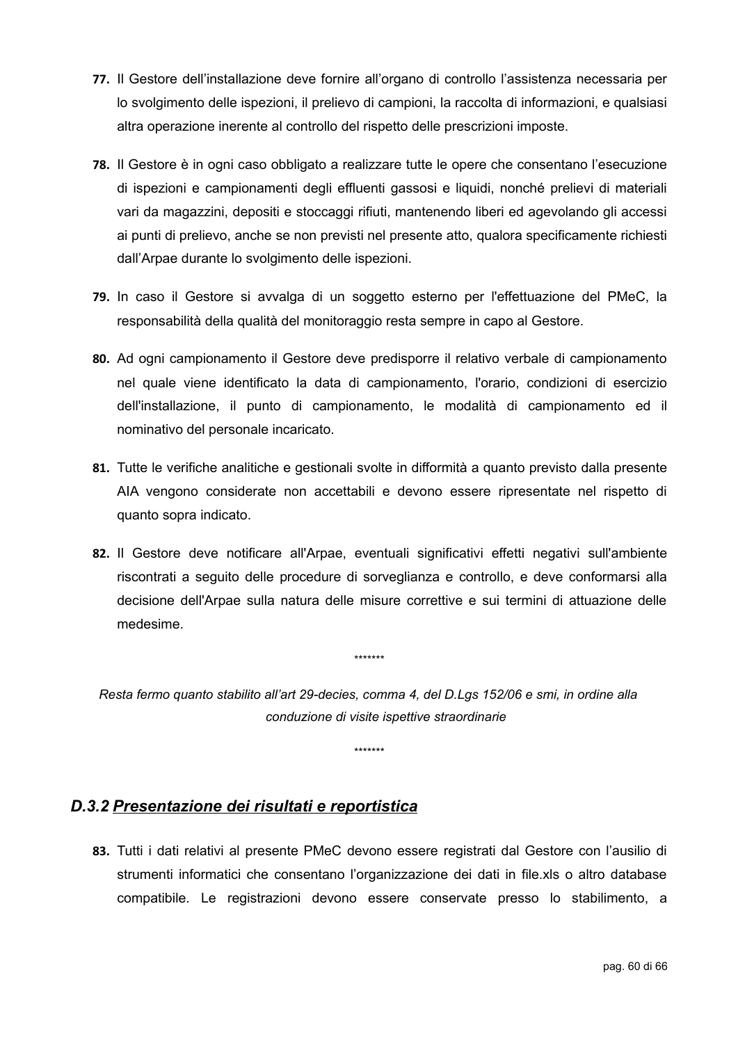77. Il Gestore dell'installazione deve fornire all'organo di controllo l'assistenza necessaria per lo svolgimento delle ispezioni, il prelievo di campioni, la raccolta di informazioni, e qualsiasi altra operazione inerente al controllo del rispetto delle prescrizioni imposte.

78. Il Gestore è in ogni caso obbligato a realizzare tutte le opere che consentano l'esecuzione di ispezioni e campionamenti degli effluenti gassosi e liquidi, nonché prelievi di materiali vari da magazzini, depositi e stoccaggi rifiuti, mantenendo liberi ed agevolando gli accessi ai punti di prelievo, anche se non previsti nel presente atto, qualora specificamente richiesti dall'Arpae durante lo svolgimento delle ispezioni.

79. In caso il Gestore si avvalga di un soggetto esterno per l'effettuazione del PMeC, la responsabilità della qualità del monitoraggio resta sempre in capo al Gestore.

80. Ad ogni campionamento il Gestore deve predisporre il relativo verbale di campionamento nel quale viene identificato la data di campionamento, l'orario, condizioni di esercizio dell'installazione, il punto di campionamento, le modalità di campionamento ed il nominativo del personale incaricato.

81. Tutte le verifiche analitiche e gestionali svolte in difformità a quanto previsto dalla presente AIA vengono considerate non accettabili e devono essere ripresentate nel rispetto di quanto sopra indicato.

82. Il Gestore deve notificare all'Arpae, eventuali significativi effetti negativi sull'ambiente riscontrati a seguito delle procedure di sorveglianza e controllo, e deve conformarsi alla decisione dell'Arpae sulla natura delle misure correttive e sui termini di attuazione delle medesime.

*******

*Resta fermo quanto stabilito all'art 29-decies, comma 4, del D.Lgs 152/06 e smi, in ordine alla conduzione di visite ispettive straordinarie*

*******

### *D.3.2 Presentazione dei risultati e reportistica*

83. Tutti i dati relativi al presente PMeC devono essere registrati dal Gestore con l'ausilio di strumenti informatici che consentano l'organizzazione dei dati in file.xls o altro database compatibile. Le registrazioni devono essere conservate presso lo stabilimento, a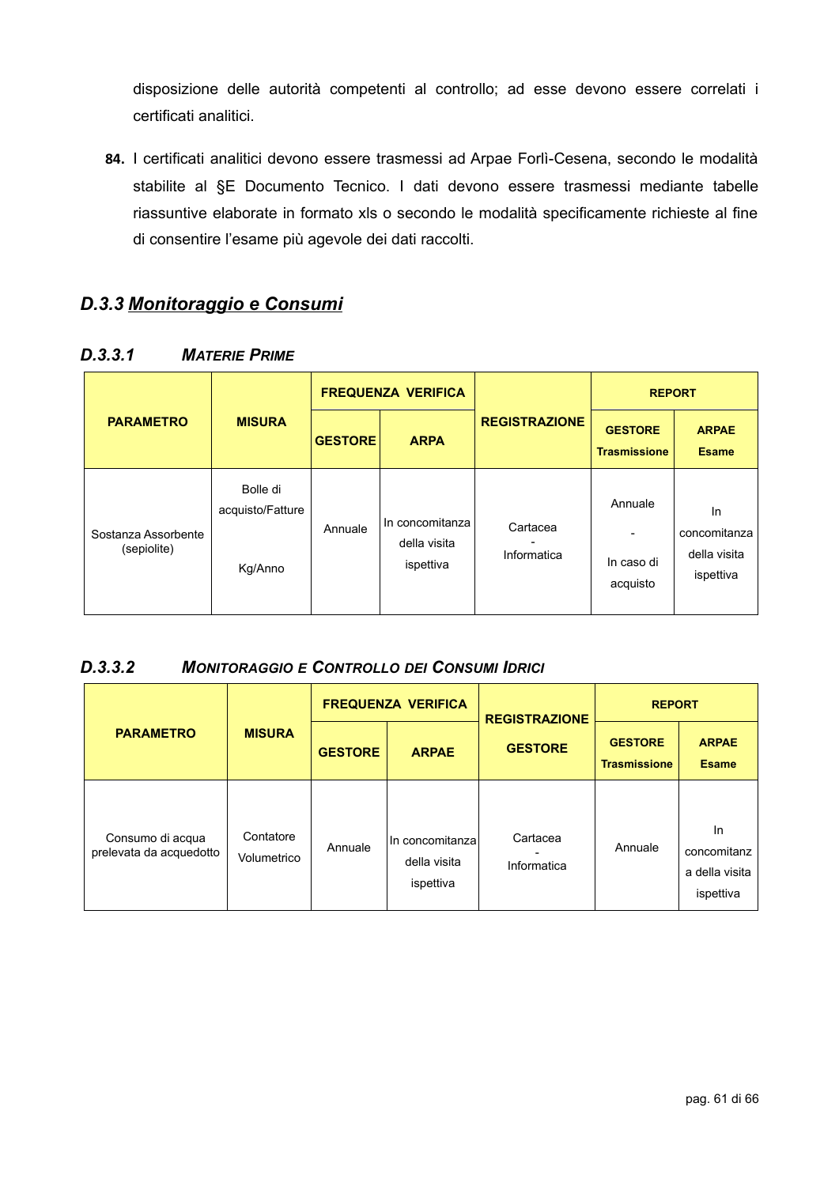disposizione delle autorità competenti al controllo; ad esse devono essere correlati i certificati analitici.

**84.** I certificati analitici devono essere trasmessi ad Arpae Forlì-Cesena, secondo le modalità stabilite al §E Documento Tecnico. I dati devono essere trasmessi mediante tabelle riassuntive elaborate in formato xls o secondo le modalità specificamente richieste al fine di consentire l'esame più agevole dei dati raccolti.

## *D.3.3 <u>Monitoraggio e Consumi</u>*

### *D.3.3.1 Materie Prime*

| PARAMETRO | MISURA | FREQUENZA VERIFICA | | REGISTRAZIONE | REPORT | |
|---|---|---|---|---|---|---|
| | | GESTORE | ARPA | | GESTORE Trasmissione | ARPAE Esame |
| Sostanza Assorbente (sepiolite) | Bolle di acquisto/Fatture<br><br>Kg/Anno | Annuale | In concomitanza della visita ispettiva | Cartacea - Informatica | Annuale<br>-<br>In caso di acquisto | In concomitanza della visita ispettiva |

### *D.3.3.2 Monitoraggio e Controllo dei Consumi Idrici*

| PARAMETRO | MISURA | FREQUENZA VERIFICA | | REGISTRAZIONE GESTORE | REPORT | |
|---|---|---|---|---|---|---|
| | | GESTORE | ARPAE | | GESTORE Trasmissione | ARPAE Esame |
| Consumo di acqua prelevata da acquedotto | Contatore Volumetrico | Annuale | In concomitanza della visita ispettiva | Cartacea - Informatica | Annuale | In concomitanza della visita ispettiva |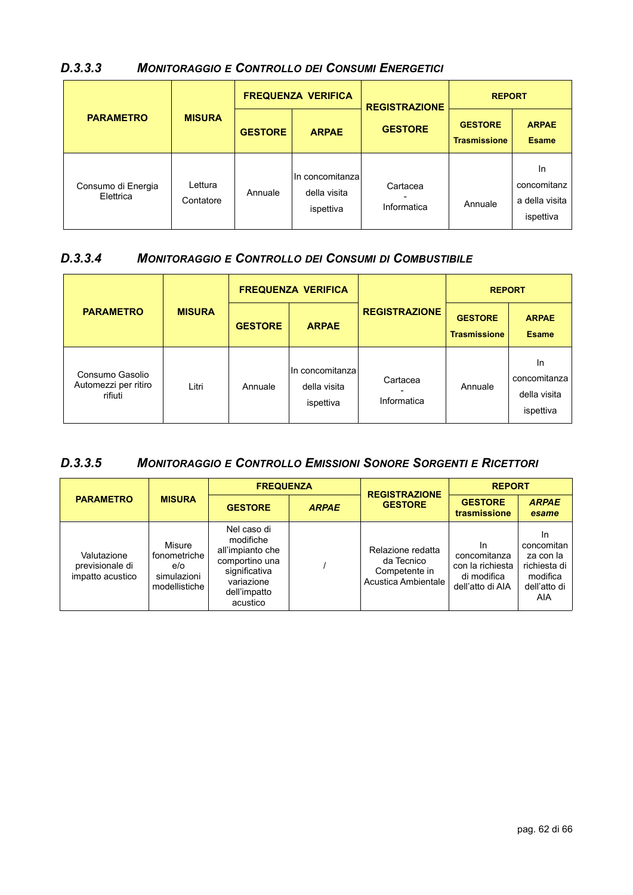### *D.3.3.3 MONITORAGGIO E CONTROLLO DEI CONSUMI ENERGETICI*

| PARAMETRO | MISURA | FREQUENZA VERIFICA | | REGISTRAZIONE | REPORT | |
|---|---|---|---|---|---|---|
| | | GESTORE | ARPAE | GESTORE | GESTORE Trasmissione | ARPAE Esame |
| Consumo di Energia Elettrica | Lettura Contatore | Annuale | In concomitanza della visita ispettiva | Cartacea - Informatica | Annuale | In concomitanza della visita ispettiva |

### *D.3.3.4 MONITORAGGIO E CONTROLLO DEI CONSUMI DI COMBUSTIBILE*

| PARAMETRO | MISURA | FREQUENZA VERIFICA | | REGISTRAZIONE | REPORT | |
|---|---|---|---|---|---|---|
| | | GESTORE | ARPAE | | GESTORE Trasmissione | ARPAE Esame |
| Consumo Gasolio Automezzi per ritiro rifiuti | Litri | Annuale | In concomitanza della visita ispettiva | Cartacea - Informatica | Annuale | In concomitanza della visita ispettiva |

### *D.3.3.5 MONITORAGGIO E CONTROLLO EMISSIONI SONORE SORGENTI E RICETTORI*

| PARAMETRO | MISURA | FREQUENZA | | REGISTRAZIONE GESTORE | REPORT | |
|---|---|---|---|---|---|---|
| | | GESTORE | *ARPAE* | | GESTORE trasmissione | *ARPAE esame* |
| Valutazione previsionale di impatto acustico | Misure fonometriche e/o simulazioni modellistiche | Nel caso di modifiche all'impianto che comportino una significativa variazione dell'impatto acustico | / | Relazione redatta da Tecnico Competente in Acustica Ambientale | In concomitanza con la richiesta di modifica dell'atto di AIA | In concomitanza con la richiesta di modifica dell'atto di AIA |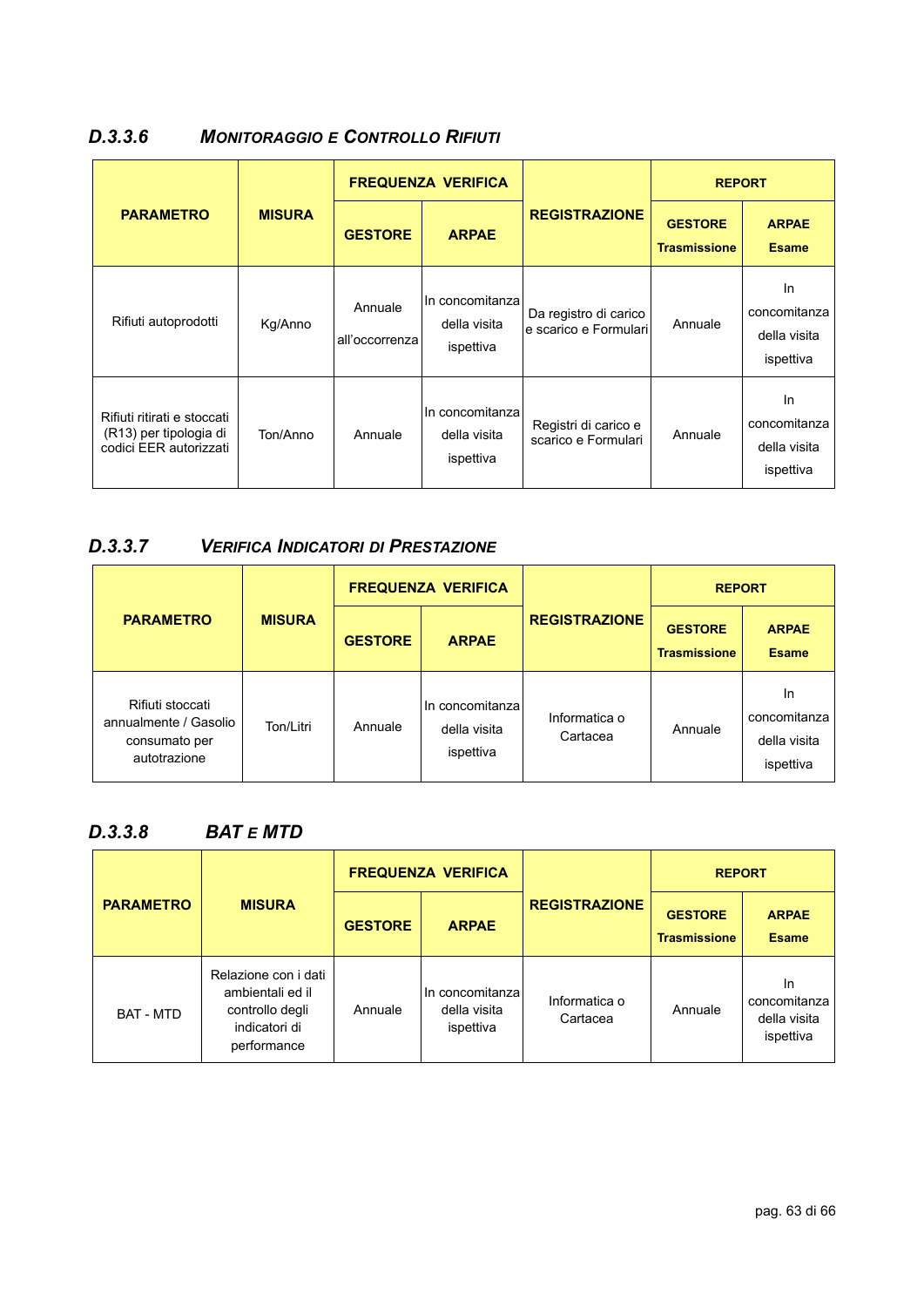### D.3.3.6 MONITORAGGIO E CONTROLLO RIFIUTI

| PARAMETRO | MISURA | FREQUENZA VERIFICA | | REGISTRAZIONE | REPORT | |
|---|---|---|---|---|---|---|
| | | GESTORE | ARPAE | | GESTORE Trasmissione | ARPAE Esame |
| Rifiuti autoprodotti | Kg/Anno | Annuale all'occorrenza | In concomitanza della visita ispettiva | Da registro di carico e scarico e Formulari | Annuale | In concomitanza della visita ispettiva |
| Rifiuti ritirati e stoccati (R13) per tipologia di codici EER autorizzati | Ton/Anno | Annuale | In concomitanza della visita ispettiva | Registri di carico e scarico e Formulari | Annuale | In concomitanza della visita ispettiva |

### D.3.3.7 VERIFICA INDICATORI DI PRESTAZIONE

| PARAMETRO | MISURA | FREQUENZA VERIFICA | | REGISTRAZIONE | REPORT | |
|---|---|---|---|---|---|---|
| | | GESTORE | ARPAE | | GESTORE Trasmissione | ARPAE Esame |
| Rifiuti stoccati annualmente / Gasolio consumato per autotrazione | Ton/Litri | Annuale | In concomitanza della visita ispettiva | Informatica o Cartacea | Annuale | In concomitanza della visita ispettiva |

### D.3.3.8 BAT E MTD

| PARAMETRO | MISURA | FREQUENZA VERIFICA | | REGISTRAZIONE | REPORT | |
|---|---|---|---|---|---|---|
| | | GESTORE | ARPAE | | GESTORE Trasmissione | ARPAE Esame |
| BAT - MTD | Relazione con i dati ambientali ed il controllo degli indicatori di performance | Annuale | In concomitanza della visita ispettiva | Informatica o Cartacea | Annuale | In concomitanza della visita ispettiva |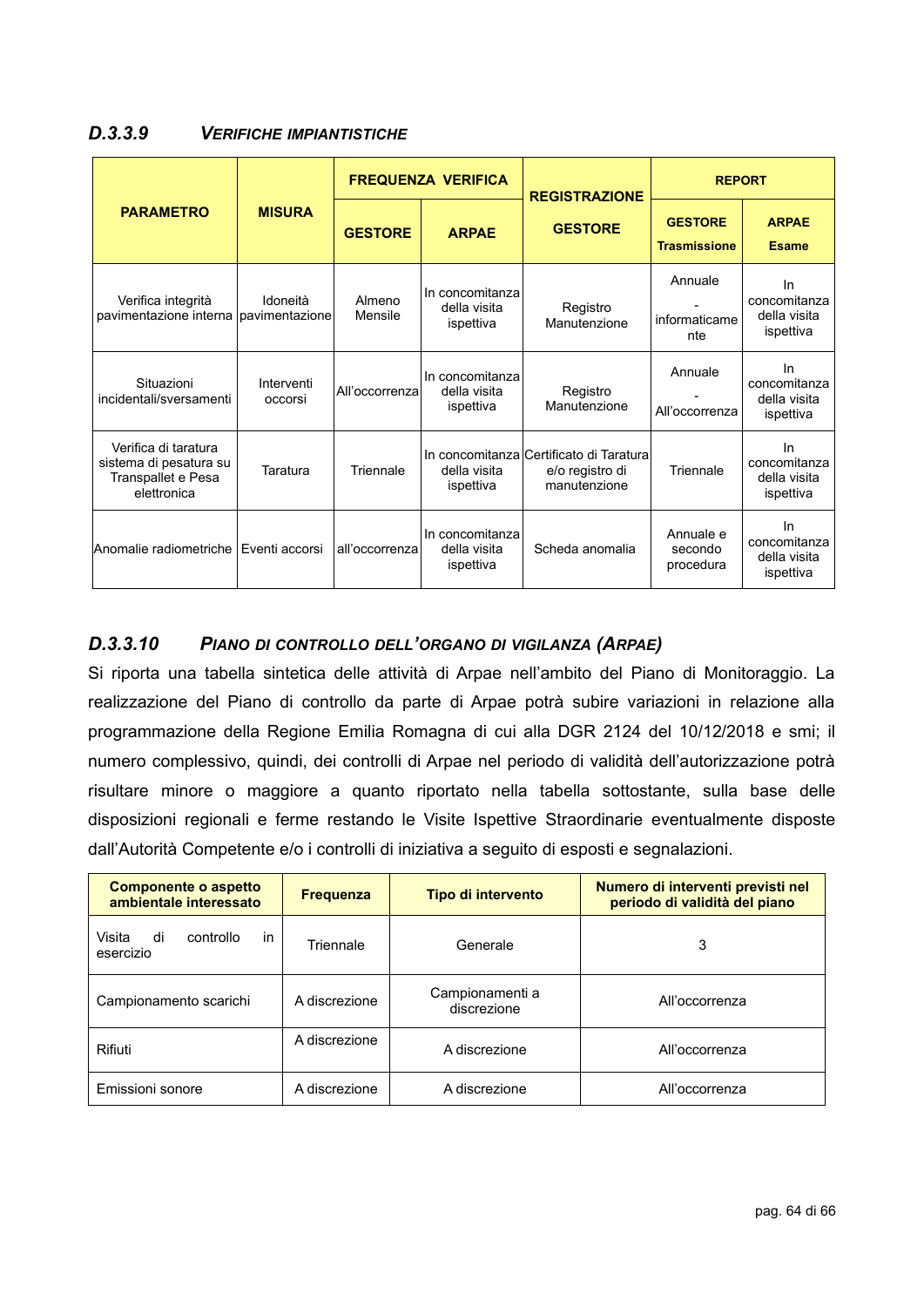### *D.3.3.9 VERIFICHE IMPIANTISTICHE*

| PARAMETRO | MISURA | FREQUENZA VERIFICA | | REGISTRAZIONE | REPORT | |
|---|---|---|---|---|---|---|
| | | GESTORE | ARPAE | GESTORE | GESTORE Trasmissione | ARPAE Esame |
| Verifica integrità pavimentazione interna | Idoneità pavimentazione | Almeno Mensile | In concomitanza della visita ispettiva | Registro Manutenzione | Annuale - informaticamente | In concomitanza della visita ispettiva |
| Situazioni incidentali/sversamenti | Interventi occorsi | All'occorrenza | In concomitanza della visita ispettiva | Registro Manutenzione | Annuale - All'occorrenza | In concomitanza della visita ispettiva |
| Verifica di taratura sistema di pesatura su Transpallet e Pesa elettronica | Taratura | Triennale | In concomitanza della visita ispettiva | Certificato di Taratura e/o registro di manutenzione | Triennale | In concomitanza della visita ispettiva |
| Anomalie radiometriche | Eventi accorsi | all'occorrenza | In concomitanza della visita ispettiva | Scheda anomalia | Annuale e secondo procedura | In concomitanza della visita ispettiva |

### *D.3.3.10 PIANO DI CONTROLLO DELL'ORGANO DI VIGILANZA (ARPAE)*

Si riporta una tabella sintetica delle attività di Arpae nell'ambito del Piano di Monitoraggio. La realizzazione del Piano di controllo da parte di Arpae potrà subire variazioni in relazione alla programmazione della Regione Emilia Romagna di cui alla DGR 2124 del 10/12/2018 e smi; il numero complessivo, quindi, dei controlli di Arpae nel periodo di validità dell'autorizzazione potrà risultare minore o maggiore a quanto riportato nella tabella sottostante, sulla base delle disposizioni regionali e ferme restando le Visite Ispettive Straordinarie eventualmente disposte dall'Autorità Competente e/o i controlli di iniziativa a seguito di esposti e segnalazioni.

| Componente o aspetto ambientale interessato | Frequenza | Tipo di intervento | Numero di interventi previsti nel periodo di validità del piano |
|---|---|---|---|
| Visita di controllo in esercizio | Triennale | Generale | 3 |
| Campionamento scarichi | A discrezione | Campionamenti a discrezione | All'occorrenza |
| Rifiuti | A discrezione | A discrezione | All'occorrenza |
| Emissioni sonore | A discrezione | A discrezione | All'occorrenza |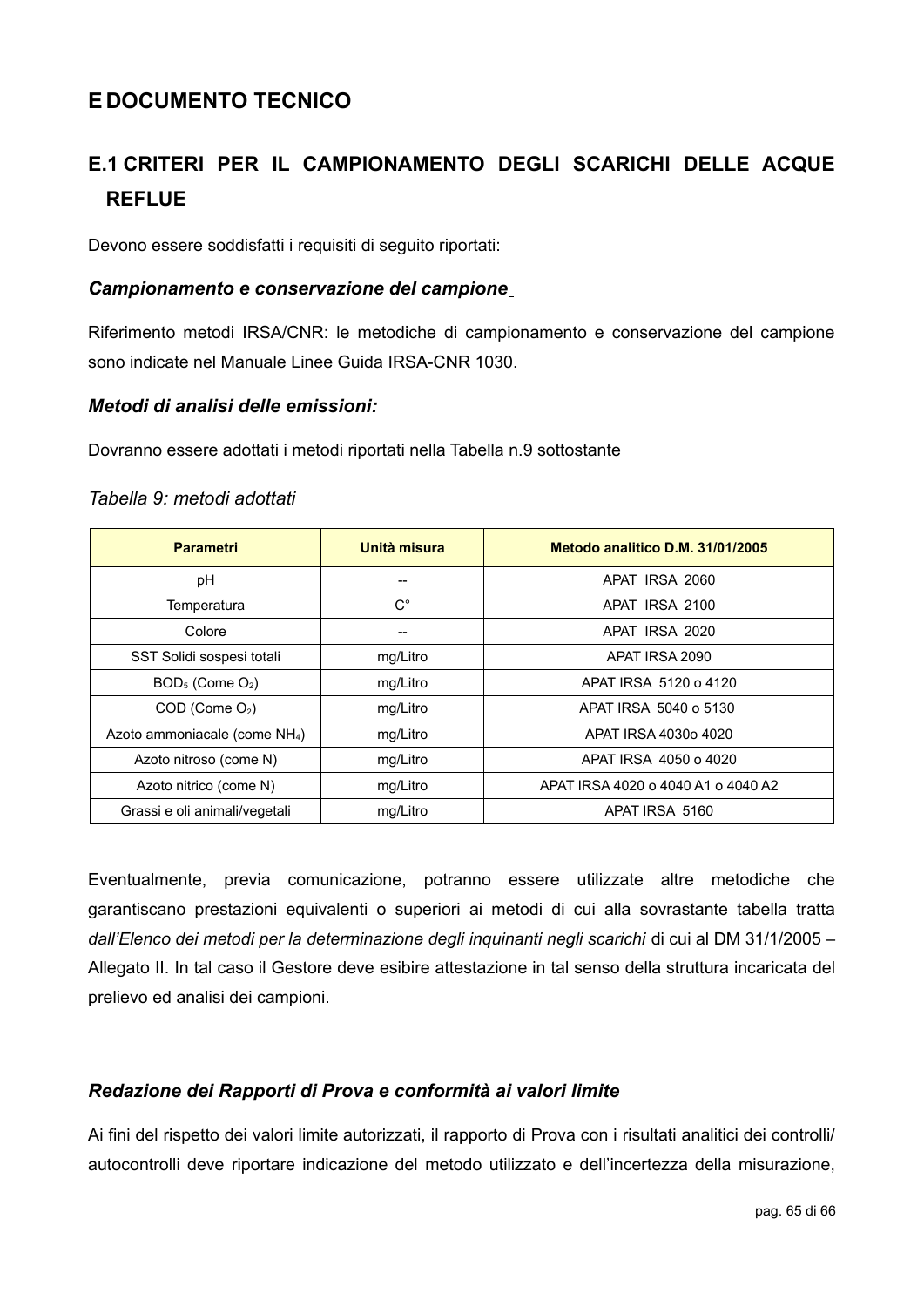# E DOCUMENTO TECNICO

## E.1 CRITERI PER IL CAMPIONAMENTO DEGLI SCARICHI DELLE ACQUE REFLUE

Devono essere soddisfatti i requisiti di seguito riportati:

### *Campionamento e conservazione del campione*

Riferimento metodi IRSA/CNR: le metodiche di campionamento e conservazione del campione sono indicate nel Manuale Linee Guida IRSA-CNR 1030.

### *Metodi di analisi delle emissioni:*

Dovranno essere adottati i metodi riportati nella Tabella n.9 sottostante

*Tabella 9: metodi adottati*

| Parametri | Unità misura | Metodo analitico D.M. 31/01/2005 |
|---|---|---|
| pH | -- | APAT IRSA 2060 |
| Temperatura | C° | APAT IRSA 2100 |
| Colore | -- | APAT IRSA 2020 |
| SST Solidi sospesi totali | mg/Litro | APAT IRSA 2090 |
| $BOD_5$ (Come $O_2$) | mg/Litro | APAT IRSA 5120 o 4120 |
| COD (Come $O_2$) | mg/Litro | APAT IRSA 5040 o 5130 |
| Azoto ammoniacale (come $NH_4$) | mg/Litro | APAT IRSA 4030o 4020 |
| Azoto nitroso (come N) | mg/Litro | APAT IRSA 4050 o 4020 |
| Azoto nitrico (come N) | mg/Litro | APAT IRSA 4020 o 4040 A1 o 4040 A2 |
| Grassi e oli animali/vegetali | mg/Litro | APAT IRSA 5160 |

Eventualmente, previa comunicazione, potranno essere utilizzate altre metodiche che garantiscano prestazioni equivalenti o superiori ai metodi di cui alla sovrastante tabella tratta *dall'Elenco dei metodi per la determinazione degli inquinanti negli scarichi* di cui al DM 31/1/2005 – Allegato II. In tal caso il Gestore deve esibire attestazione in tal senso della struttura incaricata del prelievo ed analisi dei campioni.

### *Redazione dei Rapporti di Prova e conformità ai valori limite*

Ai fini del rispetto dei valori limite autorizzati, il rapporto di Prova con i risultati analitici dei controlli/ autocontrolli deve riportare indicazione del metodo utilizzato e dell'incertezza della misurazione,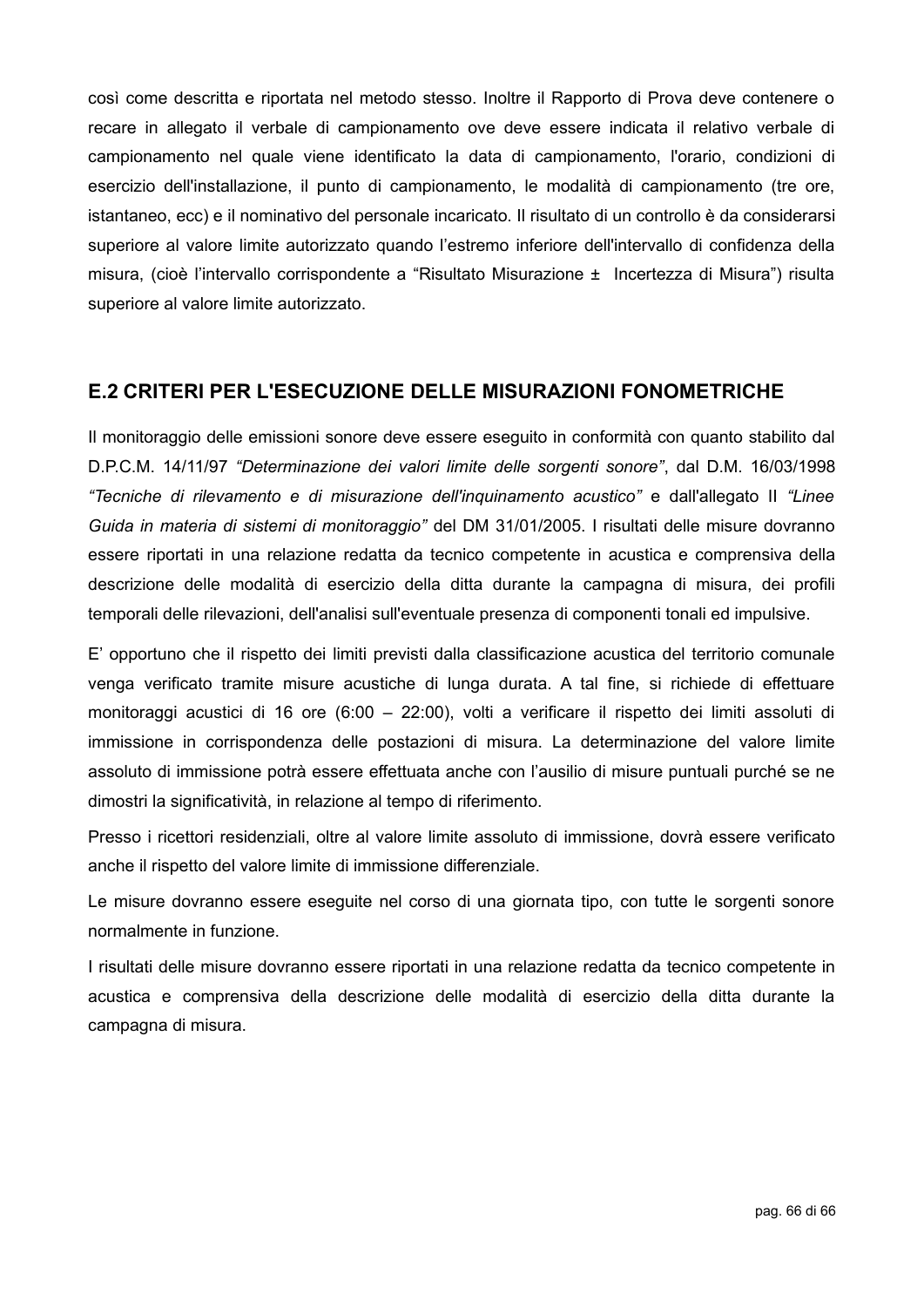così come descritta e riportata nel metodo stesso. Inoltre il Rapporto di Prova deve contenere o recare in allegato il verbale di campionamento ove deve essere indicata il relativo verbale di campionamento nel quale viene identificato la data di campionamento, l'orario, condizioni di esercizio dell'installazione, il punto di campionamento, le modalità di campionamento (tre ore, istantaneo, ecc) e il nominativo del personale incaricato. Il risultato di un controllo è da considerarsi superiore al valore limite autorizzato quando l'estremo inferiore dell'intervallo di confidenza della misura, (cioè l'intervallo corrispondente a "Risultato Misurazione ± Incertezza di Misura") risulta superiore al valore limite autorizzato.

## E.2 CRITERI PER L'ESECUZIONE DELLE MISURAZIONI FONOMETRICHE

Il monitoraggio delle emissioni sonore deve essere eseguito in conformità con quanto stabilito dal D.P.C.M. 14/11/97 *"Determinazione dei valori limite delle sorgenti sonore"*, dal D.M. 16/03/1998 *"Tecniche di rilevamento e di misurazione dell'inquinamento acustico"* e dall'allegato II *"Linee Guida in materia di sistemi di monitoraggio"* del DM 31/01/2005. I risultati delle misure dovranno essere riportati in una relazione redatta da tecnico competente in acustica e comprensiva della descrizione delle modalità di esercizio della ditta durante la campagna di misura, dei profili temporali delle rilevazioni, dell'analisi sull'eventuale presenza di componenti tonali ed impulsive.

E' opportuno che il rispetto dei limiti previsti dalla classificazione acustica del territorio comunale venga verificato tramite misure acustiche di lunga durata. A tal fine, si richiede di effettuare monitoraggi acustici di 16 ore (6:00 – 22:00), volti a verificare il rispetto dei limiti assoluti di immissione in corrispondenza delle postazioni di misura. La determinazione del valore limite assoluto di immissione potrà essere effettuata anche con l'ausilio di misure puntuali purché se ne dimostri la significatività, in relazione al tempo di riferimento.

Presso i ricettori residenziali, oltre al valore limite assoluto di immissione, dovrà essere verificato anche il rispetto del valore limite di immissione differenziale.

Le misure dovranno essere eseguite nel corso di una giornata tipo, con tutte le sorgenti sonore normalmente in funzione.

I risultati delle misure dovranno essere riportati in una relazione redatta da tecnico competente in acustica e comprensiva della descrizione delle modalità di esercizio della ditta durante la campagna di misura.